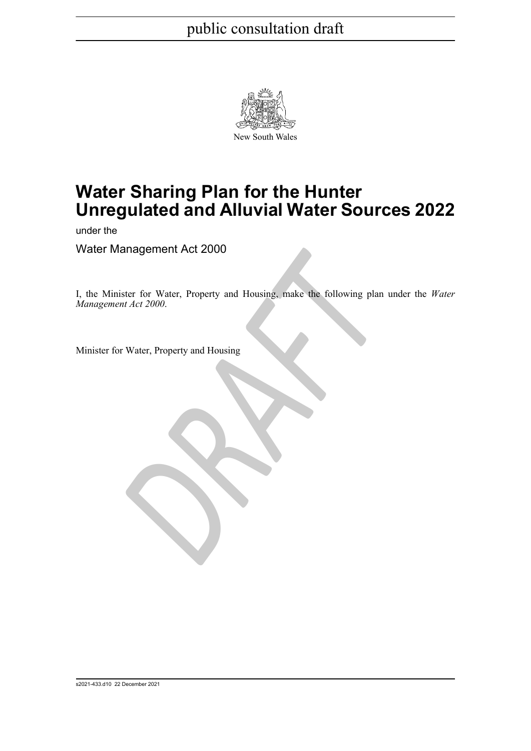public consultation draft

New South Wales

# Water Sharing Plan for the Hunter Unregulated and Alluvial Water Sources 2022

under the

Water Management Act 2000

I, the Minister for Water, Property and Housing, make the following plan under the *Water Management Act 2000*.

Minister for Water, Property and Housing

s2021-433.d10 22 December 2021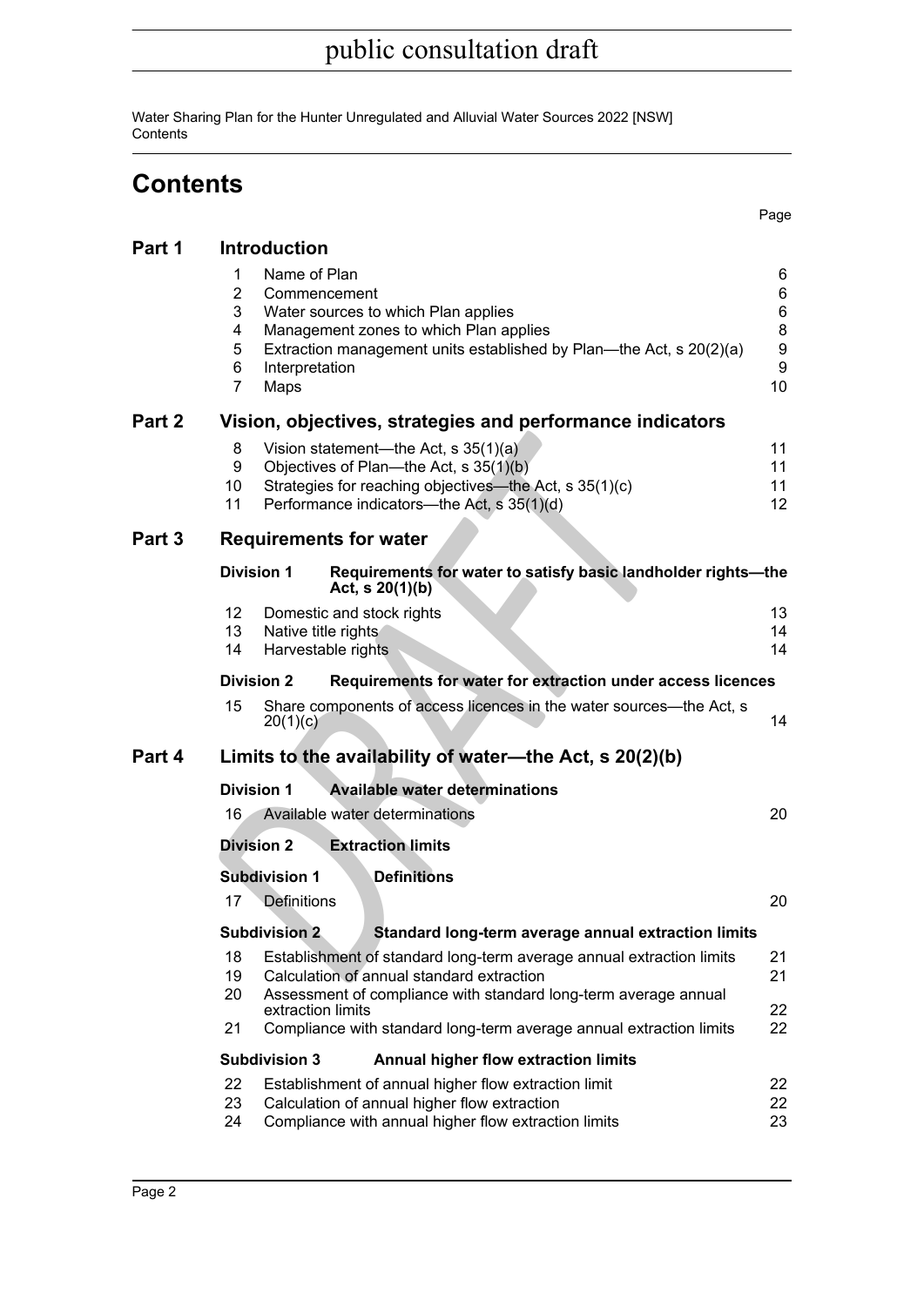# Contents

| | | Page |
|---|---|---|
| **Part 1** | **Introduction** | |
| 1 | Name of Plan | 6 |
| 2 | Commencement | 6 |
| 3 | Water sources to which Plan applies | 6 |
| 4 | Management zones to which Plan applies | 8 |
| 5 | Extraction management units established by Plan—the Act, s 20(2)(a) | 9 |
| 6 | Interpretation | 9 |
| 7 | Maps | 10 |
| **Part 2** | **Vision, objectives, strategies and performance indicators** | |
| 8 | Vision statement—the Act, s 35(1)(a) | 11 |
| 9 | Objectives of Plan—the Act, s 35(1)(b) | 11 |
| 10 | Strategies for reaching objectives—the Act, s 35(1)(c) | 11 |
| 11 | Performance indicators—the Act, s 35(1)(d) | 12 |
| **Part 3** | **Requirements for water** | |
| **Division 1** | **Requirements for water to satisfy basic landholder rights—the Act, s 20(1)(b)** | |
| 12 | Domestic and stock rights | 13 |
| 13 | Native title rights | 14 |
| 14 | Harvestable rights | 14 |
| **Division 2** | **Requirements for water for extraction under access licences** | |
| 15 | Share components of access licences in the water sources—the Act, s 20(1)(c) | 14 |
| **Part 4** | **Limits to the availability of water—the Act, s 20(2)(b)** | |
| **Division 1** | **Available water determinations** | |
| 16 | Available water determinations | 20 |
| **Division 2** | **Extraction limits** | |
| **Subdivision 1** | **Definitions** | |
| 17 | Definitions | 20 |
| **Subdivision 2** | **Standard long-term average annual extraction limits** | |
| 18 | Establishment of standard long-term average annual extraction limits | 21 |
| 19 | Calculation of annual standard extraction | 21 |
| 20 | Assessment of compliance with standard long-term average annual extraction limits | 22 |
| 21 | Compliance with standard long-term average annual extraction limits | 22 |
| **Subdivision 3** | **Annual higher flow extraction limits** | |
| 22 | Establishment of annual higher flow extraction limit | 22 |
| 23 | Calculation of annual higher flow extraction | 22 |
| 24 | Compliance with annual higher flow extraction limits | 23 |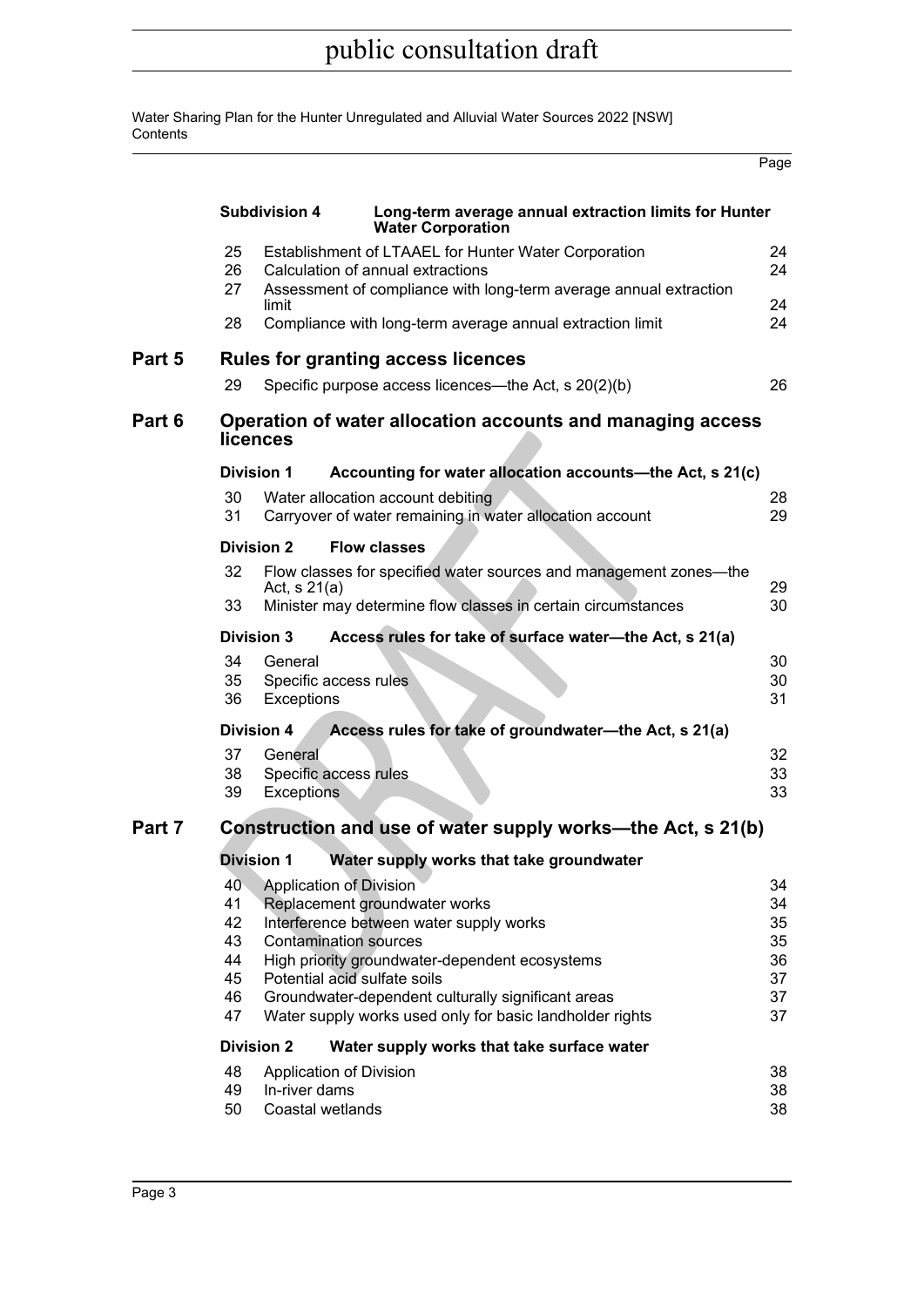| | | | Page |
|---|---|---|---|
| | **Subdivision 4** | **Long-term average annual extraction limits for Hunter Water Corporation** | |
| | 25 | Establishment of LTAAEL for Hunter Water Corporation | 24 |
| | 26 | Calculation of annual extractions | 24 |
| | 27 | Assessment of compliance with long-term average annual extraction limit | 24 |
| | 28 | Compliance with long-term average annual extraction limit | 24 |
| **Part 5** | | **Rules for granting access licences** | |
| | 29 | Specific purpose access licences—the Act, s 20(2)(b) | 26 |
| **Part 6** | | **Operation of water allocation accounts and managing access licences** | |
| | **Division 1** | **Accounting for water allocation accounts—the Act, s 21(c)** | |
| | 30 | Water allocation account debiting | 28 |
| | 31 | Carryover of water remaining in water allocation account | 29 |
| | **Division 2** | **Flow classes** | |
| | 32 | Flow classes for specified water sources and management zones—the Act, s 21(a) | 29 |
| | 33 | Minister may determine flow classes in certain circumstances | 30 |
| | **Division 3** | **Access rules for take of surface water—the Act, s 21(a)** | |
| | 34 | General | 30 |
| | 35 | Specific access rules | 30 |
| | 36 | Exceptions | 31 |
| | **Division 4** | **Access rules for take of groundwater—the Act, s 21(a)** | |
| | 37 | General | 32 |
| | 38 | Specific access rules | 33 |
| | 39 | Exceptions | 33 |
| **Part 7** | | **Construction and use of water supply works—the Act, s 21(b)** | |
| | **Division 1** | **Water supply works that take groundwater** | |
| | 40 | Application of Division | 34 |
| | 41 | Replacement groundwater works | 34 |
| | 42 | Interference between water supply works | 35 |
| | 43 | Contamination sources | 35 |
| | 44 | High priority groundwater-dependent ecosystems | 36 |
| | 45 | Potential acid sulfate soils | 37 |
| | 46 | Groundwater-dependent culturally significant areas | 37 |
| | 47 | Water supply works used only for basic landholder rights | 37 |
| | **Division 2** | **Water supply works that take surface water** | |
| | 48 | Application of Division | 38 |
| | 49 | In-river dams | 38 |
| | 50 | Coastal wetlands | 38 |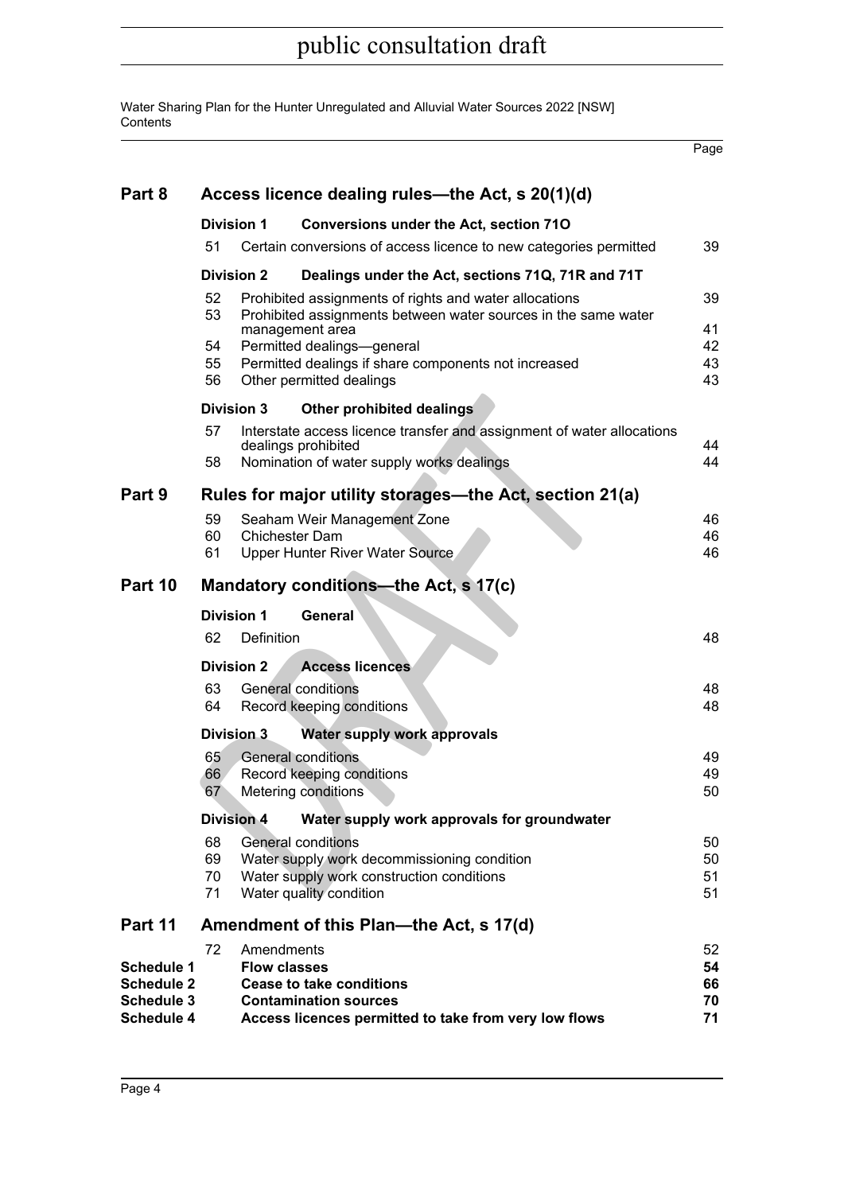| | | | Page |
|---|---|---|---|
| **Part 8** | **Access licence dealing rules—the Act, s 20(1)(d)** | | |
| | **Division 1** | **Conversions under the Act, section 71O** | |
| | 51 | Certain conversions of access licence to new categories permitted | 39 |
| | **Division 2** | **Dealings under the Act, sections 71Q, 71R and 71T** | |
| | 52 | Prohibited assignments of rights and water allocations | 39 |
| | 53 | Prohibited assignments between water sources in the same water management area | 41 |
| | 54 | Permitted dealings—general | 42 |
| | 55 | Permitted dealings if share components not increased | 43 |
| | 56 | Other permitted dealings | 43 |
| | **Division 3** | **Other prohibited dealings** | |
| | 57 | Interstate access licence transfer and assignment of water allocations dealings prohibited | 44 |
| | 58 | Nomination of water supply works dealings | 44 |
| **Part 9** | **Rules for major utility storages—the Act, section 21(a)** | | |
| | 59 | Seaham Weir Management Zone | 46 |
| | 60 | Chichester Dam | 46 |
| | 61 | Upper Hunter River Water Source | 46 |
| **Part 10** | **Mandatory conditions—the Act, s 17(c)** | | |
| | **Division 1** | **General** | |
| | 62 | Definition | 48 |
| | **Division 2** | **Access licences** | |
| | 63 | General conditions | 48 |
| | 64 | Record keeping conditions | 48 |
| | **Division 3** | **Water supply work approvals** | |
| | 65 | General conditions | 49 |
| | 66 | Record keeping conditions | 49 |
| | 67 | Metering conditions | 50 |
| | **Division 4** | **Water supply work approvals for groundwater** | |
| | 68 | General conditions | 50 |
| | 69 | Water supply work decommissioning condition | 50 |
| | 70 | Water supply work construction conditions | 51 |
| | 71 | Water quality condition | 51 |
| **Part 11** | **Amendment of this Plan—the Act, s 17(d)** | | |
| | 72 | Amendments | 52 |
| **Schedule 1** | **Flow classes** | | **54** |
| **Schedule 2** | **Cease to take conditions** | | **66** |
| **Schedule 3** | **Contamination sources** | | **70** |
| **Schedule 4** | **Access licences permitted to take from very low flows** | | **71** |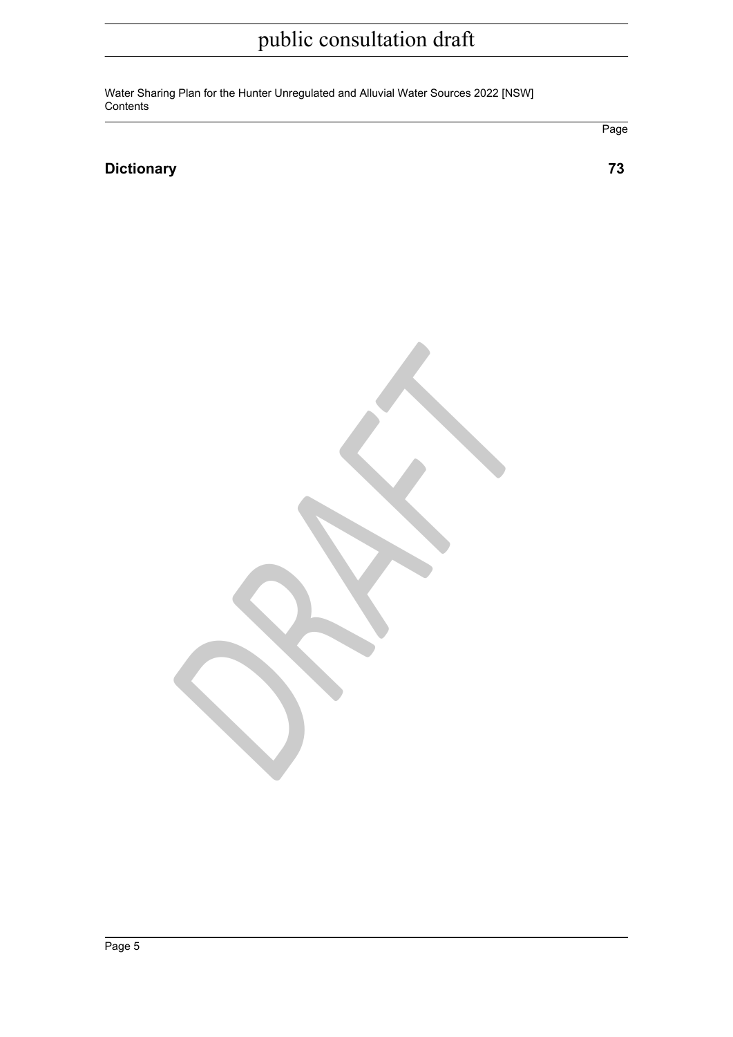| | Page |
|---|---|
| **Dictionary** | **73** |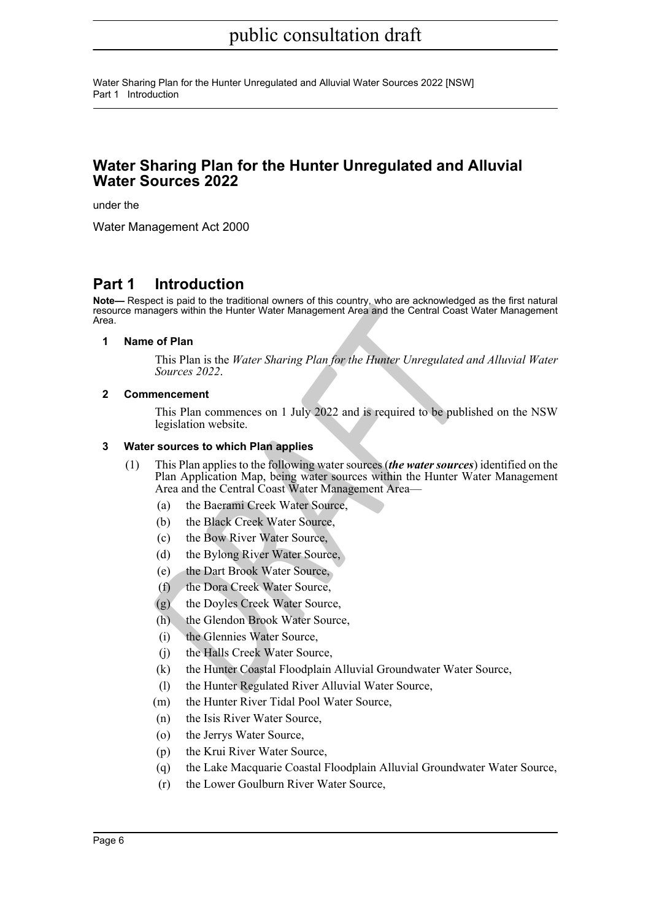# Water Sharing Plan for the Hunter Unregulated and Alluvial Water Sources 2022

under the

Water Management Act 2000

## Part 1 Introduction

**Note—** Respect is paid to the traditional owners of this country, who are acknowledged as the first natural resource managers within the Hunter Water Management Area and the Central Coast Water Management Area.

### 1 Name of Plan

This Plan is the *Water Sharing Plan for the Hunter Unregulated and Alluvial Water Sources 2022*.

### 2 Commencement

This Plan commences on 1 July 2022 and is required to be published on the NSW legislation website.

### 3 Water sources to which Plan applies

(1) This Plan applies to the following water sources (***the water sources***) identified on the Plan Application Map, being water sources within the Hunter Water Management Area and the Central Coast Water Management Area—

(a) the Baerami Creek Water Source,

(b) the Black Creek Water Source,

(c) the Bow River Water Source,

(d) the Bylong River Water Source,

(e) the Dart Brook Water Source,

(f) the Dora Creek Water Source,

(g) the Doyles Creek Water Source,

(h) the Glendon Brook Water Source,

(i) the Glennies Water Source,

(j) the Halls Creek Water Source,

(k) the Hunter Coastal Floodplain Alluvial Groundwater Water Source,

(l) the Hunter Regulated River Alluvial Water Source,

(m) the Hunter River Tidal Pool Water Source,

(n) the Isis River Water Source,

(o) the Jerrys Water Source,

(p) the Krui River Water Source,

(q) the Lake Macquarie Coastal Floodplain Alluvial Groundwater Water Source,

(r) the Lower Goulburn River Water Source,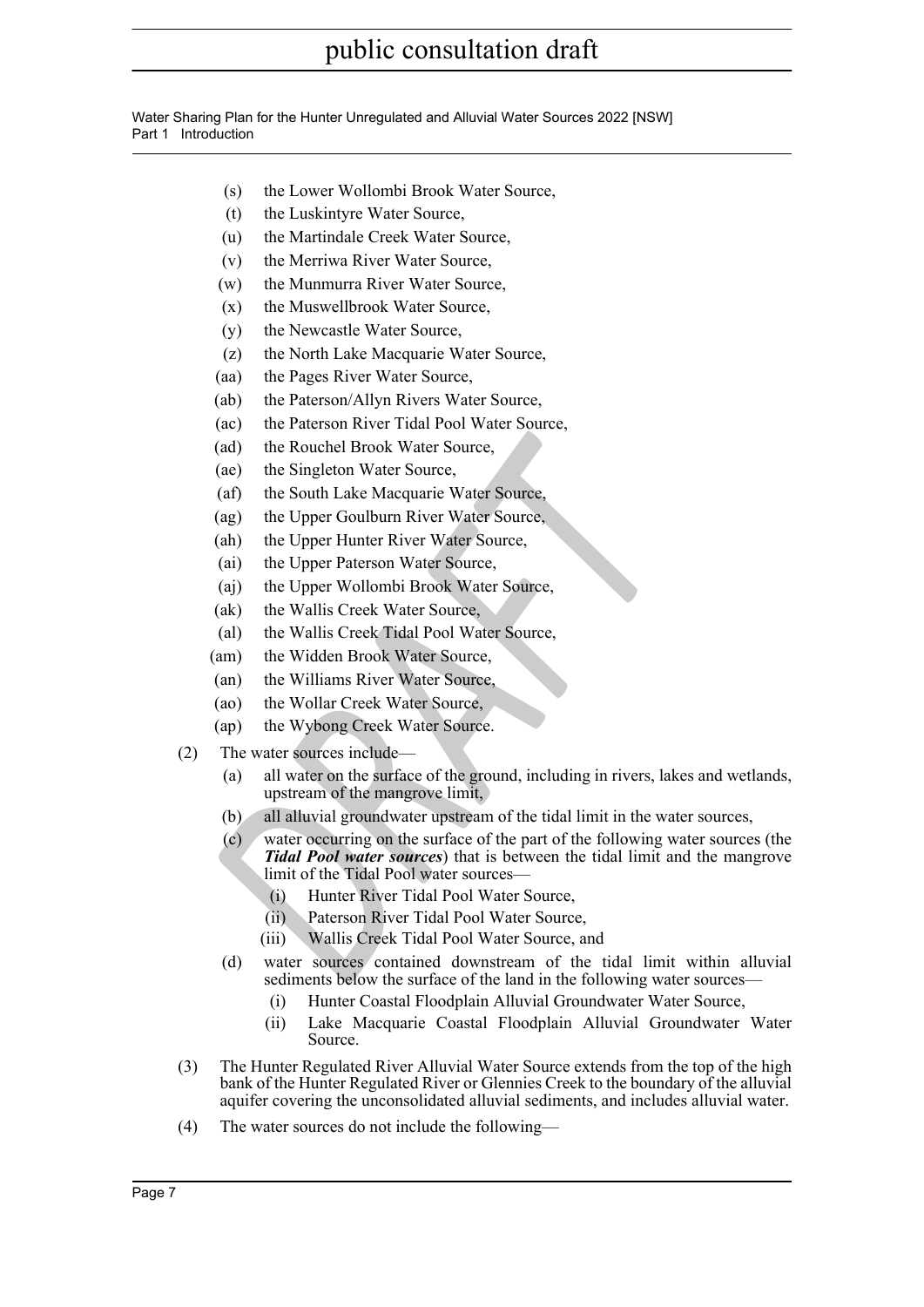- (s) the Lower Wollombi Brook Water Source,
- (t) the Luskintyre Water Source,
- (u) the Martindale Creek Water Source,
- (v) the Merriwa River Water Source,
- (w) the Munmurra River Water Source,
- (x) the Muswellbrook Water Source,
- (y) the Newcastle Water Source,
- (z) the North Lake Macquarie Water Source,
- (aa) the Pages River Water Source,
- (ab) the Paterson/Allyn Rivers Water Source,
- (ac) the Paterson River Tidal Pool Water Source,
- (ad) the Rouchel Brook Water Source,
- (ae) the Singleton Water Source,
- (af) the South Lake Macquarie Water Source,
- (ag) the Upper Goulburn River Water Source,
- (ah) the Upper Hunter River Water Source,
- (ai) the Upper Paterson Water Source,
- (aj) the Upper Wollombi Brook Water Source,
- (ak) the Wallis Creek Water Source,
- (al) the Wallis Creek Tidal Pool Water Source,
- (am) the Widden Brook Water Source,
- (an) the Williams River Water Source,
- (ao) the Wollar Creek Water Source,
- (ap) the Wybong Creek Water Source.

(2) The water sources include—

- (a) all water on the surface of the ground, including in rivers, lakes and wetlands, upstream of the mangrove limit,
- (b) all alluvial groundwater upstream of the tidal limit in the water sources,
- (c) water occurring on the surface of the part of the following water sources (the ***Tidal Pool water sources***) that is between the tidal limit and the mangrove limit of the Tidal Pool water sources—
  - (i) Hunter River Tidal Pool Water Source,
  - (ii) Paterson River Tidal Pool Water Source,
  - (iii) Wallis Creek Tidal Pool Water Source, and
- (d) water sources contained downstream of the tidal limit within alluvial sediments below the surface of the land in the following water sources—
  - (i) Hunter Coastal Floodplain Alluvial Groundwater Water Source,
  - (ii) Lake Macquarie Coastal Floodplain Alluvial Groundwater Water Source.

(3) The Hunter Regulated River Alluvial Water Source extends from the top of the high bank of the Hunter Regulated River or Glennies Creek to the boundary of the alluvial aquifer covering the unconsolidated alluvial sediments, and includes alluvial water.

(4) The water sources do not include the following—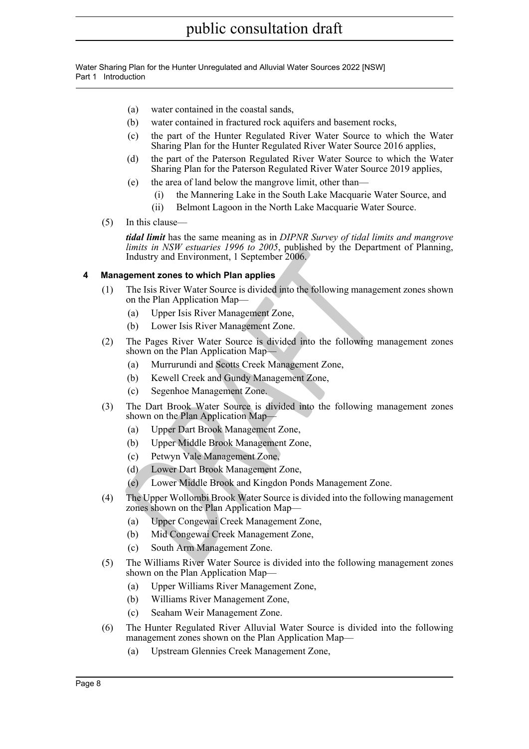(a) water contained in the coastal sands,

(b) water contained in fractured rock aquifers and basement rocks,

(c) the part of the Hunter Regulated River Water Source to which the Water Sharing Plan for the Hunter Regulated River Water Source 2016 applies,

(d) the part of the Paterson Regulated River Water Source to which the Water Sharing Plan for the Paterson Regulated River Water Source 2019 applies,

(e) the area of land below the mangrove limit, other than—

(i) the Mannering Lake in the South Lake Macquarie Water Source, and

(ii) Belmont Lagoon in the North Lake Macquarie Water Source.

(5) In this clause—

***tidal limit*** has the same meaning as in *DIPNR Survey of tidal limits and mangrove limits in NSW estuaries 1996 to 2005*, published by the Department of Planning, Industry and Environment, 1 September 2006.

### 4 Management zones to which Plan applies

(1) The Isis River Water Source is divided into the following management zones shown on the Plan Application Map—

(a) Upper Isis River Management Zone,

(b) Lower Isis River Management Zone.

(2) The Pages River Water Source is divided into the following management zones shown on the Plan Application Map—

(a) Murrurundi and Scotts Creek Management Zone,

(b) Kewell Creek and Gundy Management Zone,

(c) Segenhoe Management Zone.

(3) The Dart Brook Water Source is divided into the following management zones shown on the Plan Application Map—

(a) Upper Dart Brook Management Zone,

(b) Upper Middle Brook Management Zone,

(c) Petwyn Vale Management Zone,

(d) Lower Dart Brook Management Zone,

(e) Lower Middle Brook and Kingdon Ponds Management Zone.

(4) The Upper Wollombi Brook Water Source is divided into the following management zones shown on the Plan Application Map—

(a) Upper Congewai Creek Management Zone,

(b) Mid Congewai Creek Management Zone,

(c) South Arm Management Zone.

(5) The Williams River Water Source is divided into the following management zones shown on the Plan Application Map—

(a) Upper Williams River Management Zone,

(b) Williams River Management Zone,

(c) Seaham Weir Management Zone.

(6) The Hunter Regulated River Alluvial Water Source is divided into the following management zones shown on the Plan Application Map—

(a) Upstream Glennies Creek Management Zone,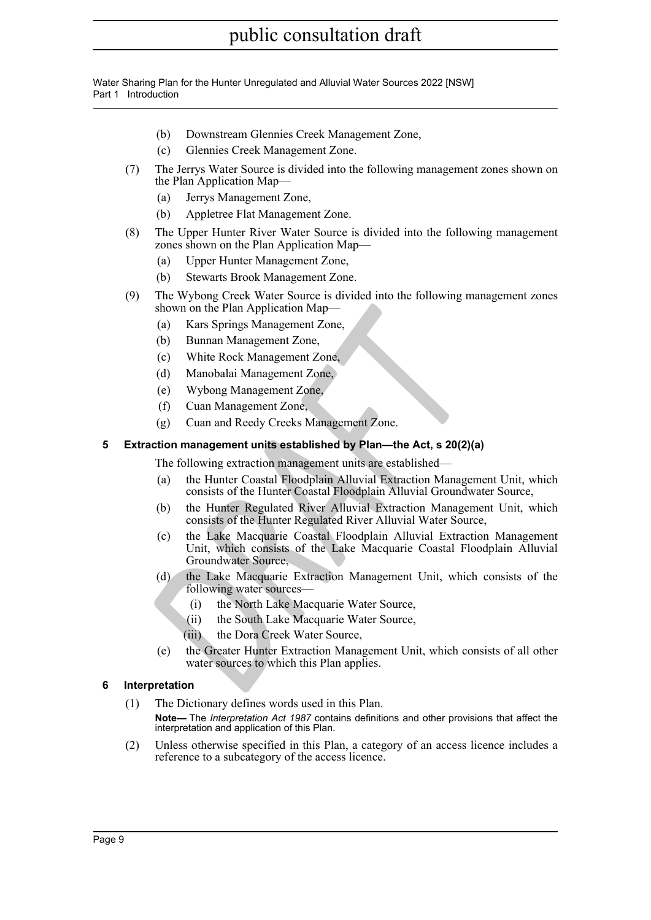(b) Downstream Glennies Creek Management Zone,

(c) Glennies Creek Management Zone.

(7) The Jerrys Water Source is divided into the following management zones shown on the Plan Application Map—

(a) Jerrys Management Zone,

(b) Appletree Flat Management Zone.

(8) The Upper Hunter River Water Source is divided into the following management zones shown on the Plan Application Map—

(a) Upper Hunter Management Zone,

(b) Stewarts Brook Management Zone.

(9) The Wybong Creek Water Source is divided into the following management zones shown on the Plan Application Map—

(a) Kars Springs Management Zone,

(b) Bunnan Management Zone,

(c) White Rock Management Zone,

(d) Manobalai Management Zone,

(e) Wybong Management Zone,

(f) Cuan Management Zone,

(g) Cuan and Reedy Creeks Management Zone.

### 5 Extraction management units established by Plan—the Act, s 20(2)(a)

The following extraction management units are established—

(a) the Hunter Coastal Floodplain Alluvial Extraction Management Unit, which consists of the Hunter Coastal Floodplain Alluvial Groundwater Source,

(b) the Hunter Regulated River Alluvial Extraction Management Unit, which consists of the Hunter Regulated River Alluvial Water Source,

(c) the Lake Macquarie Coastal Floodplain Alluvial Extraction Management Unit, which consists of the Lake Macquarie Coastal Floodplain Alluvial Groundwater Source,

(d) the Lake Macquarie Extraction Management Unit, which consists of the following water sources—

(i) the North Lake Macquarie Water Source,

(ii) the South Lake Macquarie Water Source,

(iii) the Dora Creek Water Source,

(e) the Greater Hunter Extraction Management Unit, which consists of all other water sources to which this Plan applies.

### 6 Interpretation

(1) The Dictionary defines words used in this Plan.

**Note—** The *Interpretation Act 1987* contains definitions and other provisions that affect the interpretation and application of this Plan.

(2) Unless otherwise specified in this Plan, a category of an access licence includes a reference to a subcategory of the access licence.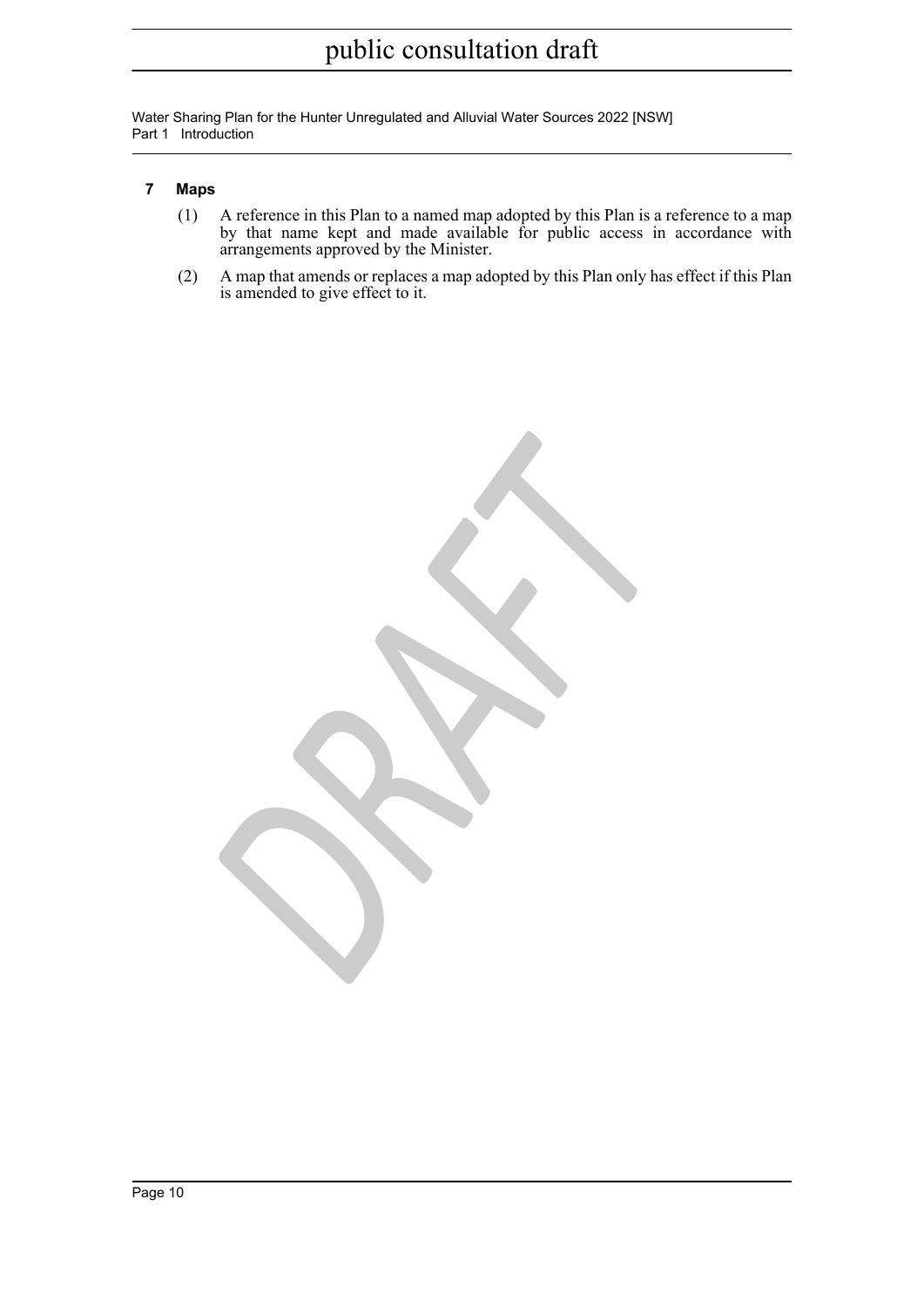### 7 Maps

(1) A reference in this Plan to a named map adopted by this Plan is a reference to a map by that name kept and made available for public access in accordance with arrangements approved by the Minister.

(2) A map that amends or replaces a map adopted by this Plan only has effect if this Plan is amended to give effect to it.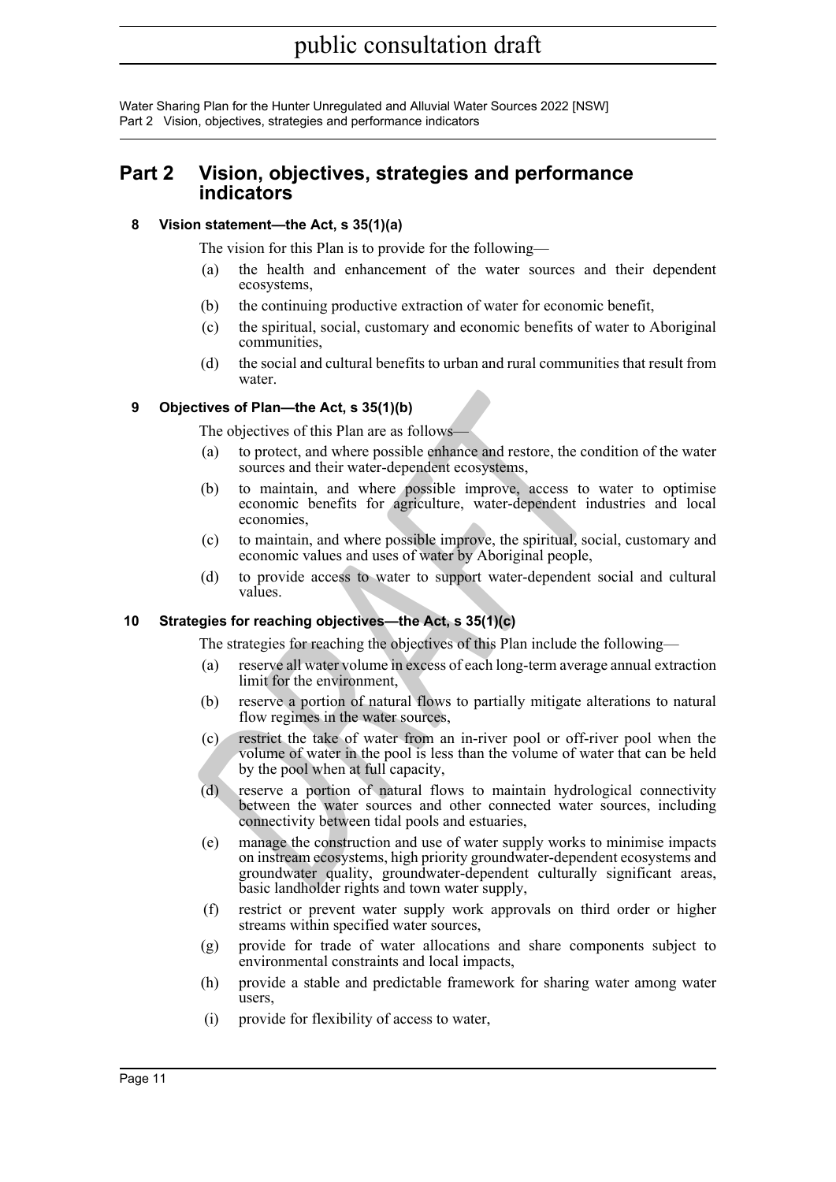## Part 2 Vision, objectives, strategies and performance indicators

### 8 Vision statement—the Act, s 35(1)(a)

The vision for this Plan is to provide for the following—

(a) the health and enhancement of the water sources and their dependent ecosystems,

(b) the continuing productive extraction of water for economic benefit,

(c) the spiritual, social, customary and economic benefits of water to Aboriginal communities,

(d) the social and cultural benefits to urban and rural communities that result from water.

### 9 Objectives of Plan—the Act, s 35(1)(b)

The objectives of this Plan are as follows—

(a) to protect, and where possible enhance and restore, the condition of the water sources and their water-dependent ecosystems,

(b) to maintain, and where possible improve, access to water to optimise economic benefits for agriculture, water-dependent industries and local economies,

(c) to maintain, and where possible improve, the spiritual, social, customary and economic values and uses of water by Aboriginal people,

(d) to provide access to water to support water-dependent social and cultural values.

### 10 Strategies for reaching objectives—the Act, s 35(1)(c)

The strategies for reaching the objectives of this Plan include the following—

(a) reserve all water volume in excess of each long-term average annual extraction limit for the environment,

(b) reserve a portion of natural flows to partially mitigate alterations to natural flow regimes in the water sources,

(c) restrict the take of water from an in-river pool or off-river pool when the volume of water in the pool is less than the volume of water that can be held by the pool when at full capacity,

(d) reserve a portion of natural flows to maintain hydrological connectivity between the water sources and other connected water sources, including connectivity between tidal pools and estuaries,

(e) manage the construction and use of water supply works to minimise impacts on instream ecosystems, high priority groundwater-dependent ecosystems and groundwater quality, groundwater-dependent culturally significant areas, basic landholder rights and town water supply,

(f) restrict or prevent water supply work approvals on third order or higher streams within specified water sources,

(g) provide for trade of water allocations and share components subject to environmental constraints and local impacts,

(h) provide a stable and predictable framework for sharing water among water users,

(i) provide for flexibility of access to water,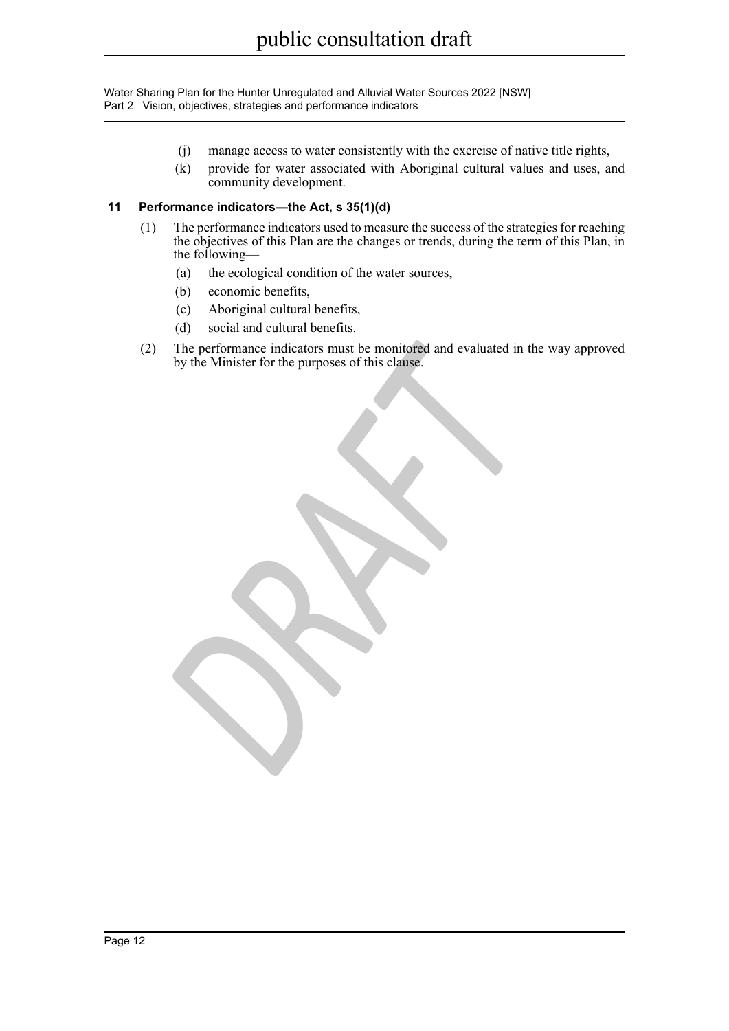(j) manage access to water consistently with the exercise of native title rights,

(k) provide for water associated with Aboriginal cultural values and uses, and community development.

### 11 Performance indicators—the Act, s 35(1)(d)

(1) The performance indicators used to measure the success of the strategies for reaching the objectives of this Plan are the changes or trends, during the term of this Plan, in the following—

(a) the ecological condition of the water sources,

(b) economic benefits,

(c) Aboriginal cultural benefits,

(d) social and cultural benefits.

(2) The performance indicators must be monitored and evaluated in the way approved by the Minister for the purposes of this clause.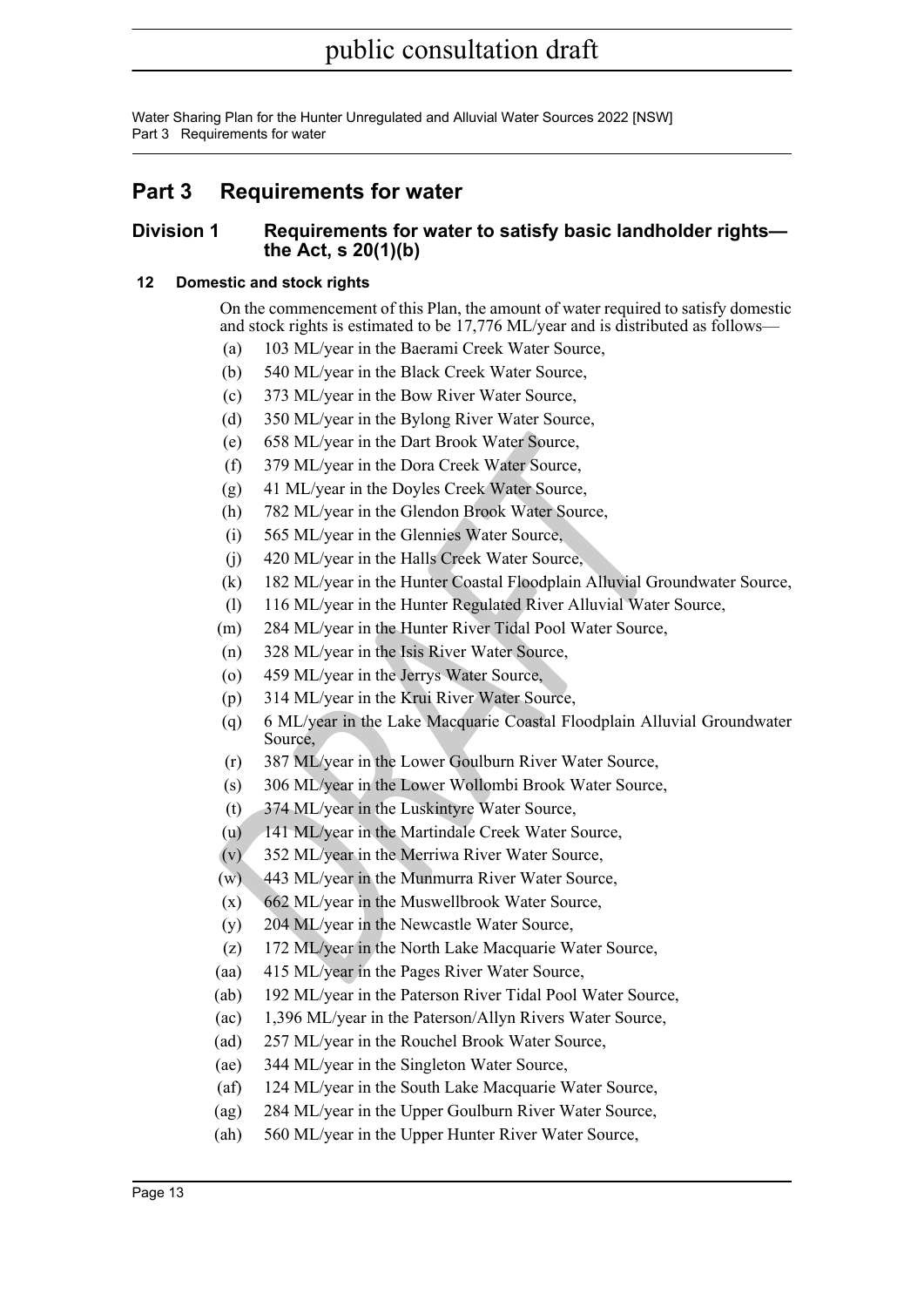# Part 3 Requirements for water

## Division 1 Requirements for water to satisfy basic landholder rights—the Act, s 20(1)(b)

### 12 Domestic and stock rights

On the commencement of this Plan, the amount of water required to satisfy domestic and stock rights is estimated to be 17,776 ML/year and is distributed as follows—

(a) 103 ML/year in the Baerami Creek Water Source,

(b) 540 ML/year in the Black Creek Water Source,

(c) 373 ML/year in the Bow River Water Source,

(d) 350 ML/year in the Bylong River Water Source,

(e) 658 ML/year in the Dart Brook Water Source,

(f) 379 ML/year in the Dora Creek Water Source,

(g) 41 ML/year in the Doyles Creek Water Source,

(h) 782 ML/year in the Glendon Brook Water Source,

(i) 565 ML/year in the Glennies Water Source,

(j) 420 ML/year in the Halls Creek Water Source,

(k) 182 ML/year in the Hunter Coastal Floodplain Alluvial Groundwater Source,

(l) 116 ML/year in the Hunter Regulated River Alluvial Water Source,

(m) 284 ML/year in the Hunter River Tidal Pool Water Source,

(n) 328 ML/year in the Isis River Water Source,

(o) 459 ML/year in the Jerrys Water Source,

(p) 314 ML/year in the Krui River Water Source,

(q) 6 ML/year in the Lake Macquarie Coastal Floodplain Alluvial Groundwater Source,

(r) 387 ML/year in the Lower Goulburn River Water Source,

(s) 306 ML/year in the Lower Wollombi Brook Water Source,

(t) 374 ML/year in the Luskintyre Water Source,

(u) 141 ML/year in the Martindale Creek Water Source,

(v) 352 ML/year in the Merriwa River Water Source,

(w) 443 ML/year in the Munmurra River Water Source,

(x) 662 ML/year in the Muswellbrook Water Source,

(y) 204 ML/year in the Newcastle Water Source,

(z) 172 ML/year in the North Lake Macquarie Water Source,

(aa) 415 ML/year in the Pages River Water Source,

(ab) 192 ML/year in the Paterson River Tidal Pool Water Source,

(ac) 1,396 ML/year in the Paterson/Allyn Rivers Water Source,

(ad) 257 ML/year in the Rouchel Brook Water Source,

(ae) 344 ML/year in the Singleton Water Source,

(af) 124 ML/year in the South Lake Macquarie Water Source,

(ag) 284 ML/year in the Upper Goulburn River Water Source,

(ah) 560 ML/year in the Upper Hunter River Water Source,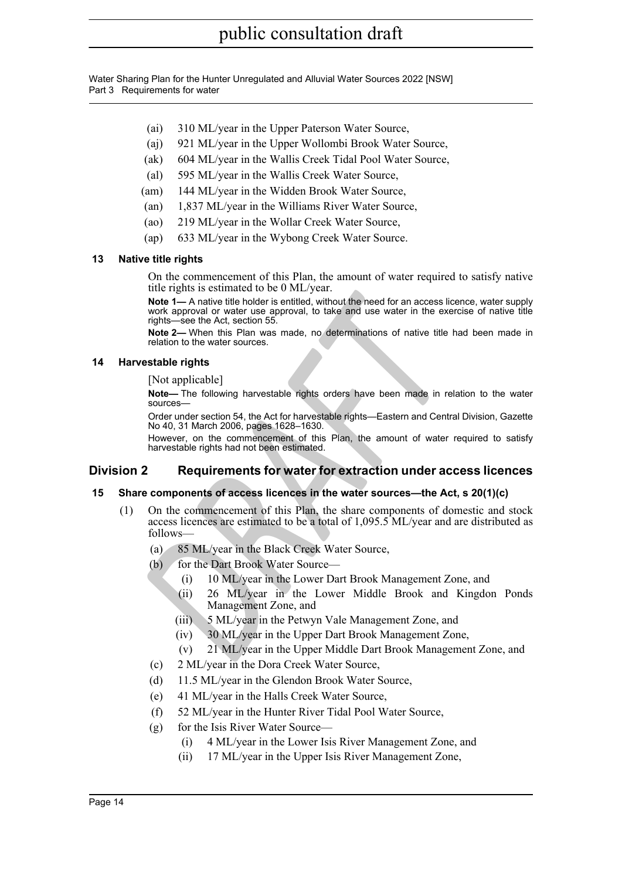(ai) 310 ML/year in the Upper Paterson Water Source,

(aj) 921 ML/year in the Upper Wollombi Brook Water Source,

(ak) 604 ML/year in the Wallis Creek Tidal Pool Water Source,

(al) 595 ML/year in the Wallis Creek Water Source,

(am) 144 ML/year in the Widden Brook Water Source,

(an) 1,837 ML/year in the Williams River Water Source,

(ao) 219 ML/year in the Wollar Creek Water Source,

(ap) 633 ML/year in the Wybong Creek Water Source.

### 13 Native title rights

On the commencement of this Plan, the amount of water required to satisfy native title rights is estimated to be 0 ML/year.

**Note 1—** A native title holder is entitled, without the need for an access licence, water supply work approval or water use approval, to take and use water in the exercise of native title rights—see the Act, section 55.

**Note 2—** When this Plan was made, no determinations of native title had been made in relation to the water sources.

### 14 Harvestable rights

[Not applicable]

**Note—** The following harvestable rights orders have been made in relation to the water sources—

Order under section 54, the Act for harvestable rights—Eastern and Central Division, Gazette No 40, 31 March 2006, pages 1628–1630.

However, on the commencement of this Plan, the amount of water required to satisfy harvestable rights had not been estimated.

## Division 2 Requirements for water for extraction under access licences

### 15 Share components of access licences in the water sources—the Act, s 20(1)(c)

(1) On the commencement of this Plan, the share components of domestic and stock access licences are estimated to be a total of 1,095.5 ML/year and are distributed as follows—

(a) 85 ML/year in the Black Creek Water Source,

(b) for the Dart Brook Water Source—

(i) 10 ML/year in the Lower Dart Brook Management Zone, and

(ii) 26 ML/year in the Lower Middle Brook and Kingdon Ponds Management Zone, and

(iii) 5 ML/year in the Petwyn Vale Management Zone, and

(iv) 30 ML/year in the Upper Dart Brook Management Zone,

(v) 21 ML/year in the Upper Middle Dart Brook Management Zone, and

(c) 2 ML/year in the Dora Creek Water Source,

(d) 11.5 ML/year in the Glendon Brook Water Source,

(e) 41 ML/year in the Halls Creek Water Source,

(f) 52 ML/year in the Hunter River Tidal Pool Water Source,

(g) for the Isis River Water Source—

(i) 4 ML/year in the Lower Isis River Management Zone, and

(ii) 17 ML/year in the Upper Isis River Management Zone,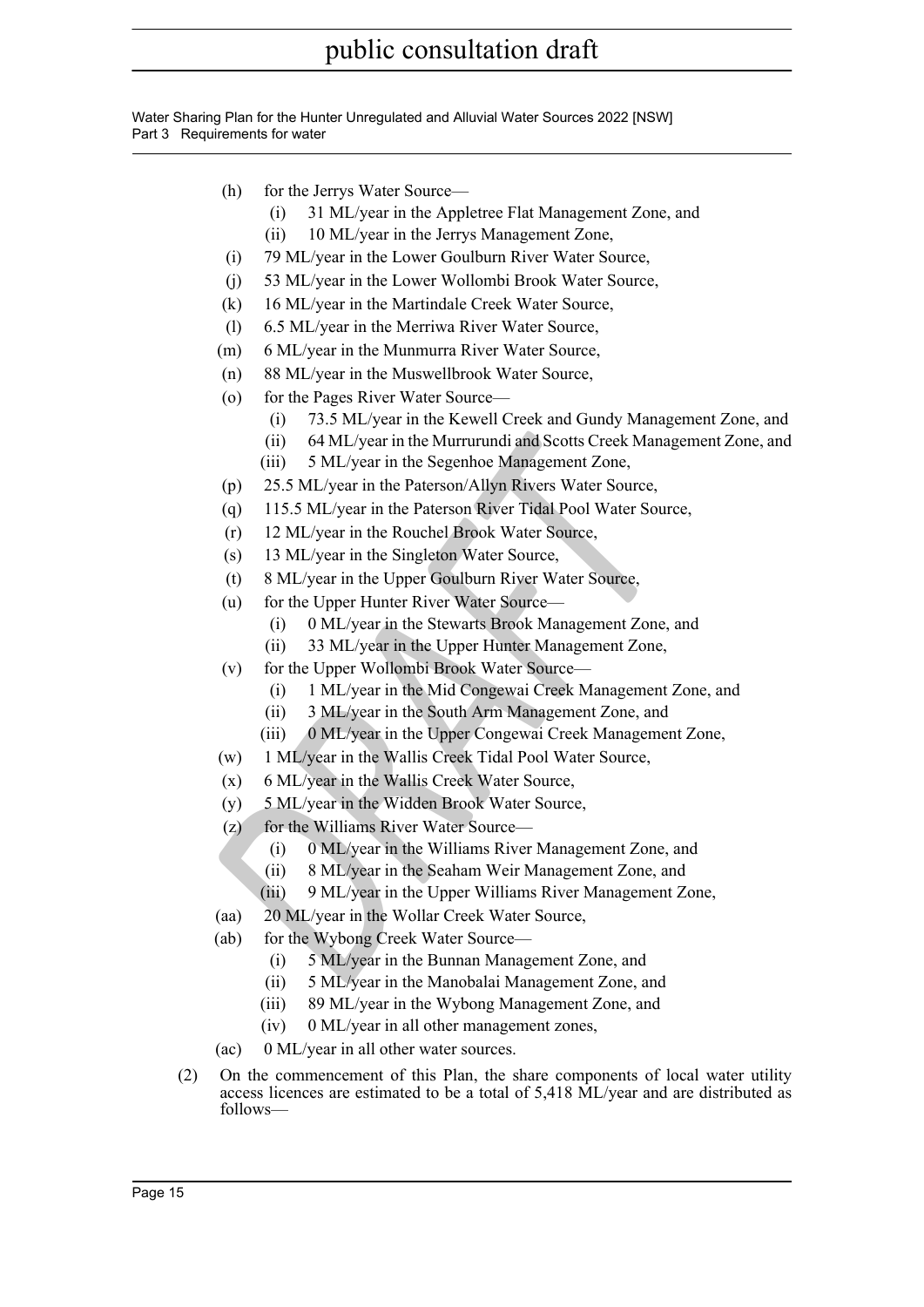public consultation draft

(h) for the Jerrys Water Source—

  (i) 31 ML/year in the Appletree Flat Management Zone, and

  (ii) 10 ML/year in the Jerrys Management Zone,

(i) 79 ML/year in the Lower Goulburn River Water Source,

(j) 53 ML/year in the Lower Wollombi Brook Water Source,

(k) 16 ML/year in the Martindale Creek Water Source,

(l) 6.5 ML/year in the Merriwa River Water Source,

(m) 6 ML/year in the Munmurra River Water Source,

(n) 88 ML/year in the Muswellbrook Water Source,

(o) for the Pages River Water Source—

  (i) 73.5 ML/year in the Kewell Creek and Gundy Management Zone, and

  (ii) 64 ML/year in the Murrurundi and Scotts Creek Management Zone, and

  (iii) 5 ML/year in the Segenhoe Management Zone,

(p) 25.5 ML/year in the Paterson/Allyn Rivers Water Source,

(q) 115.5 ML/year in the Paterson River Tidal Pool Water Source,

(r) 12 ML/year in the Rouchel Brook Water Source,

(s) 13 ML/year in the Singleton Water Source,

(t) 8 ML/year in the Upper Goulburn River Water Source,

(u) for the Upper Hunter River Water Source—

  (i) 0 ML/year in the Stewarts Brook Management Zone, and

  (ii) 33 ML/year in the Upper Hunter Management Zone,

(v) for the Upper Wollombi Brook Water Source—

  (i) 1 ML/year in the Mid Congewai Creek Management Zone, and

  (ii) 3 ML/year in the South Arm Management Zone, and

  (iii) 0 ML/year in the Upper Congewai Creek Management Zone,

(w) 1 ML/year in the Wallis Creek Tidal Pool Water Source,

(x) 6 ML/year in the Wallis Creek Water Source,

(y) 5 ML/year in the Widden Brook Water Source,

(z) for the Williams River Water Source—

  (i) 0 ML/year in the Williams River Management Zone, and

  (ii) 8 ML/year in the Seaham Weir Management Zone, and

  (iii) 9 ML/year in the Upper Williams River Management Zone,

(aa) 20 ML/year in the Wollar Creek Water Source,

(ab) for the Wybong Creek Water Source—

  (i) 5 ML/year in the Bunnan Management Zone, and

  (ii) 5 ML/year in the Manobalai Management Zone, and

  (iii) 89 ML/year in the Wybong Management Zone, and

  (iv) 0 ML/year in all other management zones,

(ac) 0 ML/year in all other water sources.

(2) On the commencement of this Plan, the share components of local water utility access licences are estimated to be a total of 5,418 ML/year and are distributed as follows—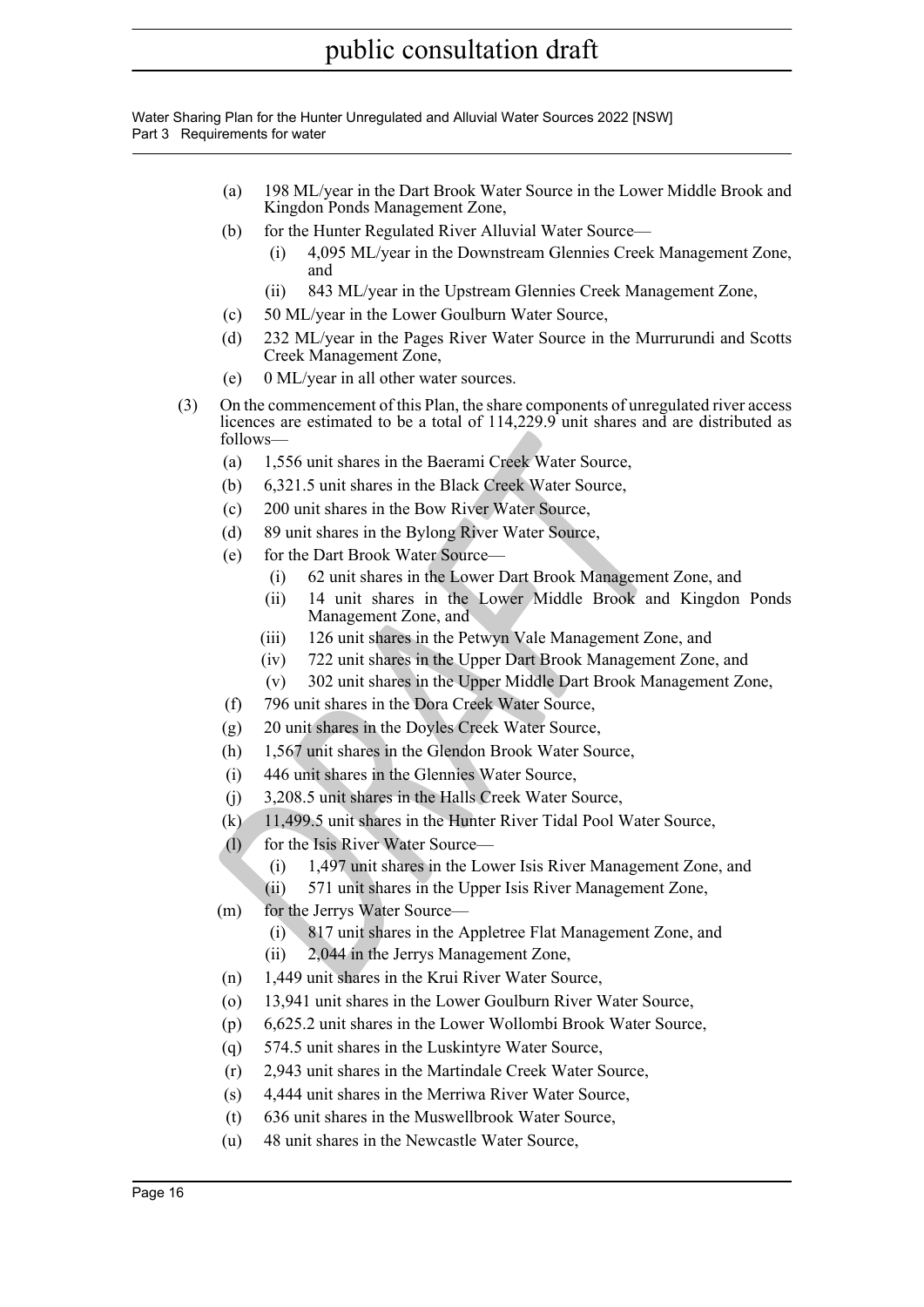(a) 198 ML/year in the Dart Brook Water Source in the Lower Middle Brook and Kingdon Ponds Management Zone,

(b) for the Hunter Regulated River Alluvial Water Source—

  (i) 4,095 ML/year in the Downstream Glennies Creek Management Zone, and

  (ii) 843 ML/year in the Upstream Glennies Creek Management Zone,

(c) 50 ML/year in the Lower Goulburn Water Source,

(d) 232 ML/year in the Pages River Water Source in the Murrurundi and Scotts Creek Management Zone,

(e) 0 ML/year in all other water sources.

(3) On the commencement of this Plan, the share components of unregulated river access licences are estimated to be a total of 114,229.9 unit shares and are distributed as follows—

(a) 1,556 unit shares in the Baerami Creek Water Source,

(b) 6,321.5 unit shares in the Black Creek Water Source,

(c) 200 unit shares in the Bow River Water Source,

(d) 89 unit shares in the Bylong River Water Source,

(e) for the Dart Brook Water Source—

  (i) 62 unit shares in the Lower Dart Brook Management Zone, and

  (ii) 14 unit shares in the Lower Middle Brook and Kingdon Ponds Management Zone, and

  (iii) 126 unit shares in the Petwyn Vale Management Zone, and

  (iv) 722 unit shares in the Upper Dart Brook Management Zone, and

  (v) 302 unit shares in the Upper Middle Dart Brook Management Zone,

(f) 796 unit shares in the Dora Creek Water Source,

(g) 20 unit shares in the Doyles Creek Water Source,

(h) 1,567 unit shares in the Glendon Brook Water Source,

(i) 446 unit shares in the Glennies Water Source,

(j) 3,208.5 unit shares in the Halls Creek Water Source,

(k) 11,499.5 unit shares in the Hunter River Tidal Pool Water Source,

(l) for the Isis River Water Source—

  (i) 1,497 unit shares in the Lower Isis River Management Zone, and

  (ii) 571 unit shares in the Upper Isis River Management Zone,

(m) for the Jerrys Water Source—

  (i) 817 unit shares in the Appletree Flat Management Zone, and

  (ii) 2,044 in the Jerrys Management Zone,

(n) 1,449 unit shares in the Krui River Water Source,

(o) 13,941 unit shares in the Lower Goulburn River Water Source,

(p) 6,625.2 unit shares in the Lower Wollombi Brook Water Source,

(q) 574.5 unit shares in the Luskintyre Water Source,

(r) 2,943 unit shares in the Martindale Creek Water Source,

(s) 4,444 unit shares in the Merriwa River Water Source,

(t) 636 unit shares in the Muswellbrook Water Source,

(u) 48 unit shares in the Newcastle Water Source,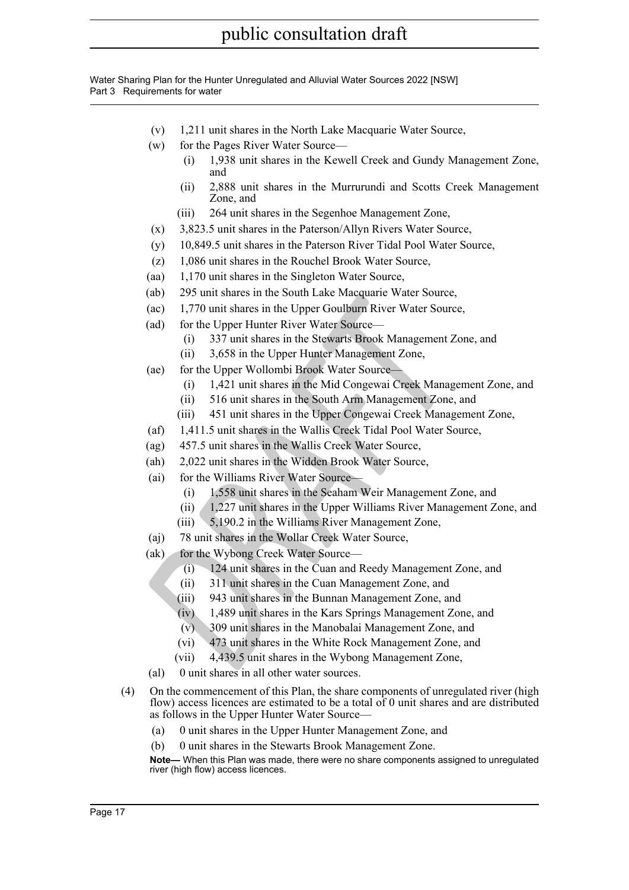(v) 1,211 unit shares in the North Lake Macquarie Water Source,

(w) for the Pages River Water Source—

  (i) 1,938 unit shares in the Kewell Creek and Gundy Management Zone, and

  (ii) 2,888 unit shares in the Murrurundi and Scotts Creek Management Zone, and

  (iii) 264 unit shares in the Segenhoe Management Zone,

(x) 3,823.5 unit shares in the Paterson/Allyn Rivers Water Source,

(y) 10,849.5 unit shares in the Paterson River Tidal Pool Water Source,

(z) 1,086 unit shares in the Rouchel Brook Water Source,

(aa) 1,170 unit shares in the Singleton Water Source,

(ab) 295 unit shares in the South Lake Macquarie Water Source,

(ac) 1,770 unit shares in the Upper Goulburn River Water Source,

(ad) for the Upper Hunter River Water Source—

  (i) 337 unit shares in the Stewarts Brook Management Zone, and

  (ii) 3,658 in the Upper Hunter Management Zone,

(ae) for the Upper Wollombi Brook Water Source—

  (i) 1,421 unit shares in the Mid Congewai Creek Management Zone, and

  (ii) 516 unit shares in the South Arm Management Zone, and

  (iii) 451 unit shares in the Upper Congewai Creek Management Zone,

(af) 1,411.5 unit shares in the Wallis Creek Tidal Pool Water Source,

(ag) 457.5 unit shares in the Wallis Creek Water Source,

(ah) 2,022 unit shares in the Widden Brook Water Source,

(ai) for the Williams River Water Source—

  (i) 1,558 unit shares in the Seaham Weir Management Zone, and

  (ii) 1,227 unit shares in the Upper Williams River Management Zone, and

  (iii) 5,190.2 in the Williams River Management Zone,

(aj) 78 unit shares in the Wollar Creek Water Source,

(ak) for the Wybong Creek Water Source—

  (i) 124 unit shares in the Cuan and Reedy Management Zone, and

  (ii) 311 unit shares in the Cuan Management Zone, and

  (iii) 943 unit shares in the Bunnan Management Zone, and

  (iv) 1,489 unit shares in the Kars Springs Management Zone, and

  (v) 309 unit shares in the Manobalai Management Zone, and

  (vi) 473 unit shares in the White Rock Management Zone, and

  (vii) 4,439.5 unit shares in the Wybong Management Zone,

(al) 0 unit shares in all other water sources.

(4) On the commencement of this Plan, the share components of unregulated river (high flow) access licences are estimated to be a total of 0 unit shares and are distributed as follows in the Upper Hunter Water Source—

  (a) 0 unit shares in the Upper Hunter Management Zone, and

  (b) 0 unit shares in the Stewarts Brook Management Zone.

  **Note—** When this Plan was made, there were no share components assigned to unregulated river (high flow) access licences.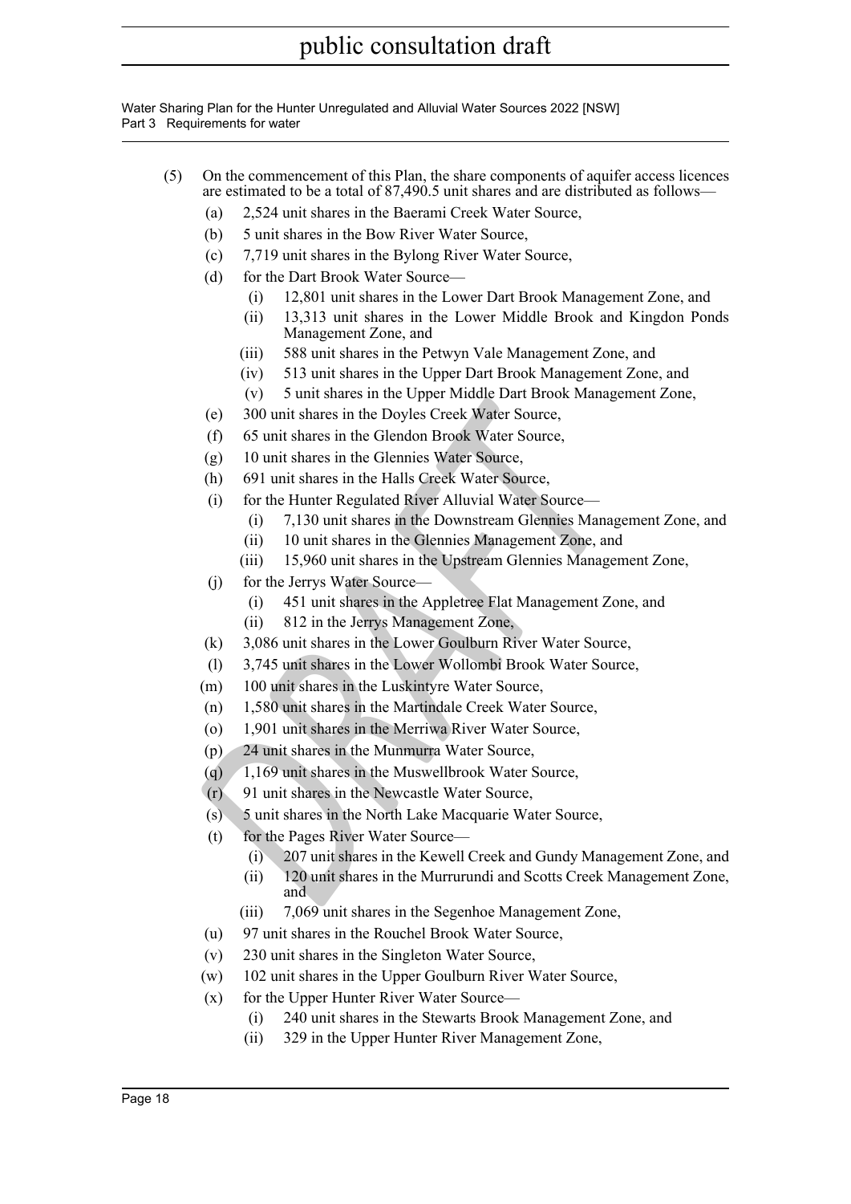(5) On the commencement of this Plan, the share components of aquifer access licences are estimated to be a total of 87,490.5 unit shares and are distributed as follows—

- (a) 2,524 unit shares in the Baerami Creek Water Source,
- (b) 5 unit shares in the Bow River Water Source,
- (c) 7,719 unit shares in the Bylong River Water Source,
- (d) for the Dart Brook Water Source—
  - (i) 12,801 unit shares in the Lower Dart Brook Management Zone, and
  - (ii) 13,313 unit shares in the Lower Middle Brook and Kingdon Ponds Management Zone, and
  - (iii) 588 unit shares in the Petwyn Vale Management Zone, and
  - (iv) 513 unit shares in the Upper Dart Brook Management Zone, and
  - (v) 5 unit shares in the Upper Middle Dart Brook Management Zone,
- (e) 300 unit shares in the Doyles Creek Water Source,
- (f) 65 unit shares in the Glendon Brook Water Source,
- (g) 10 unit shares in the Glennies Water Source,
- (h) 691 unit shares in the Halls Creek Water Source,
- (i) for the Hunter Regulated River Alluvial Water Source—
  - (i) 7,130 unit shares in the Downstream Glennies Management Zone, and
  - (ii) 10 unit shares in the Glennies Management Zone, and
  - (iii) 15,960 unit shares in the Upstream Glennies Management Zone,
- (j) for the Jerrys Water Source—
  - (i) 451 unit shares in the Appletree Flat Management Zone, and
  - (ii) 812 in the Jerrys Management Zone,
- (k) 3,086 unit shares in the Lower Goulburn River Water Source,
- (l) 3,745 unit shares in the Lower Wollombi Brook Water Source,
- (m) 100 unit shares in the Luskintyre Water Source,
- (n) 1,580 unit shares in the Martindale Creek Water Source,
- (o) 1,901 unit shares in the Merriwa River Water Source,
- (p) 24 unit shares in the Munmurra Water Source,
- (q) 1,169 unit shares in the Muswellbrook Water Source,
- (r) 91 unit shares in the Newcastle Water Source,
- (s) 5 unit shares in the North Lake Macquarie Water Source,
- (t) for the Pages River Water Source—
  - (i) 207 unit shares in the Kewell Creek and Gundy Management Zone, and
  - (ii) 120 unit shares in the Murrurundi and Scotts Creek Management Zone, and
  - (iii) 7,069 unit shares in the Segenhoe Management Zone,
- (u) 97 unit shares in the Rouchel Brook Water Source,
- (v) 230 unit shares in the Singleton Water Source,
- (w) 102 unit shares in the Upper Goulburn River Water Source,
- (x) for the Upper Hunter River Water Source—
  - (i) 240 unit shares in the Stewarts Brook Management Zone, and
  - (ii) 329 in the Upper Hunter River Management Zone,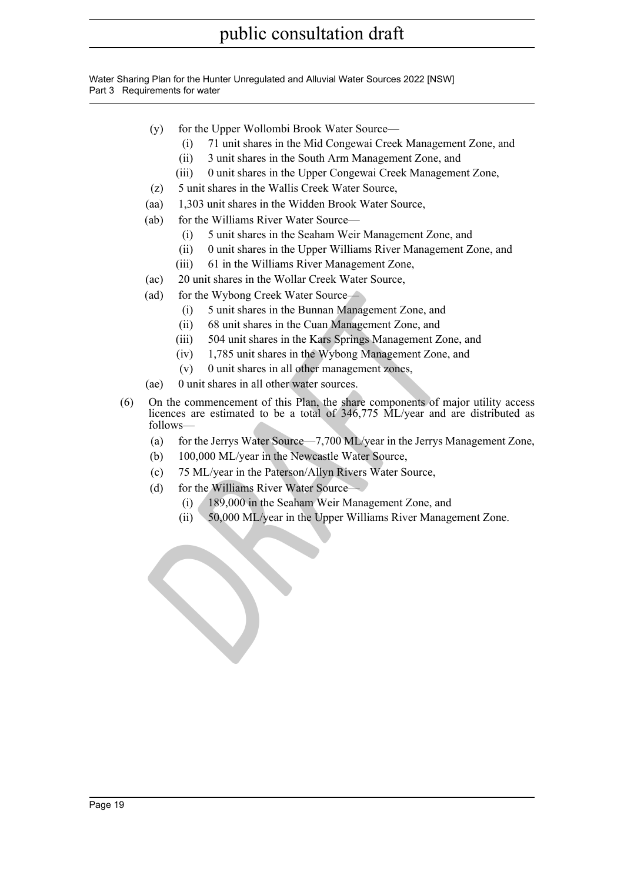(y) for the Upper Wollombi Brook Water Source—
  (i) 71 unit shares in the Mid Congewai Creek Management Zone, and
  (ii) 3 unit shares in the South Arm Management Zone, and
  (iii) 0 unit shares in the Upper Congewai Creek Management Zone,

(z) 5 unit shares in the Wallis Creek Water Source,

(aa) 1,303 unit shares in the Widden Brook Water Source,

(ab) for the Williams River Water Source—
  (i) 5 unit shares in the Seaham Weir Management Zone, and
  (ii) 0 unit shares in the Upper Williams River Management Zone, and
  (iii) 61 in the Williams River Management Zone,

(ac) 20 unit shares in the Wollar Creek Water Source,

(ad) for the Wybong Creek Water Source—
  (i) 5 unit shares in the Bunnan Management Zone, and
  (ii) 68 unit shares in the Cuan Management Zone, and
  (iii) 504 unit shares in the Kars Springs Management Zone, and
  (iv) 1,785 unit shares in the Wybong Management Zone, and
  (v) 0 unit shares in all other management zones,

(ae) 0 unit shares in all other water sources.

(6) On the commencement of this Plan, the share components of major utility access licences are estimated to be a total of 346,775 ML/year and are distributed as follows—

  (a) for the Jerrys Water Source—7,700 ML/year in the Jerrys Management Zone,
  (b) 100,000 ML/year in the Newcastle Water Source,
  (c) 75 ML/year in the Paterson/Allyn Rivers Water Source,
  (d) for the Williams River Water Source—
    (i) 189,000 in the Seaham Weir Management Zone, and
    (ii) 50,000 ML/year in the Upper Williams River Management Zone.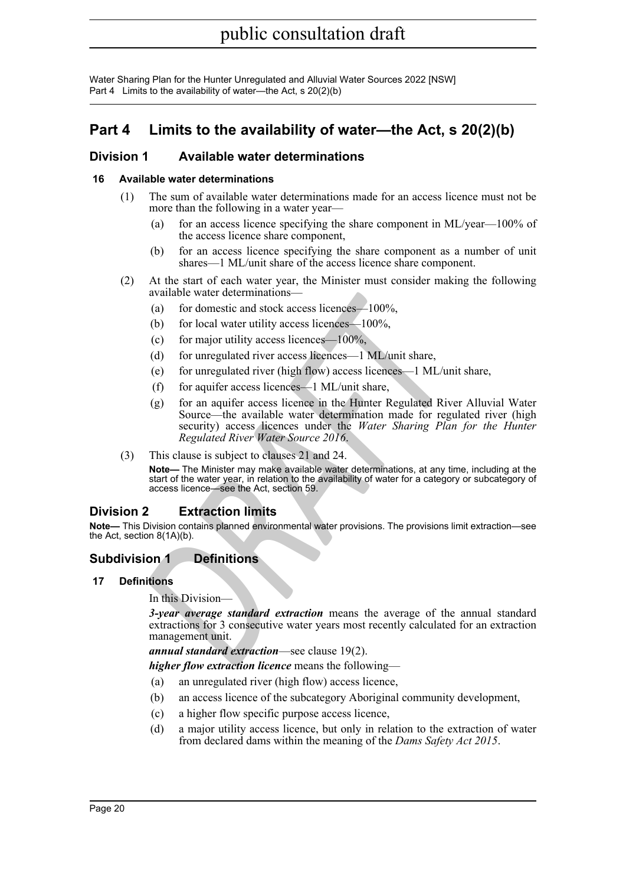# Part 4 Limits to the availability of water—the Act, s 20(2)(b)

## Division 1 Available water determinations

### 16 Available water determinations

(1) The sum of available water determinations made for an access licence must not be more than the following in a water year—

(a) for an access licence specifying the share component in ML/year—100% of the access licence share component,

(b) for an access licence specifying the share component as a number of unit shares—1 ML/unit share of the access licence share component.

(2) At the start of each water year, the Minister must consider making the following available water determinations—

(a) for domestic and stock access licences—100%,

(b) for local water utility access licences—100%,

(c) for major utility access licences—100%,

(d) for unregulated river access licences—1 ML/unit share,

(e) for unregulated river (high flow) access licences—1 ML/unit share,

(f) for aquifer access licences—1 ML/unit share,

(g) for an aquifer access licence in the Hunter Regulated River Alluvial Water Source—the available water determination made for regulated river (high security) access licences under the *Water Sharing Plan for the Hunter Regulated River Water Source 2016*.

(3) This clause is subject to clauses 21 and 24.

**Note—** The Minister may make available water determinations, at any time, including at the start of the water year, in relation to the availability of water for a category or subcategory of access licence—see the Act, section 59.

## Division 2 Extraction limits

**Note—** This Division contains planned environmental water provisions. The provisions limit extraction—see the Act, section 8(1A)(b).

## Subdivision 1 Definitions

### 17 Definitions

In this Division—

***3-year average standard extraction*** means the average of the annual standard extractions for 3 consecutive water years most recently calculated for an extraction management unit.

***annual standard extraction***—see clause 19(2).

***higher flow extraction licence*** means the following—

(a) an unregulated river (high flow) access licence,

(b) an access licence of the subcategory Aboriginal community development,

(c) a higher flow specific purpose access licence,

(d) a major utility access licence, but only in relation to the extraction of water from declared dams within the meaning of the *Dams Safety Act 2015*.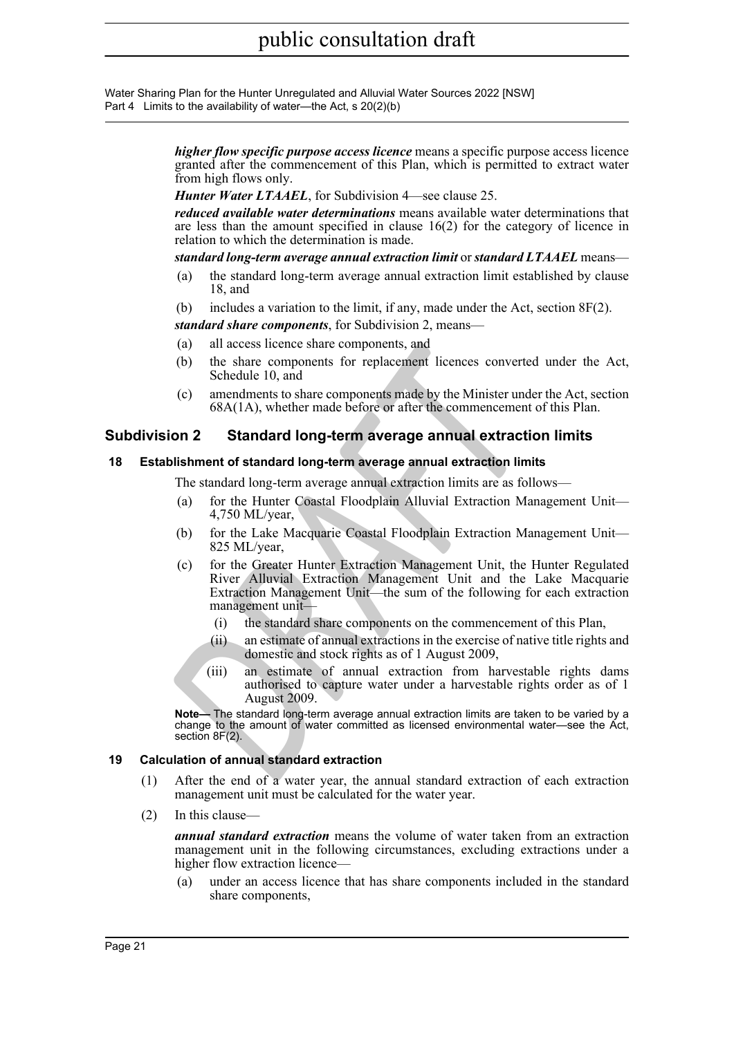***higher flow specific purpose access licence*** means a specific purpose access licence granted after the commencement of this Plan, which is permitted to extract water from high flows only.

***Hunter Water LTAAEL***, for Subdivision 4—see clause 25.

***reduced available water determinations*** means available water determinations that are less than the amount specified in clause 16(2) for the category of licence in relation to which the determination is made.

***standard long-term average annual extraction limit*** or ***standard LTAAEL*** means—

(a) the standard long-term average annual extraction limit established by clause 18, and

(b) includes a variation to the limit, if any, made under the Act, section 8F(2).

***standard share components***, for Subdivision 2, means—

(a) all access licence share components, and

(b) the share components for replacement licences converted under the Act, Schedule 10, and

(c) amendments to share components made by the Minister under the Act, section 68A(1A), whether made before or after the commencement of this Plan.

## Subdivision 2 Standard long-term average annual extraction limits

### 18 Establishment of standard long-term average annual extraction limits

The standard long-term average annual extraction limits are as follows—

(a) for the Hunter Coastal Floodplain Alluvial Extraction Management Unit—4,750 ML/year,

(b) for the Lake Macquarie Coastal Floodplain Extraction Management Unit—825 ML/year,

(c) for the Greater Hunter Extraction Management Unit, the Hunter Regulated River Alluvial Extraction Management Unit and the Lake Macquarie Extraction Management Unit—the sum of the following for each extraction management unit—

 (i) the standard share components on the commencement of this Plan,

 (ii) an estimate of annual extractions in the exercise of native title rights and domestic and stock rights as of 1 August 2009,

 (iii) an estimate of annual extraction from harvestable rights dams authorised to capture water under a harvestable rights order as of 1 August 2009.

**Note—** The standard long-term average annual extraction limits are taken to be varied by a change to the amount of water committed as licensed environmental water—see the Act, section 8F(2).

### 19 Calculation of annual standard extraction

(1) After the end of a water year, the annual standard extraction of each extraction management unit must be calculated for the water year.

(2) In this clause—

***annual standard extraction*** means the volume of water taken from an extraction management unit in the following circumstances, excluding extractions under a higher flow extraction licence—

(a) under an access licence that has share components included in the standard share components,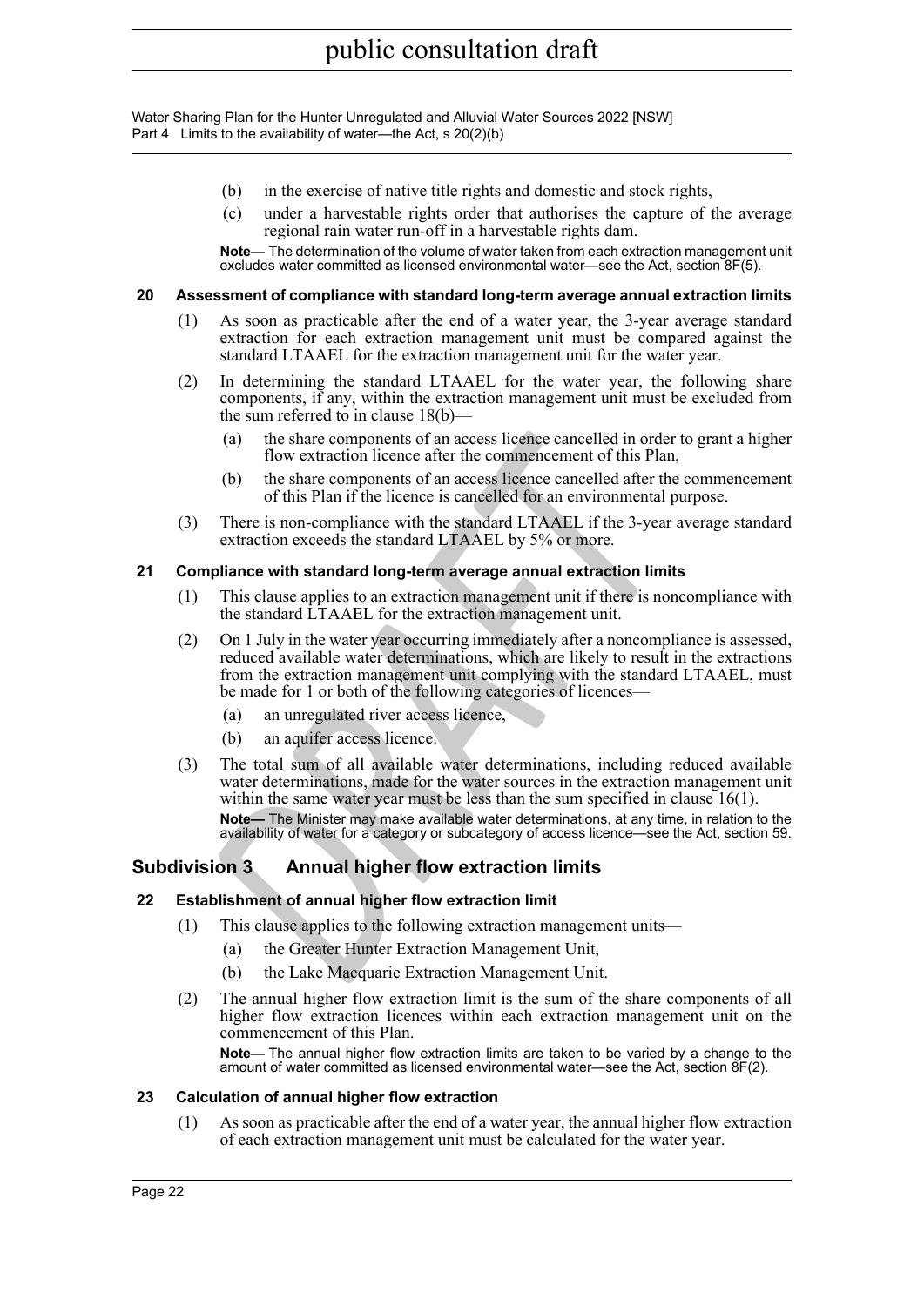(b) in the exercise of native title rights and domestic and stock rights,

(c) under a harvestable rights order that authorises the capture of the average regional rain water run-off in a harvestable rights dam.

**Note—** The determination of the volume of water taken from each extraction management unit excludes water committed as licensed environmental water—see the Act, section 8F(5).

### 20 Assessment of compliance with standard long-term average annual extraction limits

(1) As soon as practicable after the end of a water year, the 3-year average standard extraction for each extraction management unit must be compared against the standard LTAAEL for the extraction management unit for the water year.

(2) In determining the standard LTAAEL for the water year, the following share components, if any, within the extraction management unit must be excluded from the sum referred to in clause 18(b)—

(a) the share components of an access licence cancelled in order to grant a higher flow extraction licence after the commencement of this Plan,

(b) the share components of an access licence cancelled after the commencement of this Plan if the licence is cancelled for an environmental purpose.

(3) There is non-compliance with the standard LTAAEL if the 3-year average standard extraction exceeds the standard LTAAEL by 5% or more.

### 21 Compliance with standard long-term average annual extraction limits

(1) This clause applies to an extraction management unit if there is noncompliance with the standard LTAAEL for the extraction management unit.

(2) On 1 July in the water year occurring immediately after a noncompliance is assessed, reduced available water determinations, which are likely to result in the extractions from the extraction management unit complying with the standard LTAAEL, must be made for 1 or both of the following categories of licences—

(a) an unregulated river access licence,

(b) an aquifer access licence.

(3) The total sum of all available water determinations, including reduced available water determinations, made for the water sources in the extraction management unit within the same water year must be less than the sum specified in clause 16(1).

**Note—** The Minister may make available water determinations, at any time, in relation to the availability of water for a category or subcategory of access licence—see the Act, section 59.

## Subdivision 3 Annual higher flow extraction limits

### 22 Establishment of annual higher flow extraction limit

(1) This clause applies to the following extraction management units—

(a) the Greater Hunter Extraction Management Unit,

(b) the Lake Macquarie Extraction Management Unit.

(2) The annual higher flow extraction limit is the sum of the share components of all higher flow extraction licences within each extraction management unit on the commencement of this Plan.

**Note—** The annual higher flow extraction limits are taken to be varied by a change to the amount of water committed as licensed environmental water—see the Act, section 8F(2).

### 23 Calculation of annual higher flow extraction

(1) As soon as practicable after the end of a water year, the annual higher flow extraction of each extraction management unit must be calculated for the water year.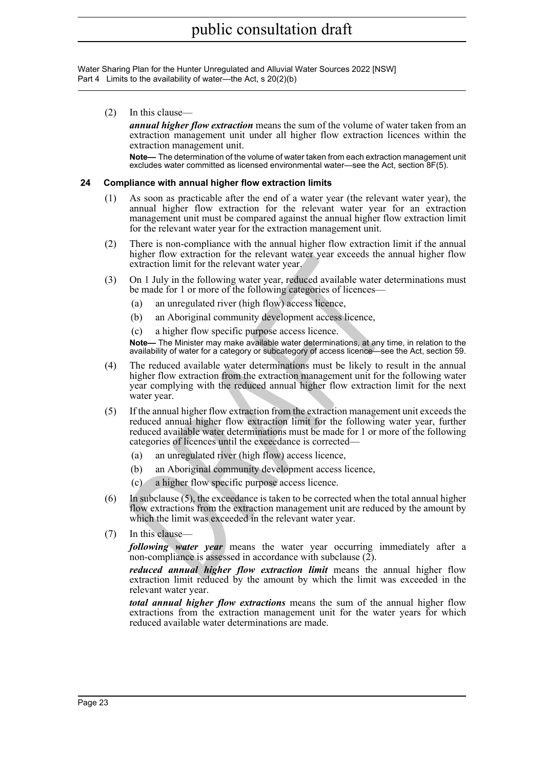(2) In this clause—

***annual higher flow extraction*** means the sum of the volume of water taken from an extraction management unit under all higher flow extraction licences within the extraction management unit.

**Note—** The determination of the volume of water taken from each extraction management unit excludes water committed as licensed environmental water—see the Act, section 8F(5).

### 24 Compliance with annual higher flow extraction limits

(1) As soon as practicable after the end of a water year (the relevant water year), the annual higher flow extraction for the relevant water year for an extraction management unit must be compared against the annual higher flow extraction limit for the relevant water year for the extraction management unit.

(2) There is non-compliance with the annual higher flow extraction limit if the annual higher flow extraction for the relevant water year exceeds the annual higher flow extraction limit for the relevant water year.

(3) On 1 July in the following water year, reduced available water determinations must be made for 1 or more of the following categories of licences—

(a) an unregulated river (high flow) access licence,

(b) an Aboriginal community development access licence,

(c) a higher flow specific purpose access licence.

**Note—** The Minister may make available water determinations, at any time, in relation to the availability of water for a category or subcategory of access licence—see the Act, section 59.

(4) The reduced available water determinations must be likely to result in the annual higher flow extraction from the extraction management unit for the following water year complying with the reduced annual higher flow extraction limit for the next water year.

(5) If the annual higher flow extraction from the extraction management unit exceeds the reduced annual higher flow extraction limit for the following water year, further reduced available water determinations must be made for 1 or more of the following categories of licences until the exceedance is corrected—

(a) an unregulated river (high flow) access licence,

(b) an Aboriginal community development access licence,

(c) a higher flow specific purpose access licence.

(6) In subclause (5), the exceedance is taken to be corrected when the total annual higher flow extractions from the extraction management unit are reduced by the amount by which the limit was exceeded in the relevant water year.

(7) In this clause—

***following water year*** means the water year occurring immediately after a non-compliance is assessed in accordance with subclause (2).

***reduced annual higher flow extraction limit*** means the annual higher flow extraction limit reduced by the amount by which the limit was exceeded in the relevant water year.

***total annual higher flow extractions*** means the sum of the annual higher flow extractions from the extraction management unit for the water years for which reduced available water determinations are made.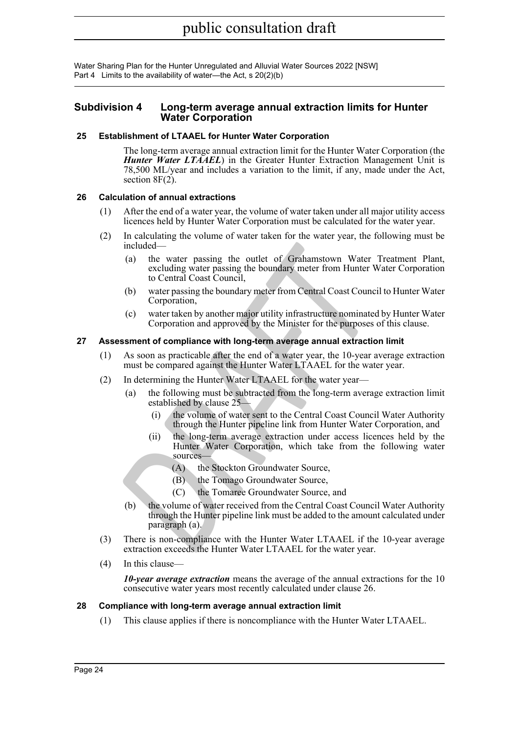## Subdivision 4 Long-term average annual extraction limits for Hunter Water Corporation

### 25 Establishment of LTAAEL for Hunter Water Corporation

The long-term average annual extraction limit for the Hunter Water Corporation (the ***Hunter Water LTAAEL***) in the Greater Hunter Extraction Management Unit is 78,500 ML/year and includes a variation to the limit, if any, made under the Act, section 8F(2).

### 26 Calculation of annual extractions

(1) After the end of a water year, the volume of water taken under all major utility access licences held by Hunter Water Corporation must be calculated for the water year.

(2) In calculating the volume of water taken for the water year, the following must be included—

- (a) the water passing the outlet of Grahamstown Water Treatment Plant, excluding water passing the boundary meter from Hunter Water Corporation to Central Coast Council,
- (b) water passing the boundary meter from Central Coast Council to Hunter Water Corporation,
- (c) water taken by another major utility infrastructure nominated by Hunter Water Corporation and approved by the Minister for the purposes of this clause.

### 27 Assessment of compliance with long-term average annual extraction limit

(1) As soon as practicable after the end of a water year, the 10-year average extraction must be compared against the Hunter Water LTAAEL for the water year.

(2) In determining the Hunter Water LTAAEL for the water year—

- (a) the following must be subtracted from the long-term average extraction limit established by clause 25—
  - (i) the volume of water sent to the Central Coast Council Water Authority through the Hunter pipeline link from Hunter Water Corporation, and
  - (ii) the long-term average extraction under access licences held by the Hunter Water Corporation, which take from the following water sources—
    - (A) the Stockton Groundwater Source,
    - (B) the Tomago Groundwater Source,
    - (C) the Tomaree Groundwater Source, and
- (b) the volume of water received from the Central Coast Council Water Authority through the Hunter pipeline link must be added to the amount calculated under paragraph (a).

(3) There is non-compliance with the Hunter Water LTAAEL if the 10-year average extraction exceeds the Hunter Water LTAAEL for the water year.

(4) In this clause—

***10-year average extraction*** means the average of the annual extractions for the 10 consecutive water years most recently calculated under clause 26.

### 28 Compliance with long-term average annual extraction limit

(1) This clause applies if there is noncompliance with the Hunter Water LTAAEL.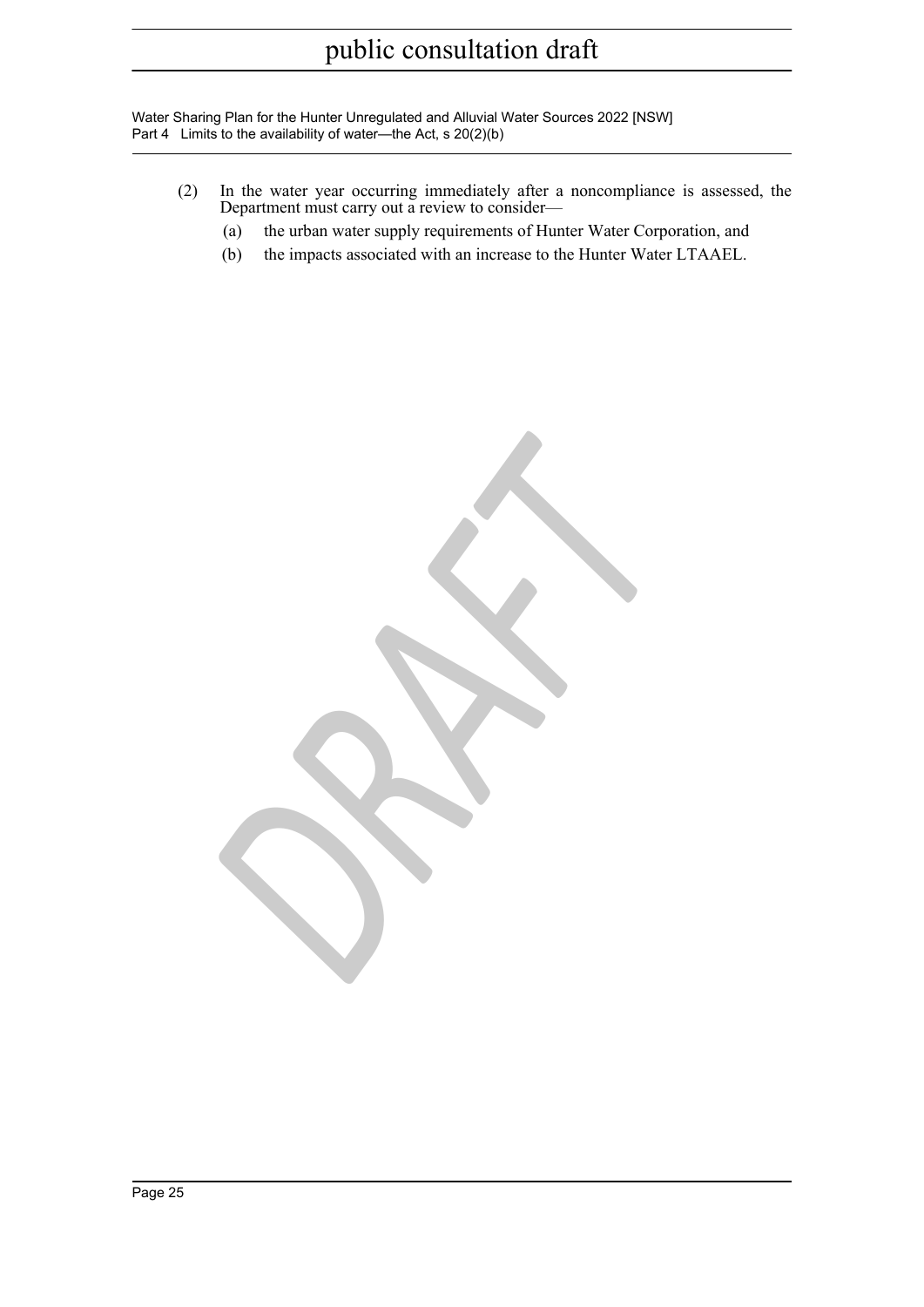(2) In the water year occurring immediately after a noncompliance is assessed, the Department must carry out a review to consider—

(a) the urban water supply requirements of Hunter Water Corporation, and

(b) the impacts associated with an increase to the Hunter Water LTAAEL.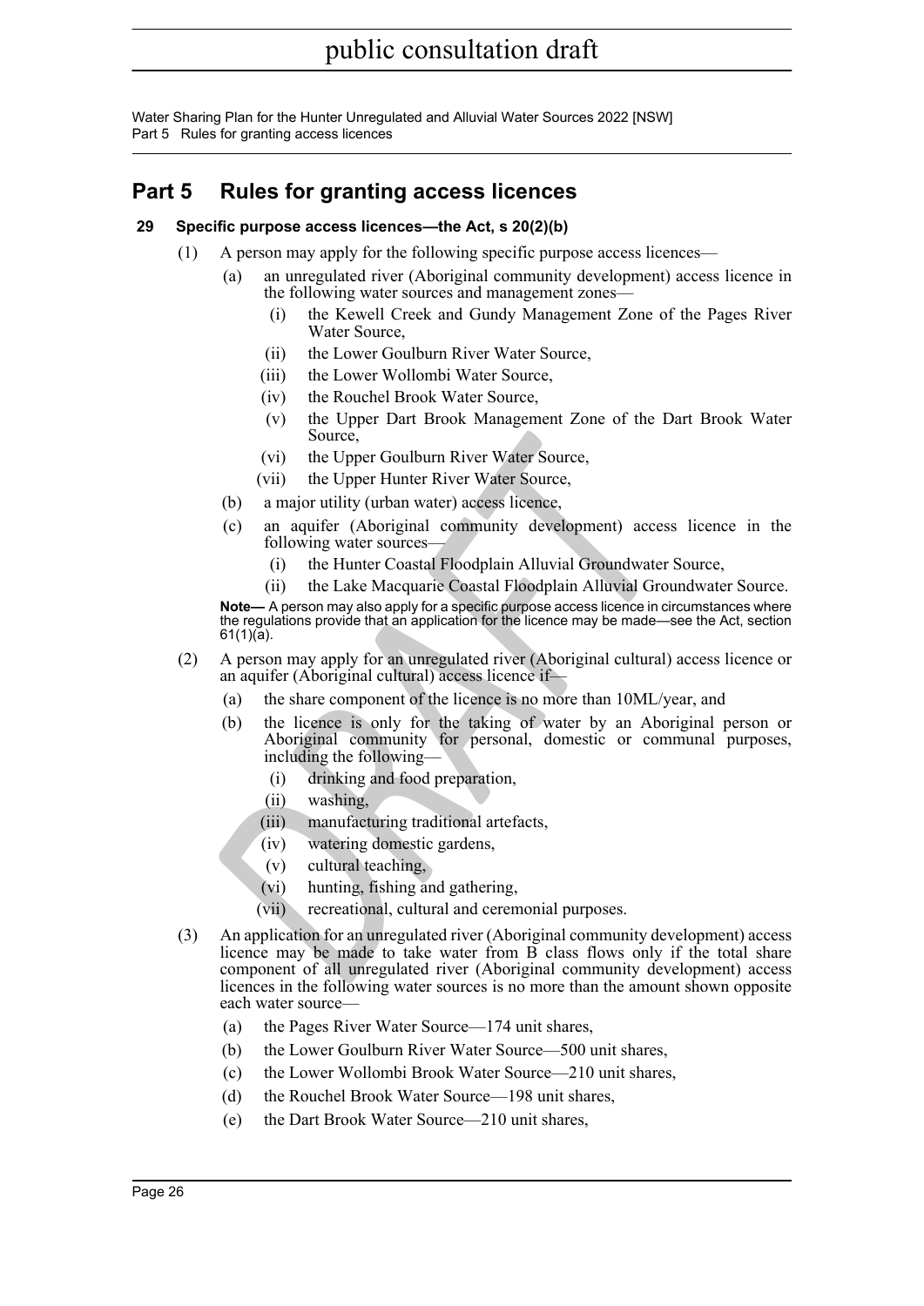# Part 5 Rules for granting access licences

### 29 Specific purpose access licences—the Act, s 20(2)(b)

(1) A person may apply for the following specific purpose access licences—

- (a) an unregulated river (Aboriginal community development) access licence in the following water sources and management zones—
  - (i) the Kewell Creek and Gundy Management Zone of the Pages River Water Source,
  - (ii) the Lower Goulburn River Water Source,
  - (iii) the Lower Wollombi Water Source,
  - (iv) the Rouchel Brook Water Source,
  - (v) the Upper Dart Brook Management Zone of the Dart Brook Water Source,
  - (vi) the Upper Goulburn River Water Source,
  - (vii) the Upper Hunter River Water Source,
- (b) a major utility (urban water) access licence,
- (c) an aquifer (Aboriginal community development) access licence in the following water sources—
  - (i) the Hunter Coastal Floodplain Alluvial Groundwater Source,
  - (ii) the Lake Macquarie Coastal Floodplain Alluvial Groundwater Source.

**Note—** A person may also apply for a specific purpose access licence in circumstances where the regulations provide that an application for the licence may be made—see the Act, section 61(1)(a).

(2) A person may apply for an unregulated river (Aboriginal cultural) access licence or an aquifer (Aboriginal cultural) access licence if—

- (a) the share component of the licence is no more than 10ML/year, and
- (b) the licence is only for the taking of water by an Aboriginal person or Aboriginal community for personal, domestic or communal purposes, including the following—
  - (i) drinking and food preparation,
  - (ii) washing,
  - (iii) manufacturing traditional artefacts,
  - (iv) watering domestic gardens,
  - (v) cultural teaching,
  - (vi) hunting, fishing and gathering,
  - (vii) recreational, cultural and ceremonial purposes.

(3) An application for an unregulated river (Aboriginal community development) access licence may be made to take water from B class flows only if the total share component of all unregulated river (Aboriginal community development) access licences in the following water sources is no more than the amount shown opposite each water source—

- (a) the Pages River Water Source—174 unit shares,
- (b) the Lower Goulburn River Water Source—500 unit shares,
- (c) the Lower Wollombi Brook Water Source—210 unit shares,
- (d) the Rouchel Brook Water Source—198 unit shares,
- (e) the Dart Brook Water Source—210 unit shares,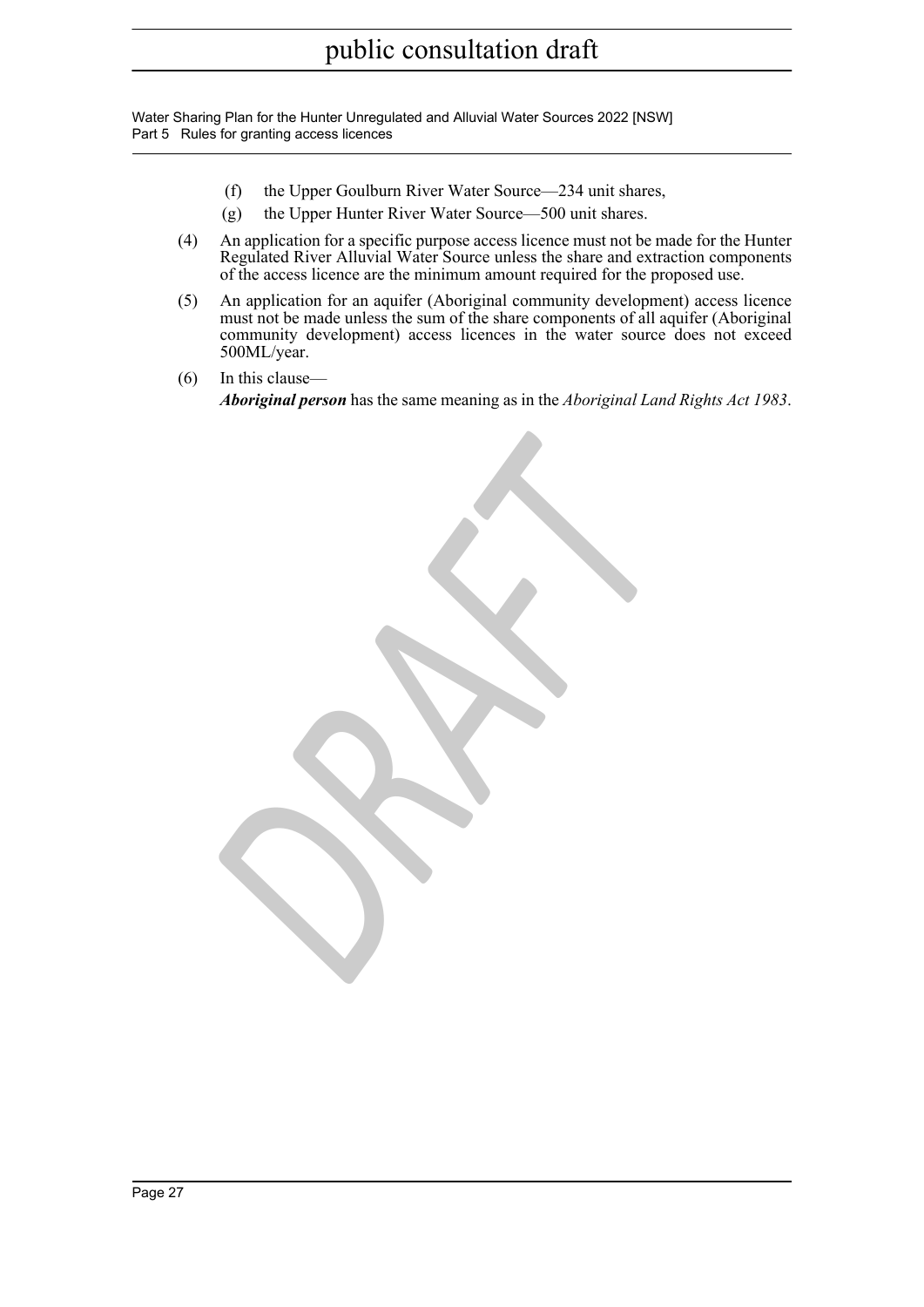(f) the Upper Goulburn River Water Source—234 unit shares,

(g) the Upper Hunter River Water Source—500 unit shares.

(4) An application for a specific purpose access licence must not be made for the Hunter Regulated River Alluvial Water Source unless the share and extraction components of the access licence are the minimum amount required for the proposed use.

(5) An application for an aquifer (Aboriginal community development) access licence must not be made unless the sum of the share components of all aquifer (Aboriginal community development) access licences in the water source does not exceed 500ML/year.

(6) In this clause—

***Aboriginal person*** has the same meaning as in the *Aboriginal Land Rights Act 1983*.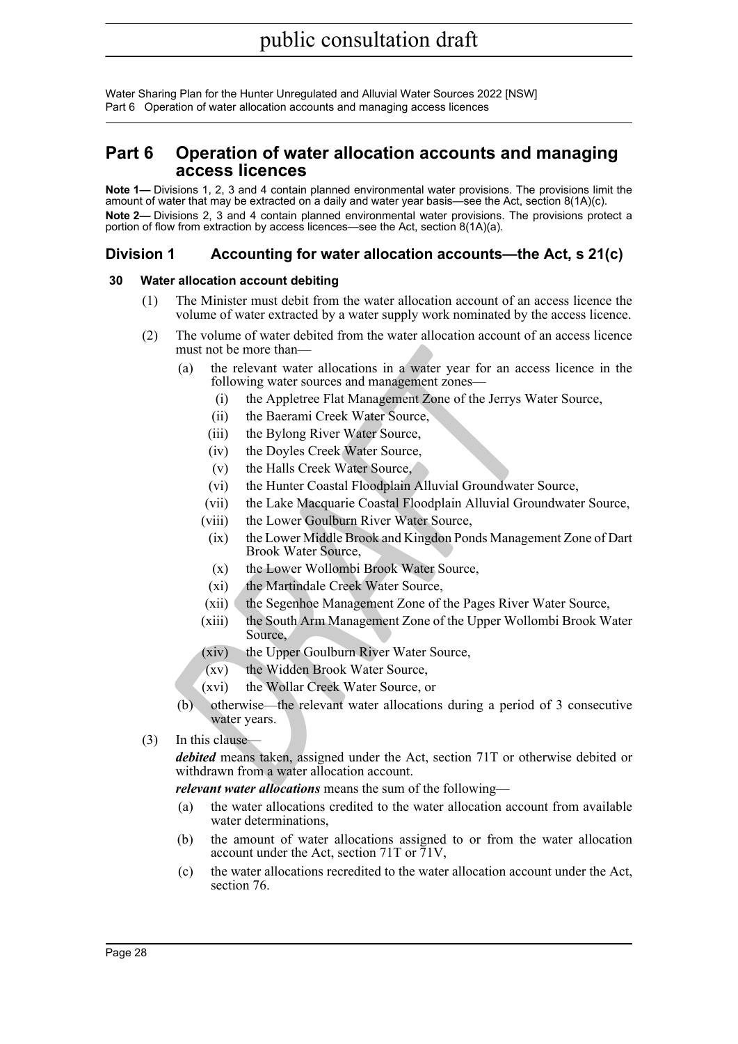# Part 6 Operation of water allocation accounts and managing access licences

**Note 1—** Divisions 1, 2, 3 and 4 contain planned environmental water provisions. The provisions limit the amount of water that may be extracted on a daily and water year basis—see the Act, section 8(1A)(c).

**Note 2—** Divisions 2, 3 and 4 contain planned environmental water provisions. The provisions protect a portion of flow from extraction by access licences—see the Act, section 8(1A)(a).

## Division 1 Accounting for water allocation accounts—the Act, s 21(c)

### 30 Water allocation account debiting

(1) The Minister must debit from the water allocation account of an access licence the volume of water extracted by a water supply work nominated by the access licence.

(2) The volume of water debited from the water allocation account of an access licence must not be more than—

- (a) the relevant water allocations in a water year for an access licence in the following water sources and management zones—
  - (i) the Appletree Flat Management Zone of the Jerrys Water Source,
  - (ii) the Baerami Creek Water Source,
  - (iii) the Bylong River Water Source,
  - (iv) the Doyles Creek Water Source,
  - (v) the Halls Creek Water Source,
  - (vi) the Hunter Coastal Floodplain Alluvial Groundwater Source,
  - (vii) the Lake Macquarie Coastal Floodplain Alluvial Groundwater Source,
  - (viii) the Lower Goulburn River Water Source,
  - (ix) the Lower Middle Brook and Kingdon Ponds Management Zone of Dart Brook Water Source,
  - (x) the Lower Wollombi Brook Water Source,
  - (xi) the Martindale Creek Water Source,
  - (xii) the Segenhoe Management Zone of the Pages River Water Source,
  - (xiii) the South Arm Management Zone of the Upper Wollombi Brook Water Source,
  - (xiv) the Upper Goulburn River Water Source,
  - (xv) the Widden Brook Water Source,
  - (xvi) the Wollar Creek Water Source, or
- (b) otherwise—the relevant water allocations during a period of 3 consecutive water years.

(3) In this clause—

***debited*** means taken, assigned under the Act, section 71T or otherwise debited or withdrawn from a water allocation account.

***relevant water allocations*** means the sum of the following—

- (a) the water allocations credited to the water allocation account from available water determinations,
- (b) the amount of water allocations assigned to or from the water allocation account under the Act, section 71T or 71V,
- (c) the water allocations recredited to the water allocation account under the Act, section 76.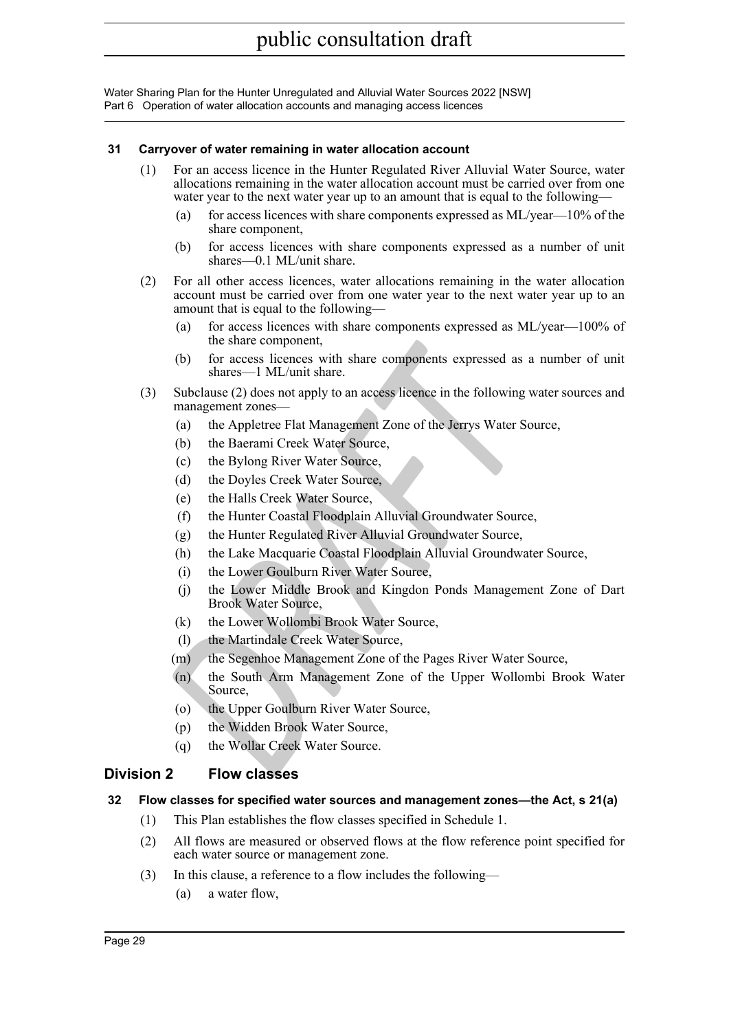### 31 Carryover of water remaining in water allocation account

(1) For an access licence in the Hunter Regulated River Alluvial Water Source, water allocations remaining in the water allocation account must be carried over from one water year to the next water year up to an amount that is equal to the following—

(a) for access licences with share components expressed as ML/year—10% of the share component,

(b) for access licences with share components expressed as a number of unit shares—0.1 ML/unit share.

(2) For all other access licences, water allocations remaining in the water allocation account must be carried over from one water year to the next water year up to an amount that is equal to the following—

(a) for access licences with share components expressed as ML/year—100% of the share component,

(b) for access licences with share components expressed as a number of unit shares—1 ML/unit share.

(3) Subclause (2) does not apply to an access licence in the following water sources and management zones—

(a) the Appletree Flat Management Zone of the Jerrys Water Source,

(b) the Baerami Creek Water Source,

(c) the Bylong River Water Source,

(d) the Doyles Creek Water Source,

(e) the Halls Creek Water Source,

(f) the Hunter Coastal Floodplain Alluvial Groundwater Source,

(g) the Hunter Regulated River Alluvial Groundwater Source,

(h) the Lake Macquarie Coastal Floodplain Alluvial Groundwater Source,

(i) the Lower Goulburn River Water Source,

(j) the Lower Middle Brook and Kingdon Ponds Management Zone of Dart Brook Water Source,

(k) the Lower Wollombi Brook Water Source,

(l) the Martindale Creek Water Source,

(m) the Segenhoe Management Zone of the Pages River Water Source,

(n) the South Arm Management Zone of the Upper Wollombi Brook Water Source,

(o) the Upper Goulburn River Water Source,

(p) the Widden Brook Water Source,

(q) the Wollar Creek Water Source.

## Division 2 Flow classes

### 32 Flow classes for specified water sources and management zones—the Act, s 21(a)

(1) This Plan establishes the flow classes specified in Schedule 1.

(2) All flows are measured or observed flows at the flow reference point specified for each water source or management zone.

(3) In this clause, a reference to a flow includes the following—

(a) a water flow,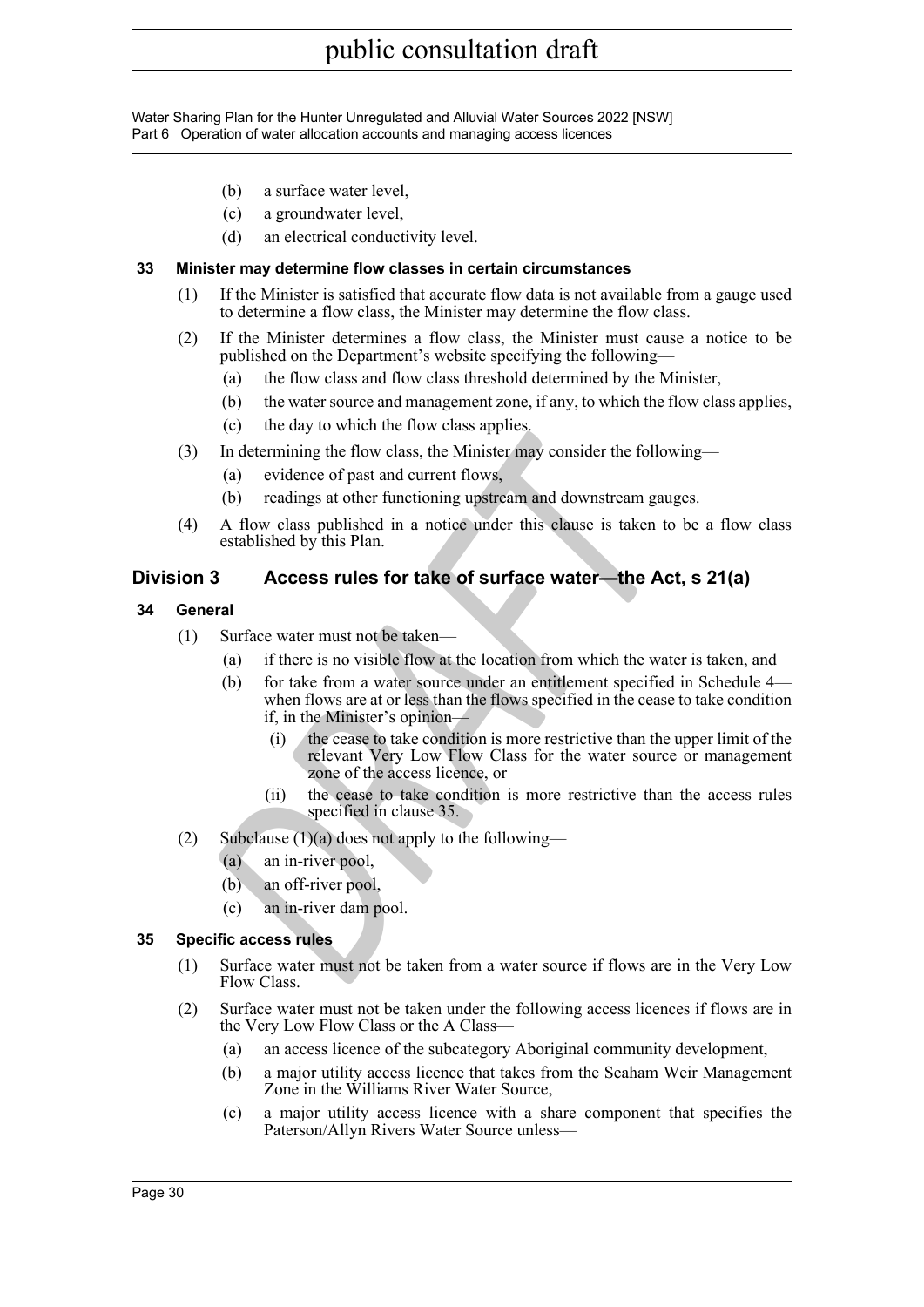(b) a surface water level,

(c) a groundwater level,

(d) an electrical conductivity level.

### 33 Minister may determine flow classes in certain circumstances

(1) If the Minister is satisfied that accurate flow data is not available from a gauge used to determine a flow class, the Minister may determine the flow class.

(2) If the Minister determines a flow class, the Minister must cause a notice to be published on the Department's website specifying the following—

(a) the flow class and flow class threshold determined by the Minister,

(b) the water source and management zone, if any, to which the flow class applies,

(c) the day to which the flow class applies.

(3) In determining the flow class, the Minister may consider the following—

(a) evidence of past and current flows,

(b) readings at other functioning upstream and downstream gauges.

(4) A flow class published in a notice under this clause is taken to be a flow class established by this Plan.

## Division 3 Access rules for take of surface water—the Act, s 21(a)

### 34 General

(1) Surface water must not be taken—

(a) if there is no visible flow at the location from which the water is taken, and

(b) for take from a water source under an entitlement specified in Schedule 4—when flows are at or less than the flows specified in the cease to take condition if, in the Minister's opinion—

(i) the cease to take condition is more restrictive than the upper limit of the relevant Very Low Flow Class for the water source or management zone of the access licence, or

(ii) the cease to take condition is more restrictive than the access rules specified in clause 35.

(2) Subclause (1)(a) does not apply to the following—

(a) an in-river pool,

(b) an off-river pool,

(c) an in-river dam pool.

### 35 Specific access rules

(1) Surface water must not be taken from a water source if flows are in the Very Low Flow Class.

(2) Surface water must not be taken under the following access licences if flows are in the Very Low Flow Class or the A Class—

(a) an access licence of the subcategory Aboriginal community development,

(b) a major utility access licence that takes from the Seaham Weir Management Zone in the Williams River Water Source,

(c) a major utility access licence with a share component that specifies the Paterson/Allyn Rivers Water Source unless—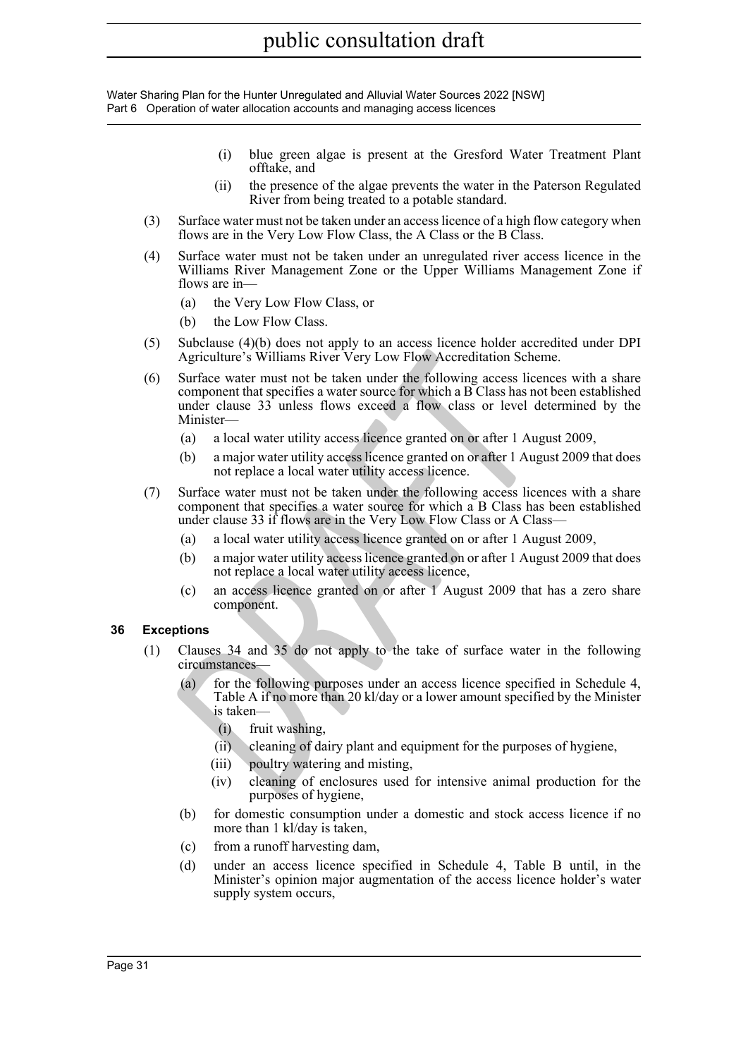(i) blue green algae is present at the Gresford Water Treatment Plant offtake, and

(ii) the presence of the algae prevents the water in the Paterson Regulated River from being treated to a potable standard.

(3) Surface water must not be taken under an access licence of a high flow category when flows are in the Very Low Flow Class, the A Class or the B Class.

(4) Surface water must not be taken under an unregulated river access licence in the Williams River Management Zone or the Upper Williams Management Zone if flows are in—

(a) the Very Low Flow Class, or

(b) the Low Flow Class.

(5) Subclause (4)(b) does not apply to an access licence holder accredited under DPI Agriculture's Williams River Very Low Flow Accreditation Scheme.

(6) Surface water must not be taken under the following access licences with a share component that specifies a water source for which a B Class has not been established under clause 33 unless flows exceed a flow class or level determined by the Minister—

(a) a local water utility access licence granted on or after 1 August 2009,

(b) a major water utility access licence granted on or after 1 August 2009 that does not replace a local water utility access licence.

(7) Surface water must not be taken under the following access licences with a share component that specifies a water source for which a B Class has been established under clause 33 if flows are in the Very Low Flow Class or A Class—

(a) a local water utility access licence granted on or after 1 August 2009,

(b) a major water utility access licence granted on or after 1 August 2009 that does not replace a local water utility access licence,

(c) an access licence granted on or after 1 August 2009 that has a zero share component.

### 36 Exceptions

(1) Clauses 34 and 35 do not apply to the take of surface water in the following circumstances—

(a) for the following purposes under an access licence specified in Schedule 4, Table A if no more than 20 kl/day or a lower amount specified by the Minister is taken—

(i) fruit washing,

(ii) cleaning of dairy plant and equipment for the purposes of hygiene,

(iii) poultry watering and misting,

(iv) cleaning of enclosures used for intensive animal production for the purposes of hygiene,

(b) for domestic consumption under a domestic and stock access licence if no more than 1 kl/day is taken,

(c) from a runoff harvesting dam,

(d) under an access licence specified in Schedule 4, Table B until, in the Minister's opinion major augmentation of the access licence holder's water supply system occurs,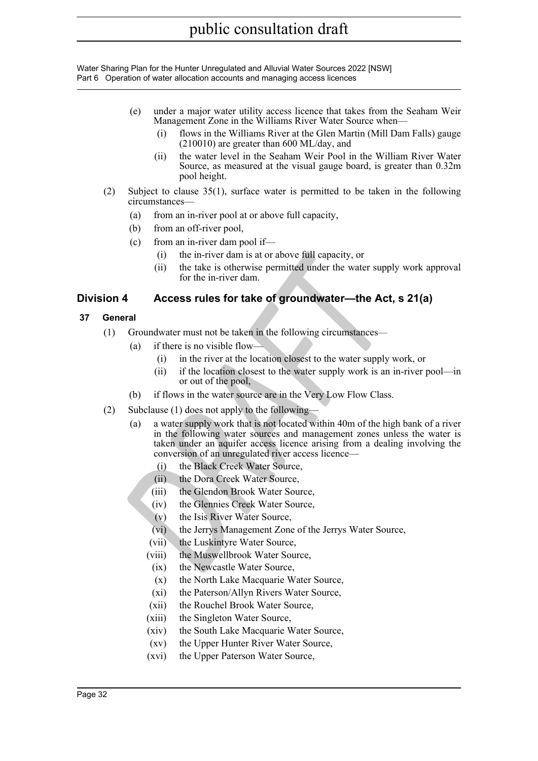(e) under a major water utility access licence that takes from the Seaham Weir Management Zone in the Williams River Water Source when—

    (i) flows in the Williams River at the Glen Martin (Mill Dam Falls) gauge (210010) are greater than 600 ML/day, and

    (ii) the water level in the Seaham Weir Pool in the William River Water Source, as measured at the visual gauge board, is greater than 0.32m pool height.

(2) Subject to clause 35(1), surface water is permitted to be taken in the following circumstances—

(a) from an in-river pool at or above full capacity,

(b) from an off-river pool,

(c) from an in-river dam pool if—

    (i) the in-river dam is at or above full capacity, or

    (ii) the take is otherwise permitted under the water supply work approval for the in-river dam.

## Division 4 Access rules for take of groundwater—the Act, s 21(a)

### 37 General

(1) Groundwater must not be taken in the following circumstances—

(a) if there is no visible flow—

    (i) in the river at the location closest to the water supply work, or

    (ii) if the location closest to the water supply work is an in-river pool—in or out of the pool,

(b) if flows in the water source are in the Very Low Flow Class.

(2) Subclause (1) does not apply to the following—

(a) a water supply work that is not located within 40m of the high bank of a river in the following water sources and management zones unless the water is taken under an aquifer access licence arising from a dealing involving the conversion of an unregulated river access licence—

    (i) the Black Creek Water Source,

    (ii) the Dora Creek Water Source,

    (iii) the Glendon Brook Water Source,

    (iv) the Glennies Creek Water Source,

    (v) the Isis River Water Source,

    (vi) the Jerrys Management Zone of the Jerrys Water Source,

    (vii) the Luskintyre Water Source,

    (viii) the Muswellbrook Water Source,

    (ix) the Newcastle Water Source,

    (x) the North Lake Macquarie Water Source,

    (xi) the Paterson/Allyn Rivers Water Source,

    (xii) the Rouchel Brook Water Source,

    (xiii) the Singleton Water Source,

    (xiv) the South Lake Macquarie Water Source,

    (xv) the Upper Hunter River Water Source,

    (xvi) the Upper Paterson Water Source,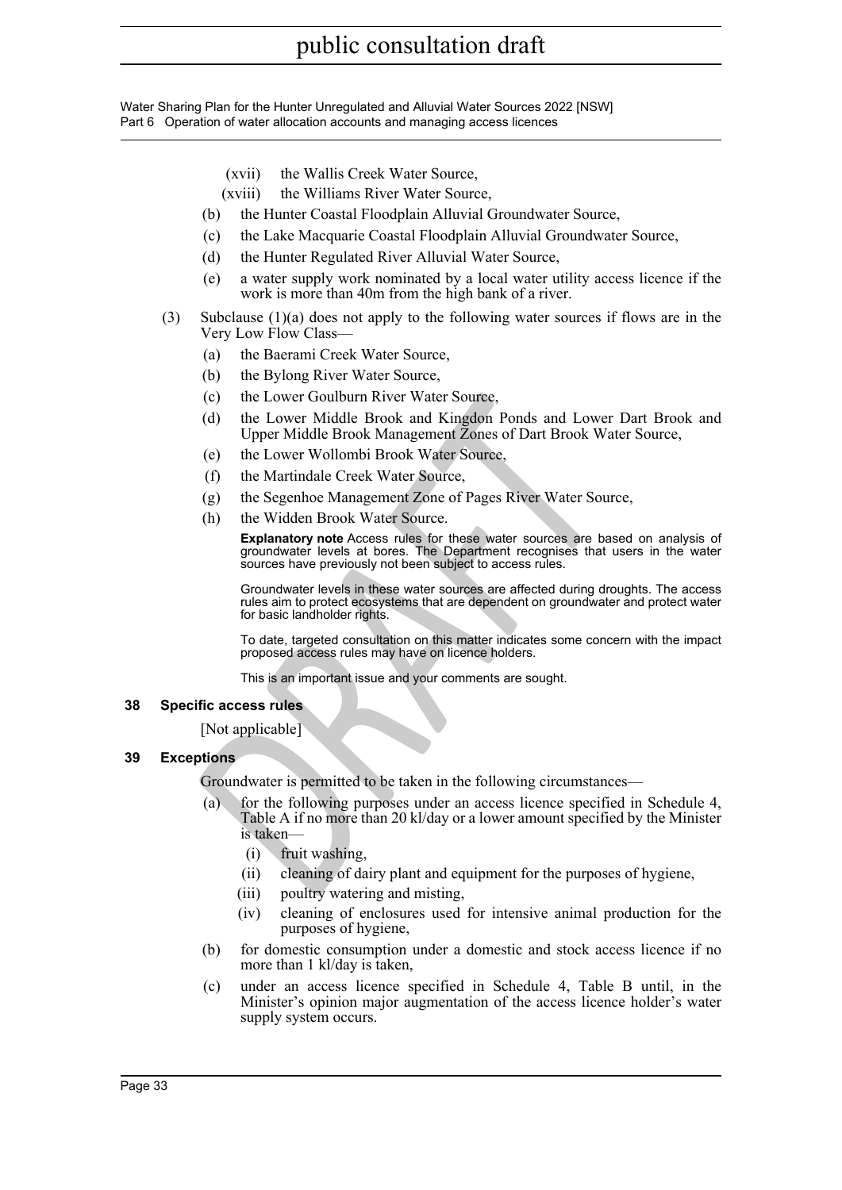(xvii) the Wallis Creek Water Source,

(xviii) the Williams River Water Source,

(b) the Hunter Coastal Floodplain Alluvial Groundwater Source,

(c) the Lake Macquarie Coastal Floodplain Alluvial Groundwater Source,

(d) the Hunter Regulated River Alluvial Water Source,

(e) a water supply work nominated by a local water utility access licence if the work is more than 40m from the high bank of a river.

(3) Subclause (1)(a) does not apply to the following water sources if flows are in the Very Low Flow Class—

(a) the Baerami Creek Water Source,

(b) the Bylong River Water Source,

(c) the Lower Goulburn River Water Source,

(d) the Lower Middle Brook and Kingdon Ponds and Lower Dart Brook and Upper Middle Brook Management Zones of Dart Brook Water Source,

(e) the Lower Wollombi Brook Water Source,

(f) the Martindale Creek Water Source,

(g) the Segenhoe Management Zone of Pages River Water Source,

(h) the Widden Brook Water Source.

**Explanatory note** Access rules for these water sources are based on analysis of groundwater levels at bores. The Department recognises that users in the water sources have previously not been subject to access rules.

Groundwater levels in these water sources are affected during droughts. The access rules aim to protect ecosystems that are dependent on groundwater and protect water for basic landholder rights.

To date, targeted consultation on this matter indicates some concern with the impact proposed access rules may have on licence holders.

This is an important issue and your comments are sought.

### 38 Specific access rules

[Not applicable]

### 39 Exceptions

Groundwater is permitted to be taken in the following circumstances—

(a) for the following purposes under an access licence specified in Schedule 4, Table A if no more than 20 kl/day or a lower amount specified by the Minister is taken—

(i) fruit washing,

(ii) cleaning of dairy plant and equipment for the purposes of hygiene,

(iii) poultry watering and misting,

(iv) cleaning of enclosures used for intensive animal production for the purposes of hygiene,

(b) for domestic consumption under a domestic and stock access licence if no more than 1 kl/day is taken,

(c) under an access licence specified in Schedule 4, Table B until, in the Minister's opinion major augmentation of the access licence holder's water supply system occurs.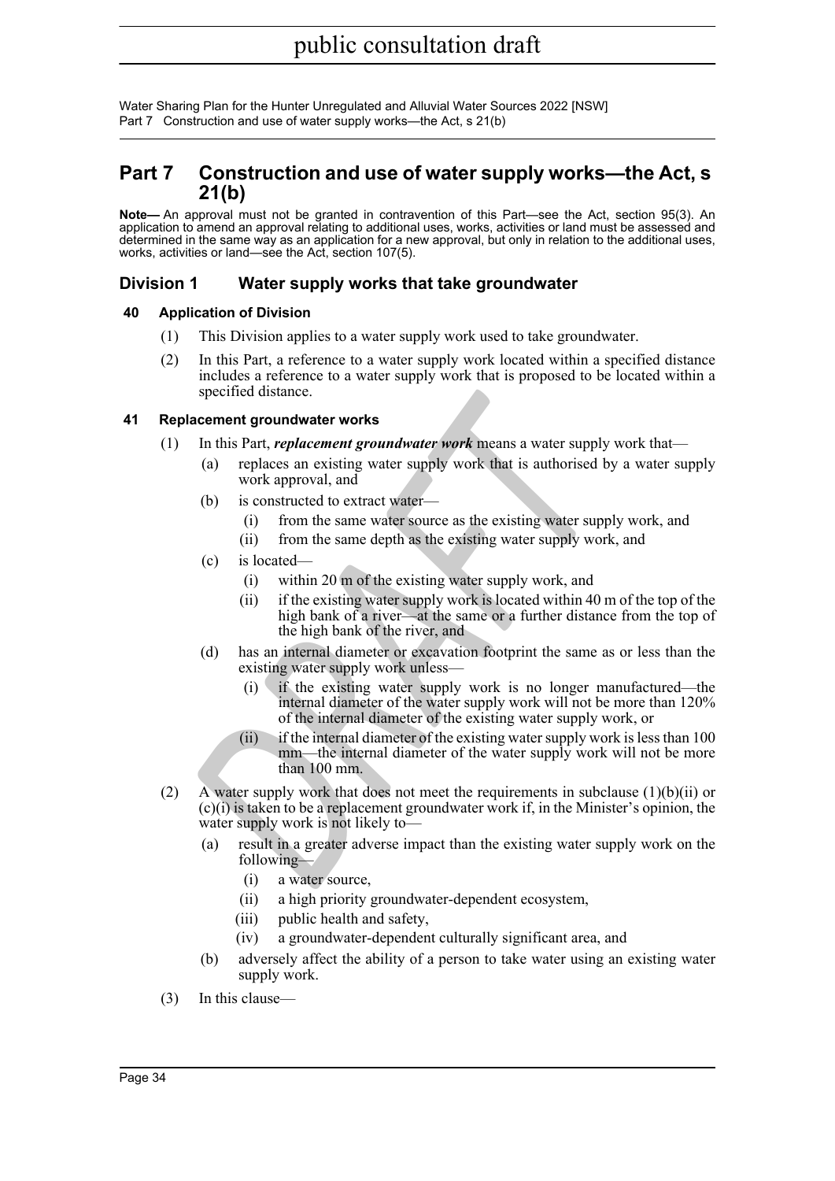# Part 7 Construction and use of water supply works—the Act, s 21(b)

**Note—** An approval must not be granted in contravention of this Part—see the Act, section 95(3). An application to amend an approval relating to additional uses, works, activities or land must be assessed and determined in the same way as an application for a new approval, but only in relation to the additional uses, works, activities or land—see the Act, section 107(5).

## Division 1 Water supply works that take groundwater

### 40 Application of Division

(1) This Division applies to a water supply work used to take groundwater.

(2) In this Part, a reference to a water supply work located within a specified distance includes a reference to a water supply work that is proposed to be located within a specified distance.

### 41 Replacement groundwater works

(1) In this Part, ***replacement groundwater work*** means a water supply work that—

- (a) replaces an existing water supply work that is authorised by a water supply work approval, and
- (b) is constructed to extract water—
  - (i) from the same water source as the existing water supply work, and
  - (ii) from the same depth as the existing water supply work, and
- (c) is located—
  - (i) within 20 m of the existing water supply work, and
  - (ii) if the existing water supply work is located within 40 m of the top of the high bank of a river—at the same or a further distance from the top of the high bank of the river, and
- (d) has an internal diameter or excavation footprint the same as or less than the existing water supply work unless—
  - (i) if the existing water supply work is no longer manufactured—the internal diameter of the water supply work will not be more than 120% of the internal diameter of the existing water supply work, or
  - (ii) if the internal diameter of the existing water supply work is less than 100 mm—the internal diameter of the water supply work will not be more than 100 mm.

(2) A water supply work that does not meet the requirements in subclause (1)(b)(ii) or (c)(i) is taken to be a replacement groundwater work if, in the Minister's opinion, the water supply work is not likely to—

- (a) result in a greater adverse impact than the existing water supply work on the following—
  - (i) a water source,
  - (ii) a high priority groundwater-dependent ecosystem,
  - (iii) public health and safety,
  - (iv) a groundwater-dependent culturally significant area, and
- (b) adversely affect the ability of a person to take water using an existing water supply work.

(3) In this clause—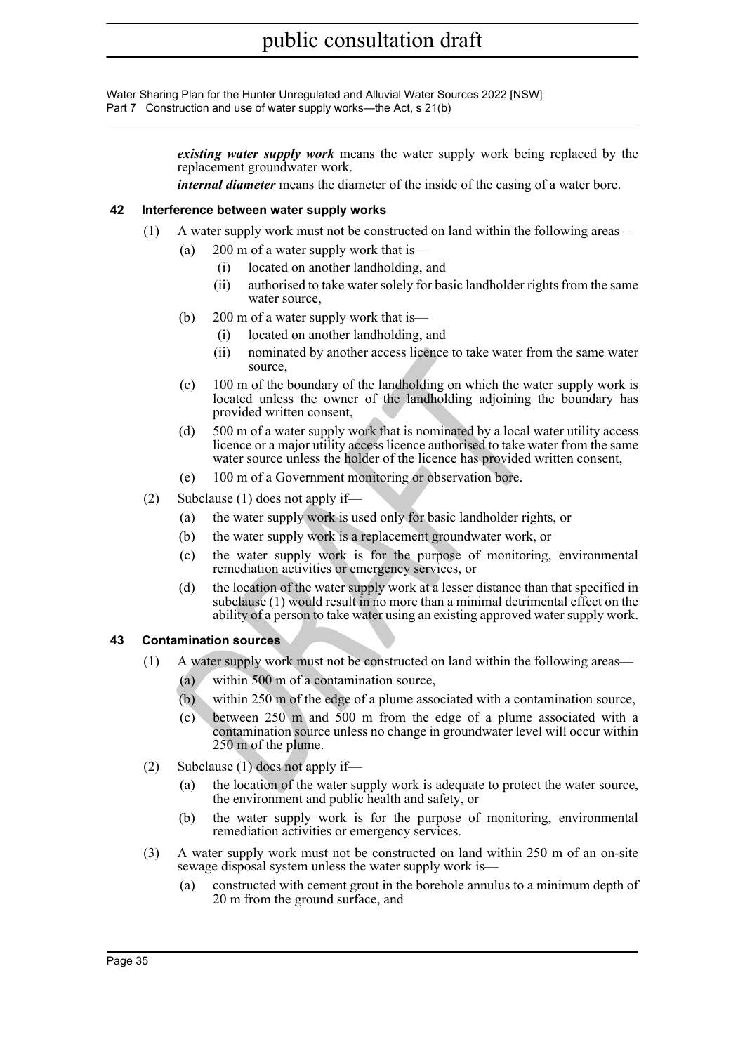***existing water supply work*** means the water supply work being replaced by the replacement groundwater work.

***internal diameter*** means the diameter of the inside of the casing of a water bore.

### 42 Interference between water supply works

(1) A water supply work must not be constructed on land within the following areas—

(a) 200 m of a water supply work that is—

(i) located on another landholding, and

(ii) authorised to take water solely for basic landholder rights from the same water source,

(b) 200 m of a water supply work that is—

(i) located on another landholding, and

(ii) nominated by another access licence to take water from the same water source,

(c) 100 m of the boundary of the landholding on which the water supply work is located unless the owner of the landholding adjoining the boundary has provided written consent,

(d) 500 m of a water supply work that is nominated by a local water utility access licence or a major utility access licence authorised to take water from the same water source unless the holder of the licence has provided written consent,

(e) 100 m of a Government monitoring or observation bore.

(2) Subclause (1) does not apply if—

(a) the water supply work is used only for basic landholder rights, or

(b) the water supply work is a replacement groundwater work, or

(c) the water supply work is for the purpose of monitoring, environmental remediation activities or emergency services, or

(d) the location of the water supply work at a lesser distance than that specified in subclause (1) would result in no more than a minimal detrimental effect on the ability of a person to take water using an existing approved water supply work.

### 43 Contamination sources

(1) A water supply work must not be constructed on land within the following areas—

(a) within 500 m of a contamination source,

(b) within 250 m of the edge of a plume associated with a contamination source,

(c) between 250 m and 500 m from the edge of a plume associated with a contamination source unless no change in groundwater level will occur within 250 m of the plume.

(2) Subclause (1) does not apply if—

(a) the location of the water supply work is adequate to protect the water source, the environment and public health and safety, or

(b) the water supply work is for the purpose of monitoring, environmental remediation activities or emergency services.

(3) A water supply work must not be constructed on land within 250 m of an on-site sewage disposal system unless the water supply work is—

(a) constructed with cement grout in the borehole annulus to a minimum depth of 20 m from the ground surface, and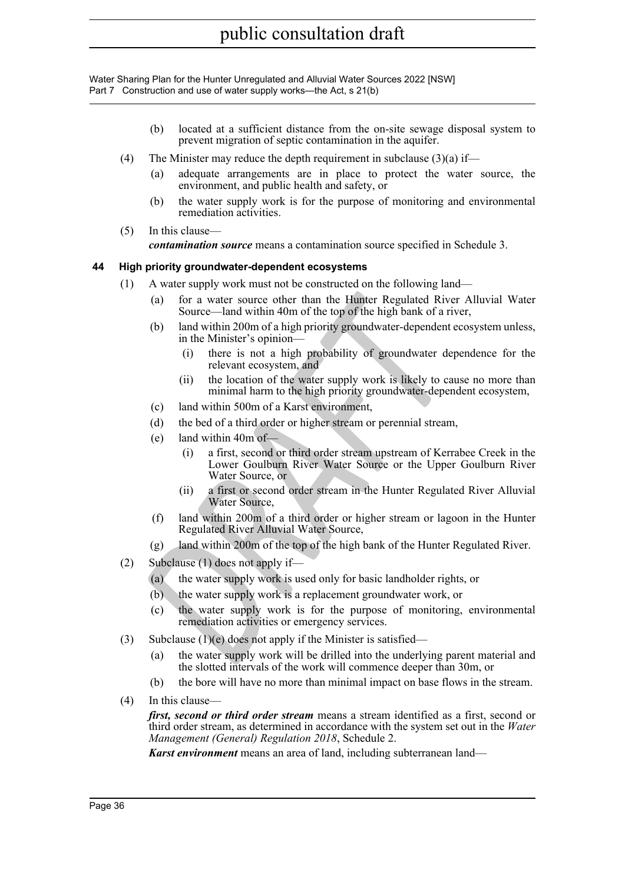(b) located at a sufficient distance from the on-site sewage disposal system to prevent migration of septic contamination in the aquifer.

(4) The Minister may reduce the depth requirement in subclause (3)(a) if—

(a) adequate arrangements are in place to protect the water source, the environment, and public health and safety, or

(b) the water supply work is for the purpose of monitoring and environmental remediation activities.

(5) In this clause—

***contamination source*** means a contamination source specified in Schedule 3.

### 44 High priority groundwater-dependent ecosystems

(1) A water supply work must not be constructed on the following land—

(a) for a water source other than the Hunter Regulated River Alluvial Water Source—land within 40m of the top of the high bank of a river,

(b) land within 200m of a high priority groundwater-dependent ecosystem unless, in the Minister's opinion—

(i) there is not a high probability of groundwater dependence for the relevant ecosystem, and

(ii) the location of the water supply work is likely to cause no more than minimal harm to the high priority groundwater-dependent ecosystem,

(c) land within 500m of a Karst environment,

(d) the bed of a third order or higher stream or perennial stream,

(e) land within 40m of—

(i) a first, second or third order stream upstream of Kerrabee Creek in the Lower Goulburn River Water Source or the Upper Goulburn River Water Source, or

(ii) a first or second order stream in the Hunter Regulated River Alluvial Water Source,

(f) land within 200m of a third order or higher stream or lagoon in the Hunter Regulated River Alluvial Water Source,

(g) land within 200m of the top of the high bank of the Hunter Regulated River.

(2) Subclause (1) does not apply if—

(a) the water supply work is used only for basic landholder rights, or

(b) the water supply work is a replacement groundwater work, or

(c) the water supply work is for the purpose of monitoring, environmental remediation activities or emergency services.

(3) Subclause (1)(e) does not apply if the Minister is satisfied—

(a) the water supply work will be drilled into the underlying parent material and the slotted intervals of the work will commence deeper than 30m, or

(b) the bore will have no more than minimal impact on base flows in the stream.

(4) In this clause—

***first, second or third order stream*** means a stream identified as a first, second or third order stream, as determined in accordance with the system set out in the *Water Management (General) Regulation 2018*, Schedule 2.

***Karst environment*** means an area of land, including subterranean land—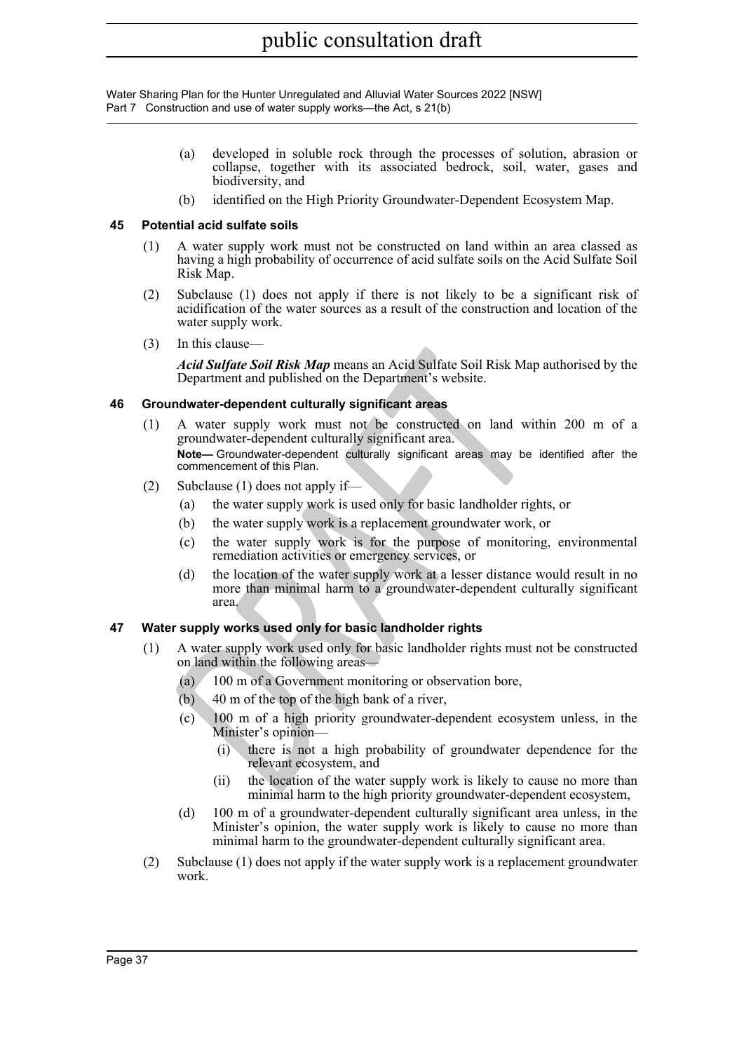(a) developed in soluble rock through the processes of solution, abrasion or collapse, together with its associated bedrock, soil, water, gases and biodiversity, and

(b) identified on the High Priority Groundwater-Dependent Ecosystem Map.

### 45 Potential acid sulfate soils

(1) A water supply work must not be constructed on land within an area classed as having a high probability of occurrence of acid sulfate soils on the Acid Sulfate Soil Risk Map.

(2) Subclause (1) does not apply if there is not likely to be a significant risk of acidification of the water sources as a result of the construction and location of the water supply work.

(3) In this clause—

***Acid Sulfate Soil Risk Map*** means an Acid Sulfate Soil Risk Map authorised by the Department and published on the Department's website.

### 46 Groundwater-dependent culturally significant areas

(1) A water supply work must not be constructed on land within 200 m of a groundwater-dependent culturally significant area.

**Note—** Groundwater-dependent culturally significant areas may be identified after the commencement of this Plan.

(2) Subclause (1) does not apply if—

(a) the water supply work is used only for basic landholder rights, or

(b) the water supply work is a replacement groundwater work, or

(c) the water supply work is for the purpose of monitoring, environmental remediation activities or emergency services, or

(d) the location of the water supply work at a lesser distance would result in no more than minimal harm to a groundwater-dependent culturally significant area.

### 47 Water supply works used only for basic landholder rights

(1) A water supply work used only for basic landholder rights must not be constructed on land within the following areas—

(a) 100 m of a Government monitoring or observation bore,

(b) 40 m of the top of the high bank of a river,

(c) 100 m of a high priority groundwater-dependent ecosystem unless, in the Minister's opinion—

(i) there is not a high probability of groundwater dependence for the relevant ecosystem, and

(ii) the location of the water supply work is likely to cause no more than minimal harm to the high priority groundwater-dependent ecosystem,

(d) 100 m of a groundwater-dependent culturally significant area unless, in the Minister's opinion, the water supply work is likely to cause no more than minimal harm to the groundwater-dependent culturally significant area.

(2) Subclause (1) does not apply if the water supply work is a replacement groundwater work.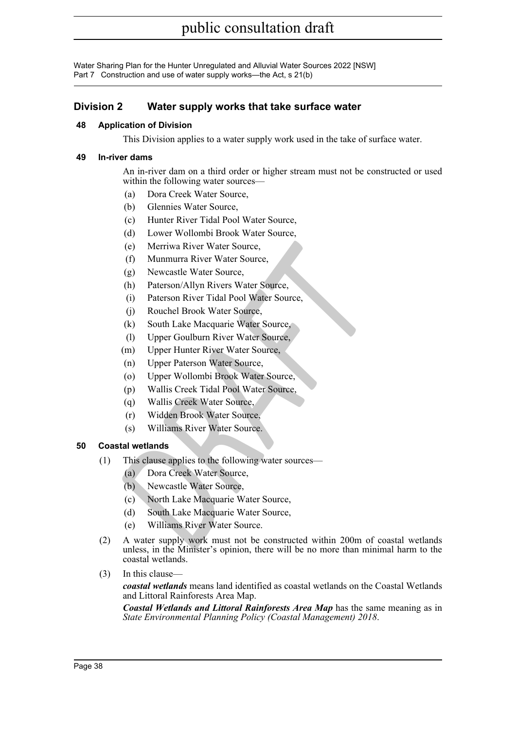## Division 2 Water supply works that take surface water

### 48 Application of Division

This Division applies to a water supply work used in the take of surface water.

### 49 In-river dams

An in-river dam on a third order or higher stream must not be constructed or used within the following water sources—

- (a) Dora Creek Water Source,
- (b) Glennies Water Source,
- (c) Hunter River Tidal Pool Water Source,
- (d) Lower Wollombi Brook Water Source,
- (e) Merriwa River Water Source,
- (f) Munmurra River Water Source,
- (g) Newcastle Water Source,
- (h) Paterson/Allyn Rivers Water Source,
- (i) Paterson River Tidal Pool Water Source,
- (j) Rouchel Brook Water Source,
- (k) South Lake Macquarie Water Source,
- (l) Upper Goulburn River Water Source,
- (m) Upper Hunter River Water Source,
- (n) Upper Paterson Water Source,
- (o) Upper Wollombi Brook Water Source,
- (p) Wallis Creek Tidal Pool Water Source,
- (q) Wallis Creek Water Source,
- (r) Widden Brook Water Source,
- (s) Williams River Water Source.

### 50 Coastal wetlands

(1) This clause applies to the following water sources—

- (a) Dora Creek Water Source,
- (b) Newcastle Water Source,
- (c) North Lake Macquarie Water Source,
- (d) South Lake Macquarie Water Source,
- (e) Williams River Water Source.

(2) A water supply work must not be constructed within 200m of coastal wetlands unless, in the Minister's opinion, there will be no more than minimal harm to the coastal wetlands.

(3) In this clause—

***coastal wetlands*** means land identified as coastal wetlands on the Coastal Wetlands and Littoral Rainforests Area Map.

***Coastal Wetlands and Littoral Rainforests Area Map*** has the same meaning as in *State Environmental Planning Policy (Coastal Management) 2018*.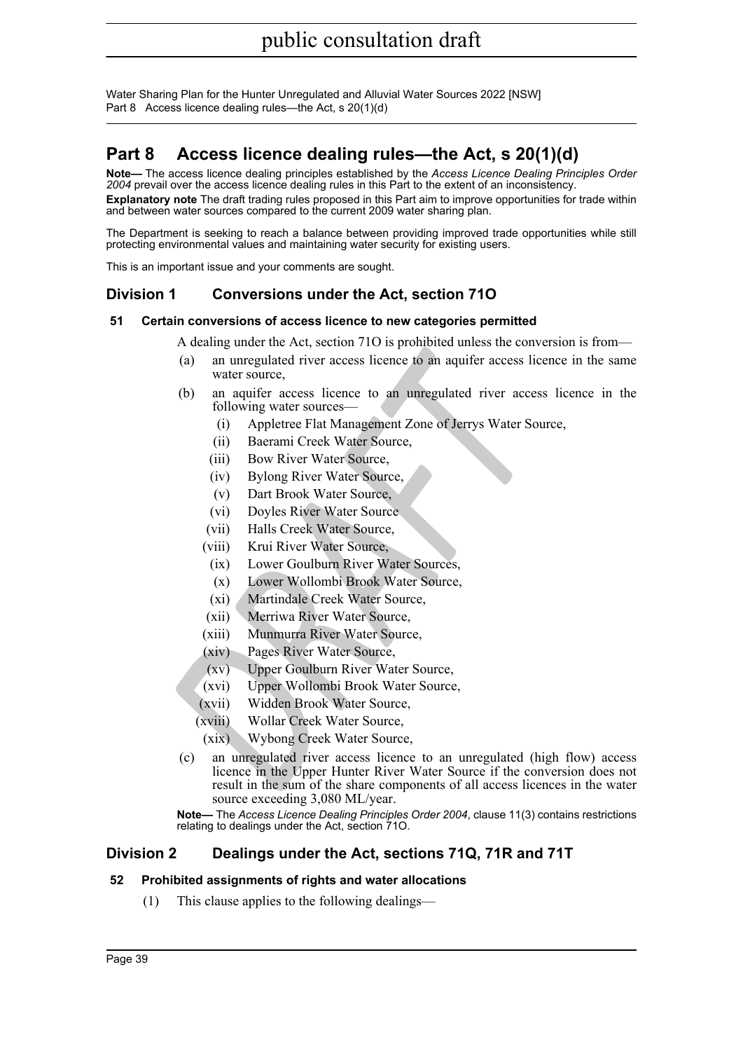# Part 8 Access licence dealing rules—the Act, s 20(1)(d)

**Note—** The access licence dealing principles established by the *Access Licence Dealing Principles Order 2004* prevail over the access licence dealing rules in this Part to the extent of an inconsistency.

**Explanatory note** The draft trading rules proposed in this Part aim to improve opportunities for trade within and between water sources compared to the current 2009 water sharing plan.

The Department is seeking to reach a balance between providing improved trade opportunities while still protecting environmental values and maintaining water security for existing users.

This is an important issue and your comments are sought.

## Division 1 Conversions under the Act, section 71O

### 51 Certain conversions of access licence to new categories permitted

A dealing under the Act, section 71O is prohibited unless the conversion is from—

(a) an unregulated river access licence to an aquifer access licence in the same water source,

(b) an aquifer access licence to an unregulated river access licence in the following water sources—

(i) Appletree Flat Management Zone of Jerrys Water Source,

(ii) Baerami Creek Water Source,

(iii) Bow River Water Source,

(iv) Bylong River Water Source,

(v) Dart Brook Water Source,

(vi) Doyles River Water Source

(vii) Halls Creek Water Source,

(viii) Krui River Water Source,

(ix) Lower Goulburn River Water Sources,

(x) Lower Wollombi Brook Water Source,

(xi) Martindale Creek Water Source,

(xii) Merriwa River Water Source,

(xiii) Munmurra River Water Source,

(xiv) Pages River Water Source,

(xv) Upper Goulburn River Water Source,

(xvi) Upper Wollombi Brook Water Source,

(xvii) Widden Brook Water Source,

(xviii) Wollar Creek Water Source,

(xix) Wybong Creek Water Source,

(c) an unregulated river access licence to an unregulated (high flow) access licence in the Upper Hunter River Water Source if the conversion does not result in the sum of the share components of all access licences in the water source exceeding 3,080 ML/year.

**Note—** The *Access Licence Dealing Principles Order 2004*, clause 11(3) contains restrictions relating to dealings under the Act, section 71O.

## Division 2 Dealings under the Act, sections 71Q, 71R and 71T

### 52 Prohibited assignments of rights and water allocations

(1) This clause applies to the following dealings—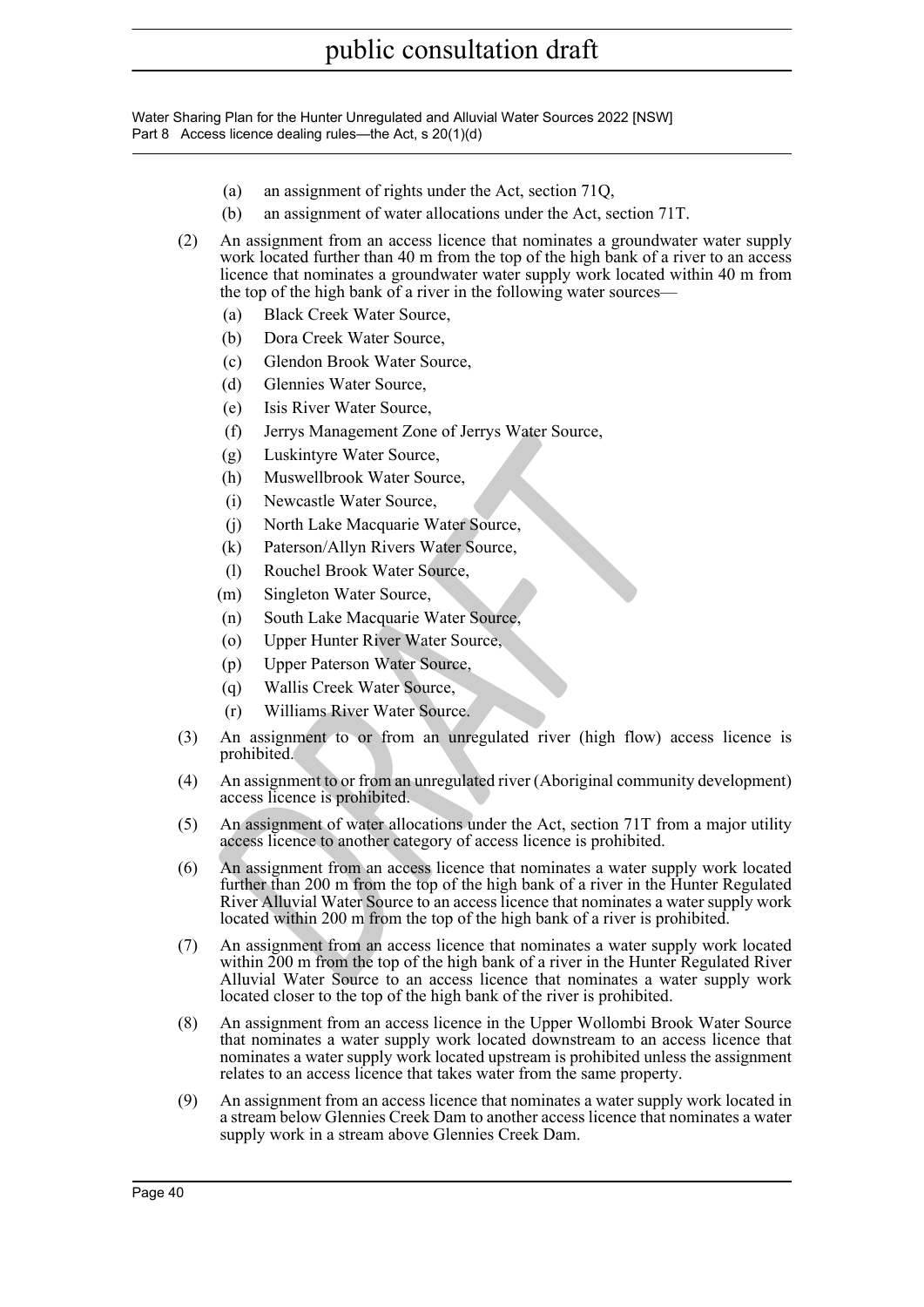(a) an assignment of rights under the Act, section 71Q,

(b) an assignment of water allocations under the Act, section 71T.

(2) An assignment from an access licence that nominates a groundwater water supply work located further than 40 m from the top of the high bank of a river to an access licence that nominates a groundwater water supply work located within 40 m from the top of the high bank of a river in the following water sources—

(a) Black Creek Water Source,

(b) Dora Creek Water Source,

(c) Glendon Brook Water Source,

(d) Glennies Water Source,

(e) Isis River Water Source,

(f) Jerrys Management Zone of Jerrys Water Source,

(g) Luskintyre Water Source,

(h) Muswellbrook Water Source,

(i) Newcastle Water Source,

(j) North Lake Macquarie Water Source,

(k) Paterson/Allyn Rivers Water Source,

(l) Rouchel Brook Water Source,

(m) Singleton Water Source,

(n) South Lake Macquarie Water Source,

(o) Upper Hunter River Water Source,

(p) Upper Paterson Water Source,

(q) Wallis Creek Water Source,

(r) Williams River Water Source.

(3) An assignment to or from an unregulated river (high flow) access licence is prohibited.

(4) An assignment to or from an unregulated river (Aboriginal community development) access licence is prohibited.

(5) An assignment of water allocations under the Act, section 71T from a major utility access licence to another category of access licence is prohibited.

(6) An assignment from an access licence that nominates a water supply work located further than 200 m from the top of the high bank of a river in the Hunter Regulated River Alluvial Water Source to an access licence that nominates a water supply work located within 200 m from the top of the high bank of a river is prohibited.

(7) An assignment from an access licence that nominates a water supply work located within 200 m from the top of the high bank of a river in the Hunter Regulated River Alluvial Water Source to an access licence that nominates a water supply work located closer to the top of the high bank of the river is prohibited.

(8) An assignment from an access licence in the Upper Wollombi Brook Water Source that nominates a water supply work located downstream to an access licence that nominates a water supply work located upstream is prohibited unless the assignment relates to an access licence that takes water from the same property.

(9) An assignment from an access licence that nominates a water supply work located in a stream below Glennies Creek Dam to another access licence that nominates a water supply work in a stream above Glennies Creek Dam.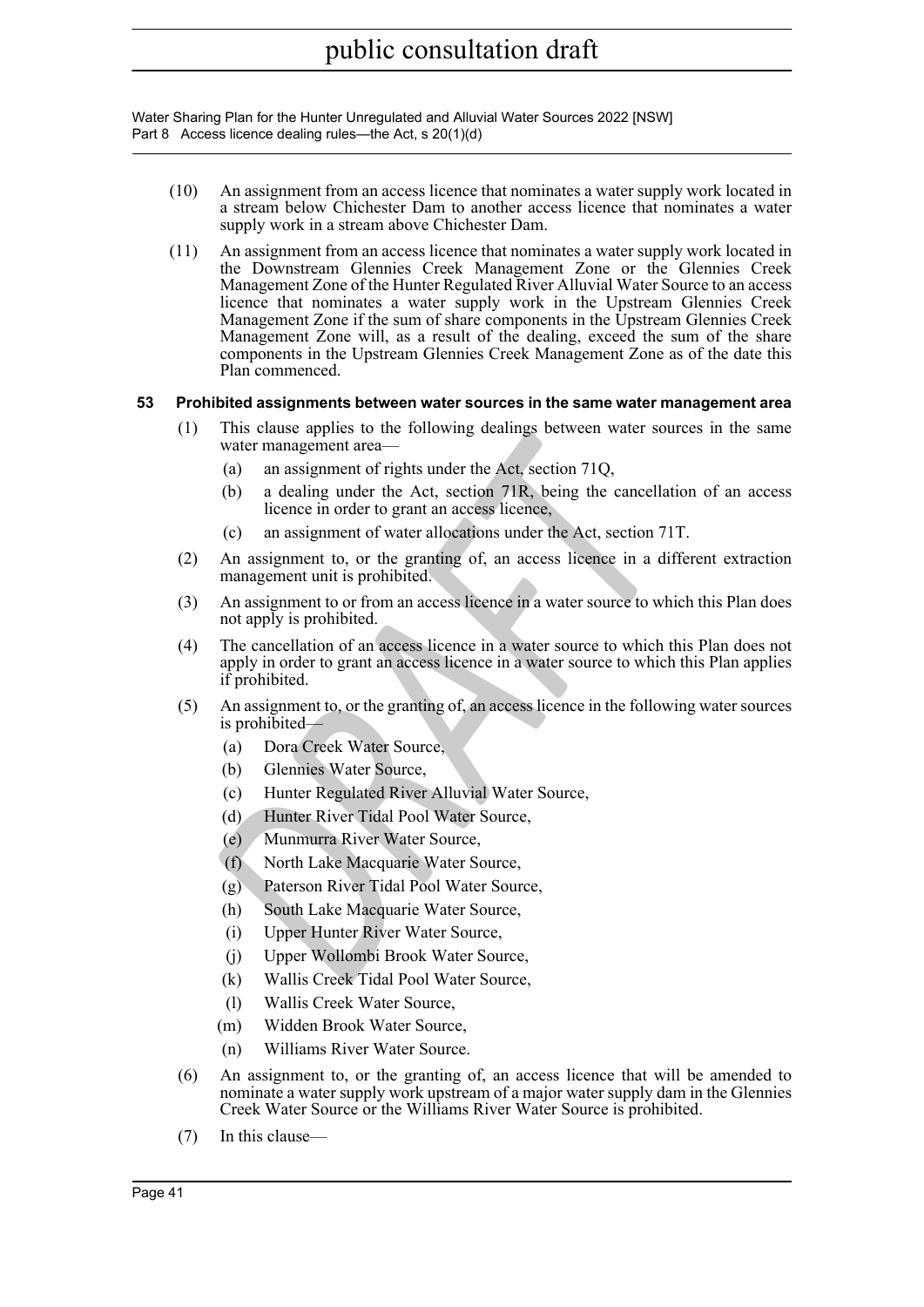(10) An assignment from an access licence that nominates a water supply work located in a stream below Chichester Dam to another access licence that nominates a water supply work in a stream above Chichester Dam.

(11) An assignment from an access licence that nominates a water supply work located in the Downstream Glennies Creek Management Zone or the Glennies Creek Management Zone of the Hunter Regulated River Alluvial Water Source to an access licence that nominates a water supply work in the Upstream Glennies Creek Management Zone if the sum of share components in the Upstream Glennies Creek Management Zone will, as a result of the dealing, exceed the sum of the share components in the Upstream Glennies Creek Management Zone as of the date this Plan commenced.

### 53 Prohibited assignments between water sources in the same water management area

(1) This clause applies to the following dealings between water sources in the same water management area—

(a) an assignment of rights under the Act, section 71Q,

(b) a dealing under the Act, section 71R, being the cancellation of an access licence in order to grant an access licence,

(c) an assignment of water allocations under the Act, section 71T.

(2) An assignment to, or the granting of, an access licence in a different extraction management unit is prohibited.

(3) An assignment to or from an access licence in a water source to which this Plan does not apply is prohibited.

(4) The cancellation of an access licence in a water source to which this Plan does not apply in order to grant an access licence in a water source to which this Plan applies if prohibited.

(5) An assignment to, or the granting of, an access licence in the following water sources is prohibited—

(a) Dora Creek Water Source,

(b) Glennies Water Source,

(c) Hunter Regulated River Alluvial Water Source,

(d) Hunter River Tidal Pool Water Source,

(e) Munmurra River Water Source,

(f) North Lake Macquarie Water Source,

(g) Paterson River Tidal Pool Water Source,

(h) South Lake Macquarie Water Source,

(i) Upper Hunter River Water Source,

(j) Upper Wollombi Brook Water Source,

(k) Wallis Creek Tidal Pool Water Source,

(l) Wallis Creek Water Source,

(m) Widden Brook Water Source,

(n) Williams River Water Source.

(6) An assignment to, or the granting of, an access licence that will be amended to nominate a water supply work upstream of a major water supply dam in the Glennies Creek Water Source or the Williams River Water Source is prohibited.

(7) In this clause—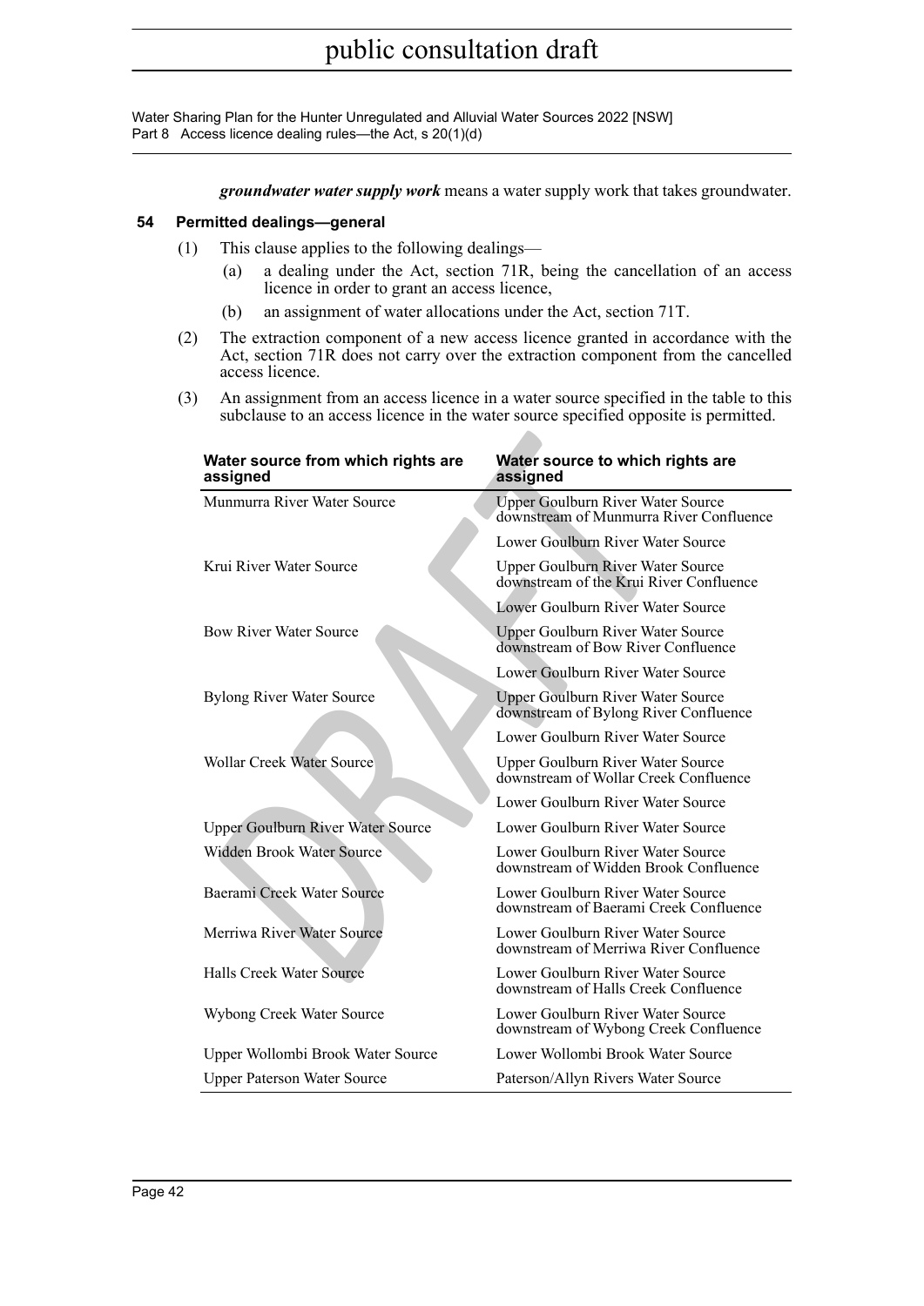***groundwater water supply work*** means a water supply work that takes groundwater.

### 54 Permitted dealings—general

(1) This clause applies to the following dealings—

(a) a dealing under the Act, section 71R, being the cancellation of an access licence in order to grant an access licence,

(b) an assignment of water allocations under the Act, section 71T.

(2) The extraction component of a new access licence granted in accordance with the Act, section 71R does not carry over the extraction component from the cancelled access licence.

(3) An assignment from an access licence in a water source specified in the table to this subclause to an access licence in the water source specified opposite is permitted.

| Water source from which rights are assigned | Water source to which rights are assigned |
|---|---|
| Munmurra River Water Source | Upper Goulburn River Water Source downstream of Munmurra River Confluence |
| | Lower Goulburn River Water Source |
| Krui River Water Source | Upper Goulburn River Water Source downstream of the Krui River Confluence |
| | Lower Goulburn River Water Source |
| Bow River Water Source | Upper Goulburn River Water Source downstream of Bow River Confluence |
| | Lower Goulburn River Water Source |
| Bylong River Water Source | Upper Goulburn River Water Source downstream of Bylong River Confluence |
| | Lower Goulburn River Water Source |
| Wollar Creek Water Source | Upper Goulburn River Water Source downstream of Wollar Creek Confluence |
| | Lower Goulburn River Water Source |
| Upper Goulburn River Water Source | Lower Goulburn River Water Source |
| Widden Brook Water Source | Lower Goulburn River Water Source downstream of Widden Brook Confluence |
| Baerami Creek Water Source | Lower Goulburn River Water Source downstream of Baerami Creek Confluence |
| Merriwa River Water Source | Lower Goulburn River Water Source downstream of Merriwa River Confluence |
| Halls Creek Water Source | Lower Goulburn River Water Source downstream of Halls Creek Confluence |
| Wybong Creek Water Source | Lower Goulburn River Water Source downstream of Wybong Creek Confluence |
| Upper Wollombi Brook Water Source | Lower Wollombi Brook Water Source |
| Upper Paterson Water Source | Paterson/Allyn Rivers Water Source |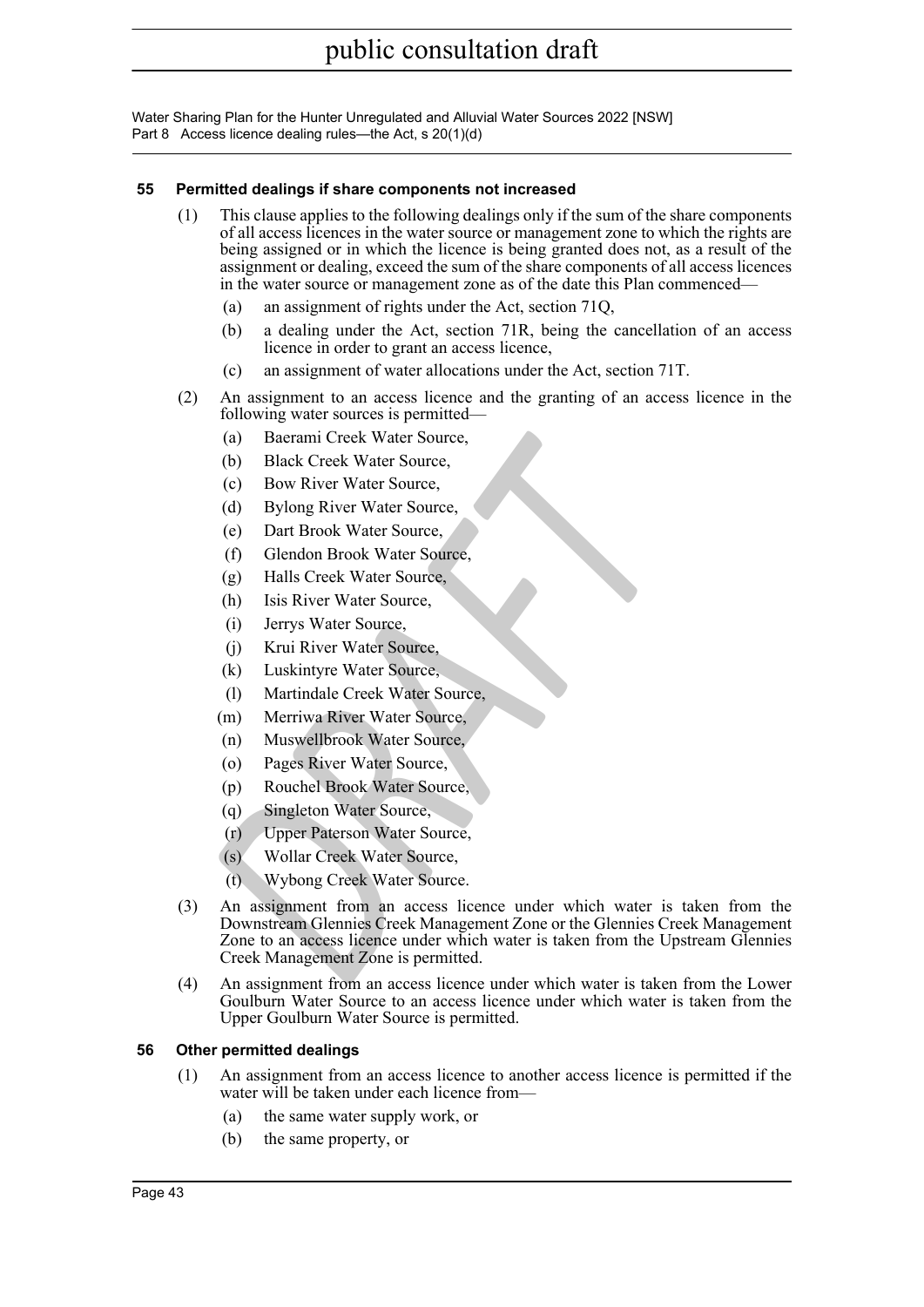### 55 Permitted dealings if share components not increased

(1) This clause applies to the following dealings only if the sum of the share components of all access licences in the water source or management zone to which the rights are being assigned or in which the licence is being granted does not, as a result of the assignment or dealing, exceed the sum of the share components of all access licences in the water source or management zone as of the date this Plan commenced—

(a) an assignment of rights under the Act, section 71Q,

(b) a dealing under the Act, section 71R, being the cancellation of an access licence in order to grant an access licence,

(c) an assignment of water allocations under the Act, section 71T.

(2) An assignment to an access licence and the granting of an access licence in the following water sources is permitted—

(a) Baerami Creek Water Source,

(b) Black Creek Water Source,

(c) Bow River Water Source,

(d) Bylong River Water Source,

(e) Dart Brook Water Source,

(f) Glendon Brook Water Source,

(g) Halls Creek Water Source,

(h) Isis River Water Source,

(i) Jerrys Water Source,

(j) Krui River Water Source,

(k) Luskintyre Water Source,

(l) Martindale Creek Water Source,

(m) Merriwa River Water Source,

(n) Muswellbrook Water Source,

(o) Pages River Water Source,

(p) Rouchel Brook Water Source,

(q) Singleton Water Source,

(r) Upper Paterson Water Source,

(s) Wollar Creek Water Source,

(t) Wybong Creek Water Source.

(3) An assignment from an access licence under which water is taken from the Downstream Glennies Creek Management Zone or the Glennies Creek Management Zone to an access licence under which water is taken from the Upstream Glennies Creek Management Zone is permitted.

(4) An assignment from an access licence under which water is taken from the Lower Goulburn Water Source to an access licence under which water is taken from the Upper Goulburn Water Source is permitted.

### 56 Other permitted dealings

(1) An assignment from an access licence to another access licence is permitted if the water will be taken under each licence from—

(a) the same water supply work, or

(b) the same property, or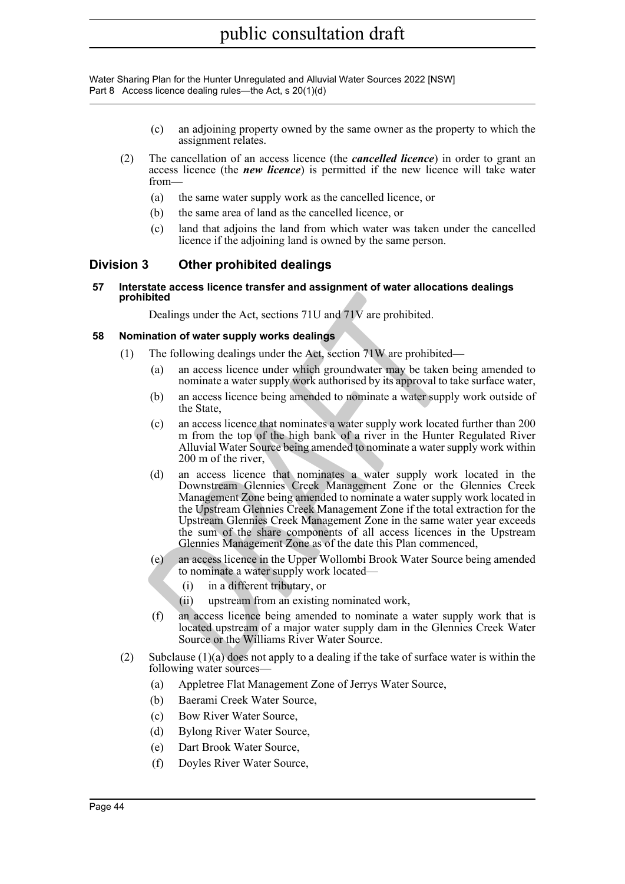(c) an adjoining property owned by the same owner as the property to which the assignment relates.

(2) The cancellation of an access licence (the ***cancelled licence***) in order to grant an access licence (the ***new licence***) is permitted if the new licence will take water from—

(a) the same water supply work as the cancelled licence, or

(b) the same area of land as the cancelled licence, or

(c) land that adjoins the land from which water was taken under the cancelled licence if the adjoining land is owned by the same person.

## Division 3 Other prohibited dealings

### 57 Interstate access licence transfer and assignment of water allocations dealings prohibited

Dealings under the Act, sections 71U and 71V are prohibited.

### 58 Nomination of water supply works dealings

(1) The following dealings under the Act, section 71W are prohibited—

(a) an access licence under which groundwater may be taken being amended to nominate a water supply work authorised by its approval to take surface water,

(b) an access licence being amended to nominate a water supply work outside of the State,

(c) an access licence that nominates a water supply work located further than 200 m from the top of the high bank of a river in the Hunter Regulated River Alluvial Water Source being amended to nominate a water supply work within 200 m of the river,

(d) an access licence that nominates a water supply work located in the Downstream Glennies Creek Management Zone or the Glennies Creek Management Zone being amended to nominate a water supply work located in the Upstream Glennies Creek Management Zone if the total extraction for the Upstream Glennies Creek Management Zone in the same water year exceeds the sum of the share components of all access licences in the Upstream Glennies Management Zone as of the date this Plan commenced,

(e) an access licence in the Upper Wollombi Brook Water Source being amended to nominate a water supply work located—

(i) in a different tributary, or

(ii) upstream from an existing nominated work,

(f) an access licence being amended to nominate a water supply work that is located upstream of a major water supply dam in the Glennies Creek Water Source or the Williams River Water Source.

(2) Subclause (1)(a) does not apply to a dealing if the take of surface water is within the following water sources—

(a) Appletree Flat Management Zone of Jerrys Water Source,

(b) Baerami Creek Water Source,

(c) Bow River Water Source,

(d) Bylong River Water Source,

(e) Dart Brook Water Source,

(f) Doyles River Water Source,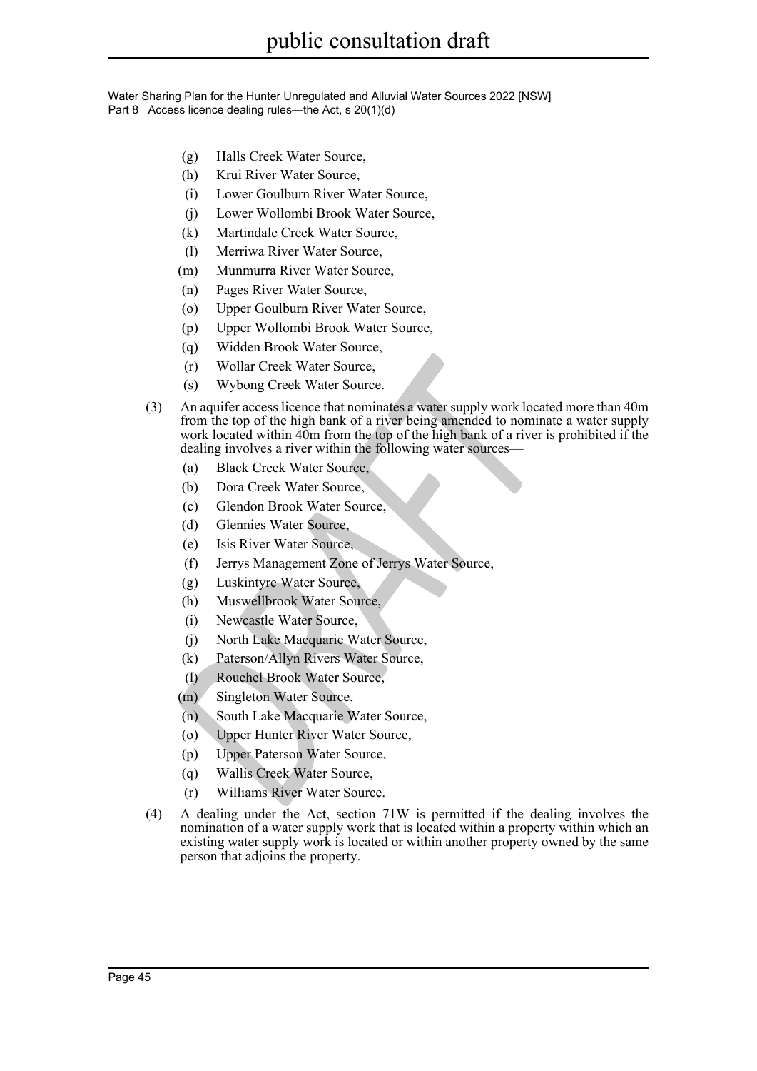(g) Halls Creek Water Source,

(h) Krui River Water Source,

(i) Lower Goulburn River Water Source,

(j) Lower Wollombi Brook Water Source,

(k) Martindale Creek Water Source,

(l) Merriwa River Water Source,

(m) Munmurra River Water Source,

(n) Pages River Water Source,

(o) Upper Goulburn River Water Source,

(p) Upper Wollombi Brook Water Source,

(q) Widden Brook Water Source,

(r) Wollar Creek Water Source,

(s) Wybong Creek Water Source.

(3) An aquifer access licence that nominates a water supply work located more than 40m from the top of the high bank of a river being amended to nominate a water supply work located within 40m from the top of the high bank of a river is prohibited if the dealing involves a river within the following water sources—

(a) Black Creek Water Source,

(b) Dora Creek Water Source,

(c) Glendon Brook Water Source,

(d) Glennies Water Source,

(e) Isis River Water Source,

(f) Jerrys Management Zone of Jerrys Water Source,

(g) Luskintyre Water Source,

(h) Muswellbrook Water Source,

(i) Newcastle Water Source,

(j) North Lake Macquarie Water Source,

(k) Paterson/Allyn Rivers Water Source,

(l) Rouchel Brook Water Source,

(m) Singleton Water Source,

(n) South Lake Macquarie Water Source,

(o) Upper Hunter River Water Source,

(p) Upper Paterson Water Source,

(q) Wallis Creek Water Source,

(r) Williams River Water Source.

(4) A dealing under the Act, section 71W is permitted if the dealing involves the nomination of a water supply work that is located within a property within which an existing water supply work is located or within another property owned by the same person that adjoins the property.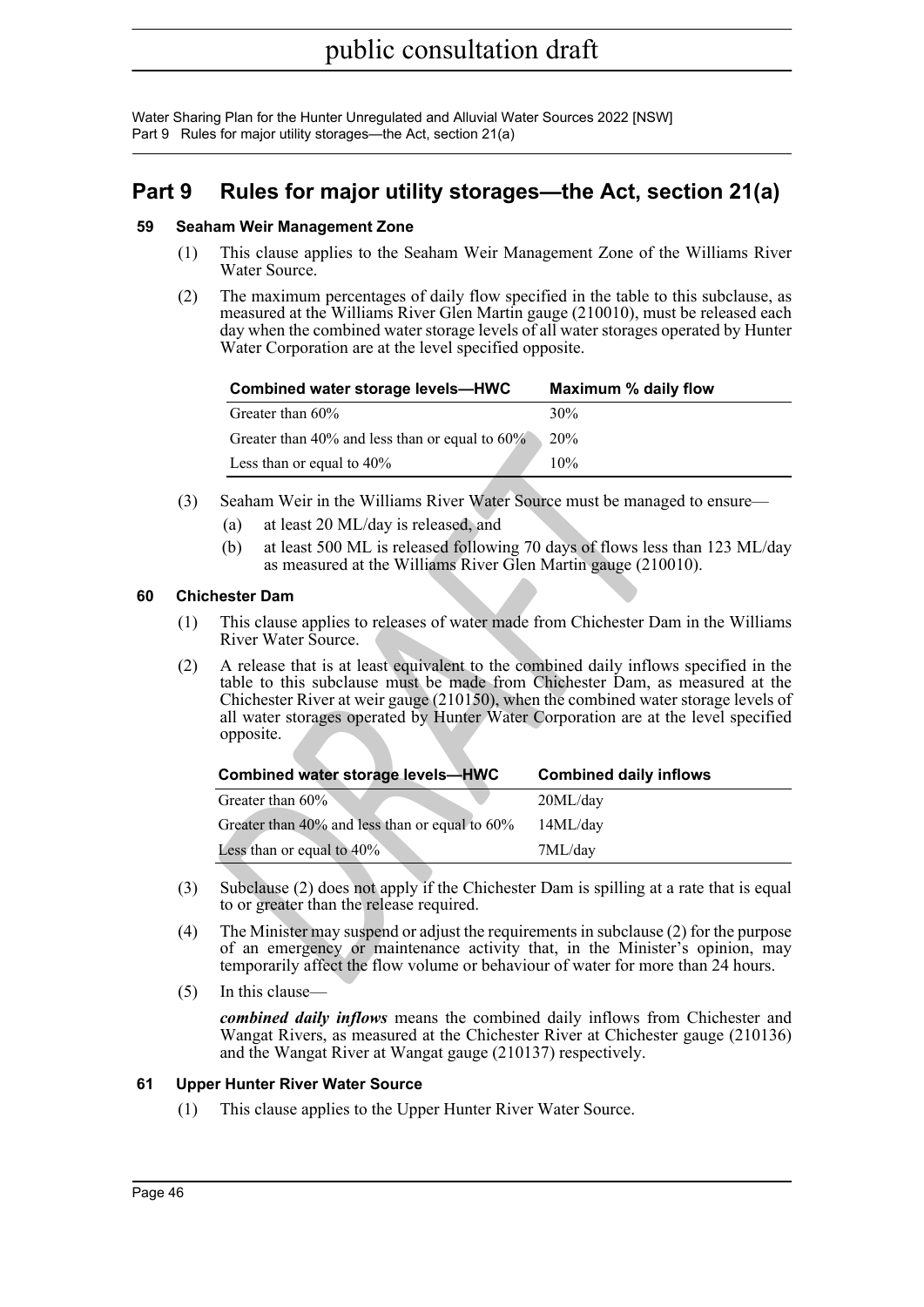# Part 9 Rules for major utility storages—the Act, section 21(a)

### 59 Seaham Weir Management Zone

(1) This clause applies to the Seaham Weir Management Zone of the Williams River Water Source.

(2) The maximum percentages of daily flow specified in the table to this subclause, as measured at the Williams River Glen Martin gauge (210010), must be released each day when the combined water storage levels of all water storages operated by Hunter Water Corporation are at the level specified opposite.

| Combined water storage levels—HWC | Maximum % daily flow |
|---|---|
| Greater than 60% | 30% |
| Greater than 40% and less than or equal to 60% | 20% |
| Less than or equal to 40% | 10% |

(3) Seaham Weir in the Williams River Water Source must be managed to ensure—

- (a) at least 20 ML/day is released, and
- (b) at least 500 ML is released following 70 days of flows less than 123 ML/day as measured at the Williams River Glen Martin gauge (210010).

### 60 Chichester Dam

(1) This clause applies to releases of water made from Chichester Dam in the Williams River Water Source.

(2) A release that is at least equivalent to the combined daily inflows specified in the table to this subclause must be made from Chichester Dam, as measured at the Chichester River at weir gauge (210150), when the combined water storage levels of all water storages operated by Hunter Water Corporation are at the level specified opposite.

| Combined water storage levels—HWC | Combined daily inflows |
|---|---|
| Greater than 60% | 20ML/day |
| Greater than 40% and less than or equal to 60% | 14ML/day |
| Less than or equal to 40% | 7ML/day |

(3) Subclause (2) does not apply if the Chichester Dam is spilling at a rate that is equal to or greater than the release required.

(4) The Minister may suspend or adjust the requirements in subclause (2) for the purpose of an emergency or maintenance activity that, in the Minister's opinion, may temporarily affect the flow volume or behaviour of water for more than 24 hours.

(5) In this clause—

***combined daily inflows*** means the combined daily inflows from Chichester and Wangat Rivers, as measured at the Chichester River at Chichester gauge (210136) and the Wangat River at Wangat gauge (210137) respectively.

### 61 Upper Hunter River Water Source

(1) This clause applies to the Upper Hunter River Water Source.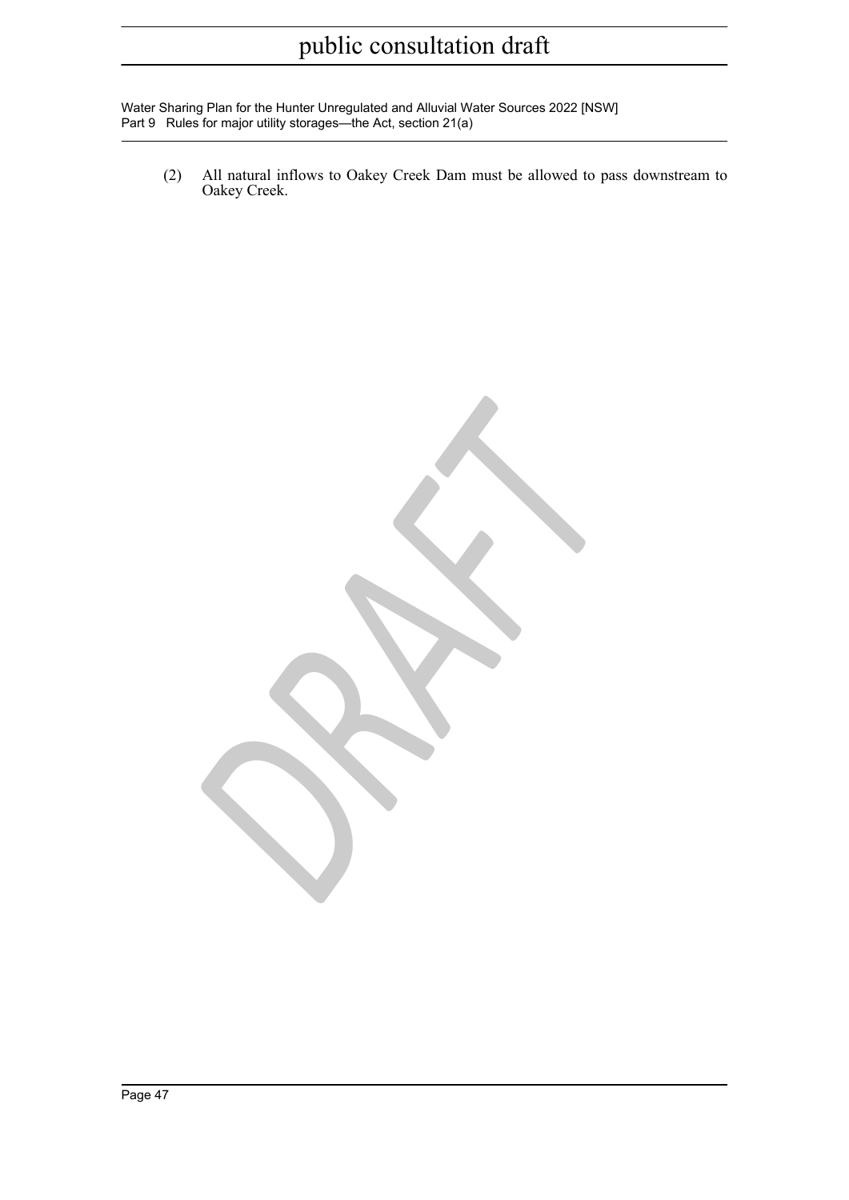(2) All natural inflows to Oakey Creek Dam must be allowed to pass downstream to Oakey Creek.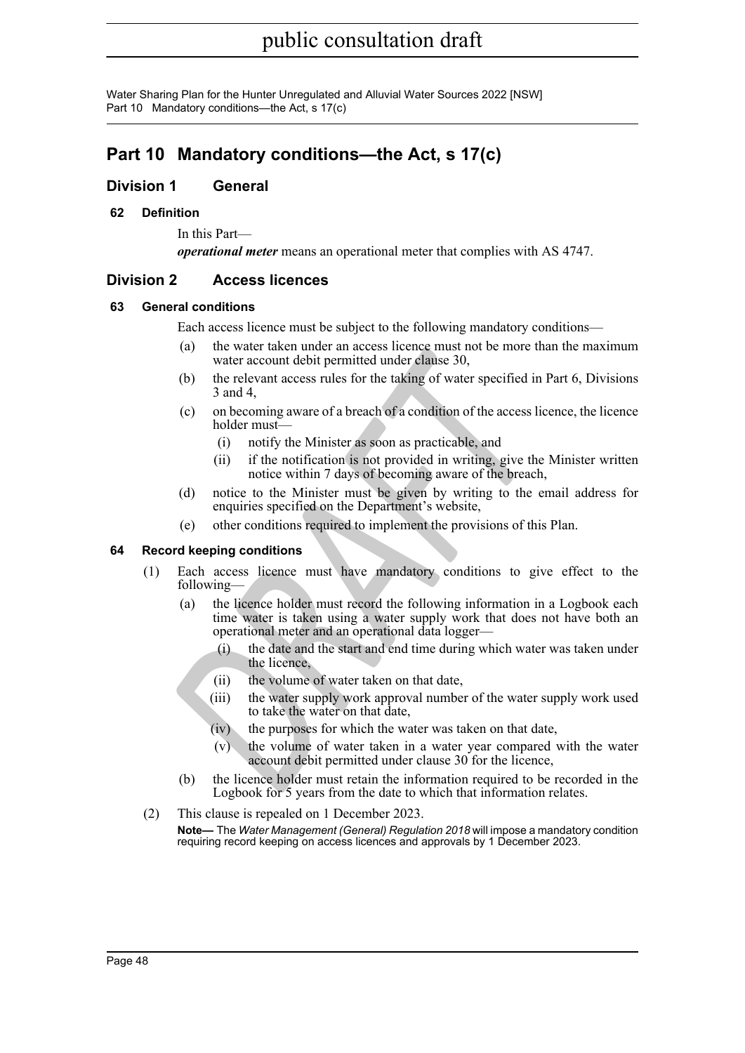# Part 10 Mandatory conditions—the Act, s 17(c)

## Division 1 General

### 62 Definition

In this Part—

***operational meter*** means an operational meter that complies with AS 4747.

## Division 2 Access licences

### 63 General conditions

Each access licence must be subject to the following mandatory conditions—

(a) the water taken under an access licence must not be more than the maximum water account debit permitted under clause 30,

(b) the relevant access rules for the taking of water specified in Part 6, Divisions 3 and 4,

(c) on becoming aware of a breach of a condition of the access licence, the licence holder must—

  (i) notify the Minister as soon as practicable, and

  (ii) if the notification is not provided in writing, give the Minister written notice within 7 days of becoming aware of the breach,

(d) notice to the Minister must be given by writing to the email address for enquiries specified on the Department's website,

(e) other conditions required to implement the provisions of this Plan.

### 64 Record keeping conditions

(1) Each access licence must have mandatory conditions to give effect to the following—

  (a) the licence holder must record the following information in a Logbook each time water is taken using a water supply work that does not have both an operational meter and an operational data logger—

    (i) the date and the start and end time during which water was taken under the licence,

    (ii) the volume of water taken on that date,

    (iii) the water supply work approval number of the water supply work used to take the water on that date,

    (iv) the purposes for which the water was taken on that date,

    (v) the volume of water taken in a water year compared with the water account debit permitted under clause 30 for the licence,

  (b) the licence holder must retain the information required to be recorded in the Logbook for 5 years from the date to which that information relates.

(2) This clause is repealed on 1 December 2023.

**Note—** The *Water Management (General) Regulation 2018* will impose a mandatory condition requiring record keeping on access licences and approvals by 1 December 2023.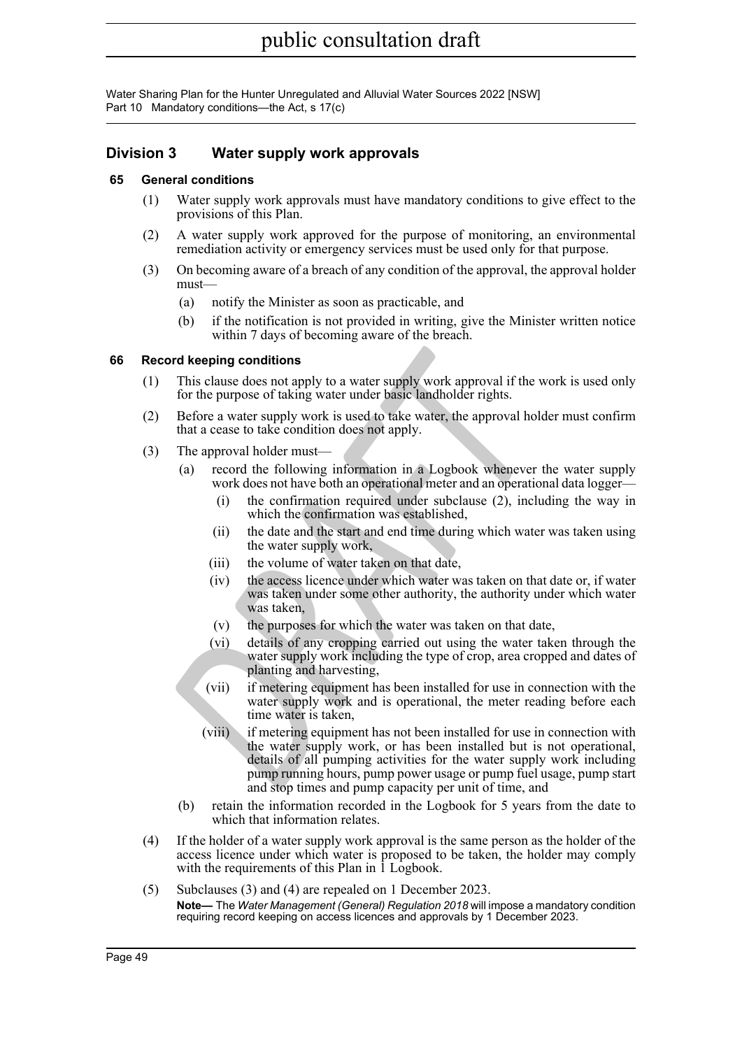## Division 3 Water supply work approvals

### 65 General conditions

(1) Water supply work approvals must have mandatory conditions to give effect to the provisions of this Plan.

(2) A water supply work approved for the purpose of monitoring, an environmental remediation activity or emergency services must be used only for that purpose.

(3) On becoming aware of a breach of any condition of the approval, the approval holder must—

   (a) notify the Minister as soon as practicable, and

   (b) if the notification is not provided in writing, give the Minister written notice within 7 days of becoming aware of the breach.

### 66 Record keeping conditions

(1) This clause does not apply to a water supply work approval if the work is used only for the purpose of taking water under basic landholder rights.

(2) Before a water supply work is used to take water, the approval holder must confirm that a cease to take condition does not apply.

(3) The approval holder must—

   (a) record the following information in a Logbook whenever the water supply work does not have both an operational meter and an operational data logger—

      (i) the confirmation required under subclause (2), including the way in which the confirmation was established,

      (ii) the date and the start and end time during which water was taken using the water supply work,

      (iii) the volume of water taken on that date,

      (iv) the access licence under which water was taken on that date or, if water was taken under some other authority, the authority under which water was taken,

      (v) the purposes for which the water was taken on that date,

      (vi) details of any cropping carried out using the water taken through the water supply work including the type of crop, area cropped and dates of planting and harvesting,

      (vii) if metering equipment has been installed for use in connection with the water supply work and is operational, the meter reading before each time water is taken,

      (viii) if metering equipment has not been installed for use in connection with the water supply work, or has been installed but is not operational, details of all pumping activities for the water supply work including pump running hours, pump power usage or pump fuel usage, pump start and stop times and pump capacity per unit of time, and

   (b) retain the information recorded in the Logbook for 5 years from the date to which that information relates.

(4) If the holder of a water supply work approval is the same person as the holder of the access licence under which water is proposed to be taken, the holder may comply with the requirements of this Plan in 1 Logbook.

(5) Subclauses (3) and (4) are repealed on 1 December 2023.

**Note—** The *Water Management (General) Regulation 2018* will impose a mandatory condition requiring record keeping on access licences and approvals by 1 December 2023.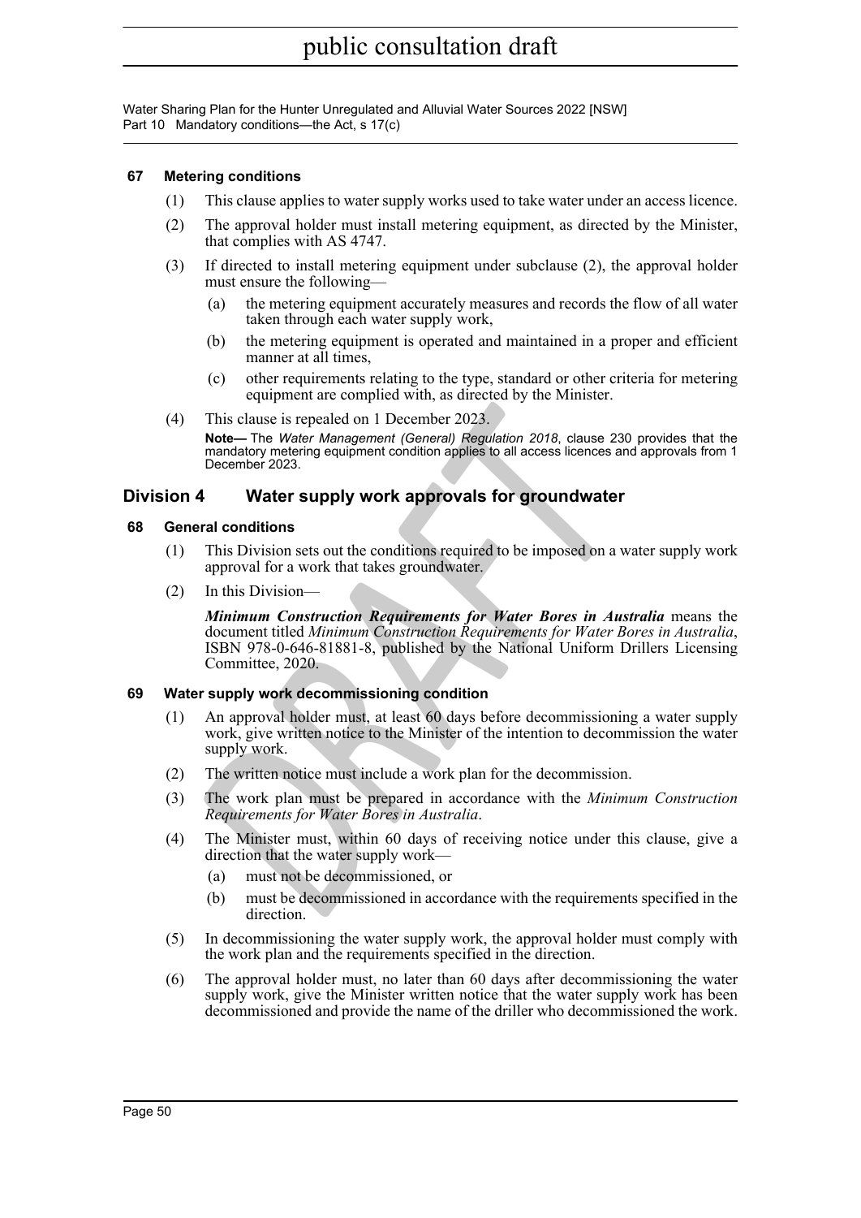#### 67 Metering conditions

(1) This clause applies to water supply works used to take water under an access licence.

(2) The approval holder must install metering equipment, as directed by the Minister, that complies with AS 4747.

(3) If directed to install metering equipment under subclause (2), the approval holder must ensure the following—

(a) the metering equipment accurately measures and records the flow of all water taken through each water supply work,

(b) the metering equipment is operated and maintained in a proper and efficient manner at all times,

(c) other requirements relating to the type, standard or other criteria for metering equipment are complied with, as directed by the Minister.

(4) This clause is repealed on 1 December 2023.

**Note—** The *Water Management (General) Regulation 2018*, clause 230 provides that the mandatory metering equipment condition applies to all access licences and approvals from 1 December 2023.

## Division 4 Water supply work approvals for groundwater

#### 68 General conditions

(1) This Division sets out the conditions required to be imposed on a water supply work approval for a work that takes groundwater.

(2) In this Division—

***Minimum Construction Requirements for Water Bores in Australia*** means the document titled *Minimum Construction Requirements for Water Bores in Australia*, ISBN 978-0-646-81881-8, published by the National Uniform Drillers Licensing Committee, 2020.

#### 69 Water supply work decommissioning condition

(1) An approval holder must, at least 60 days before decommissioning a water supply work, give written notice to the Minister of the intention to decommission the water supply work.

(2) The written notice must include a work plan for the decommission.

(3) The work plan must be prepared in accordance with the *Minimum Construction Requirements for Water Bores in Australia*.

(4) The Minister must, within 60 days of receiving notice under this clause, give a direction that the water supply work—

(a) must not be decommissioned, or

(b) must be decommissioned in accordance with the requirements specified in the direction.

(5) In decommissioning the water supply work, the approval holder must comply with the work plan and the requirements specified in the direction.

(6) The approval holder must, no later than 60 days after decommissioning the water supply work, give the Minister written notice that the water supply work has been decommissioned and provide the name of the driller who decommissioned the work.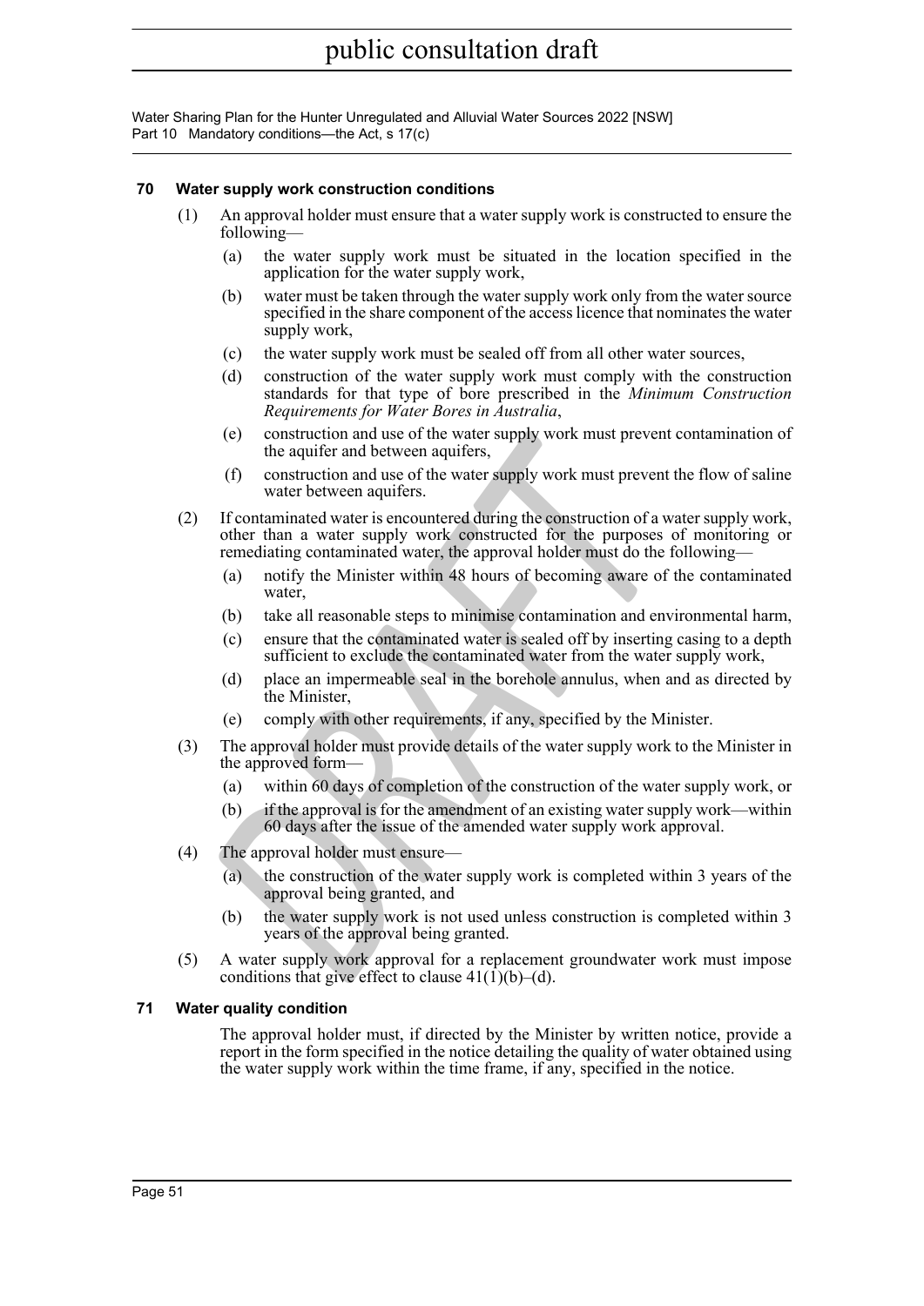### 70 Water supply work construction conditions

(1) An approval holder must ensure that a water supply work is constructed to ensure the following—

(a) the water supply work must be situated in the location specified in the application for the water supply work,

(b) water must be taken through the water supply work only from the water source specified in the share component of the access licence that nominates the water supply work,

(c) the water supply work must be sealed off from all other water sources,

(d) construction of the water supply work must comply with the construction standards for that type of bore prescribed in the *Minimum Construction Requirements for Water Bores in Australia*,

(e) construction and use of the water supply work must prevent contamination of the aquifer and between aquifers,

(f) construction and use of the water supply work must prevent the flow of saline water between aquifers.

(2) If contaminated water is encountered during the construction of a water supply work, other than a water supply work constructed for the purposes of monitoring or remediating contaminated water, the approval holder must do the following—

(a) notify the Minister within 48 hours of becoming aware of the contaminated water,

(b) take all reasonable steps to minimise contamination and environmental harm,

(c) ensure that the contaminated water is sealed off by inserting casing to a depth sufficient to exclude the contaminated water from the water supply work,

(d) place an impermeable seal in the borehole annulus, when and as directed by the Minister,

(e) comply with other requirements, if any, specified by the Minister.

(3) The approval holder must provide details of the water supply work to the Minister in the approved form—

(a) within 60 days of completion of the construction of the water supply work, or

(b) if the approval is for the amendment of an existing water supply work—within 60 days after the issue of the amended water supply work approval.

(4) The approval holder must ensure—

(a) the construction of the water supply work is completed within 3 years of the approval being granted, and

(b) the water supply work is not used unless construction is completed within 3 years of the approval being granted.

(5) A water supply work approval for a replacement groundwater work must impose conditions that give effect to clause 41(1)(b)–(d).

### 71 Water quality condition

The approval holder must, if directed by the Minister by written notice, provide a report in the form specified in the notice detailing the quality of water obtained using the water supply work within the time frame, if any, specified in the notice.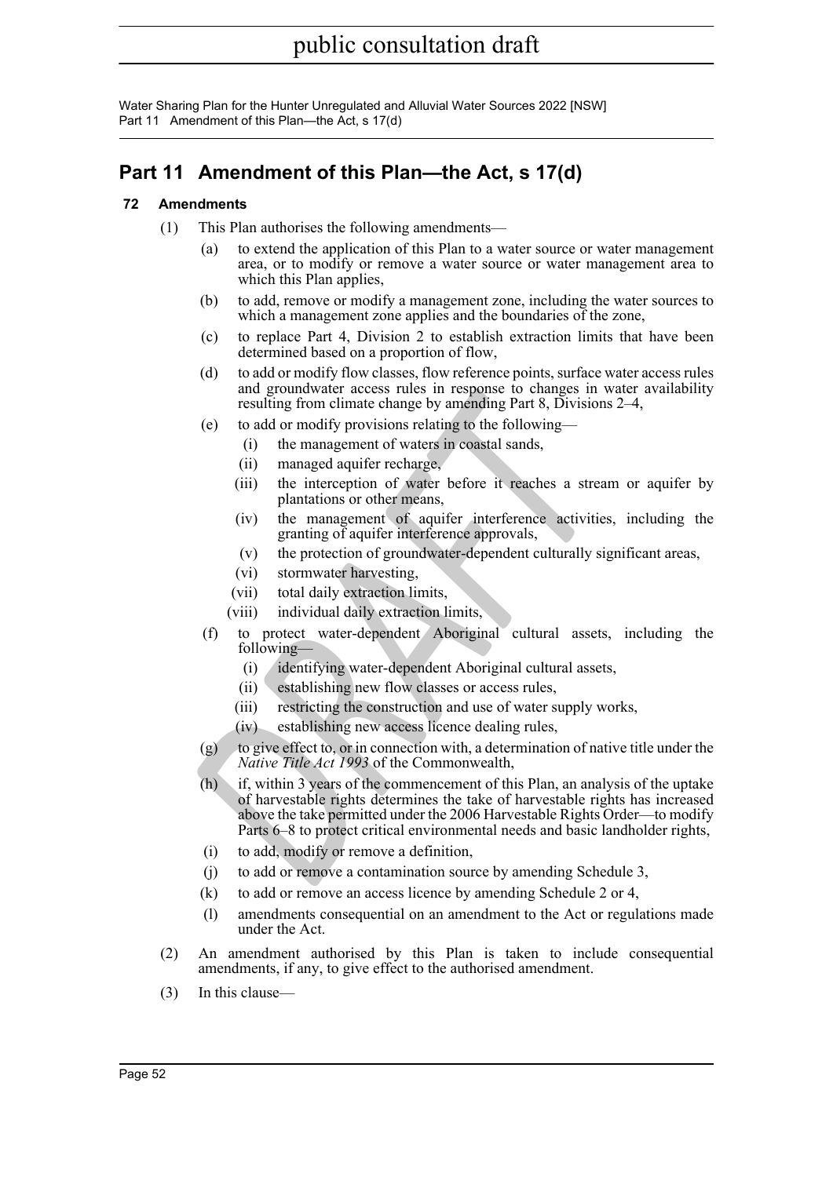## Part 11 Amendment of this Plan—the Act, s 17(d)

### 72 Amendments

(1) This Plan authorises the following amendments—

   (a) to extend the application of this Plan to a water source or water management area, or to modify or remove a water source or water management area to which this Plan applies,

   (b) to add, remove or modify a management zone, including the water sources to which a management zone applies and the boundaries of the zone,

   (c) to replace Part 4, Division 2 to establish extraction limits that have been determined based on a proportion of flow,

   (d) to add or modify flow classes, flow reference points, surface water access rules and groundwater access rules in response to changes in water availability resulting from climate change by amending Part 8, Divisions 2–4,

   (e) to add or modify provisions relating to the following—

      (i) the management of waters in coastal sands,

      (ii) managed aquifer recharge,

      (iii) the interception of water before it reaches a stream or aquifer by plantations or other means,

      (iv) the management of aquifer interference activities, including the granting of aquifer interference approvals,

      (v) the protection of groundwater-dependent culturally significant areas,

      (vi) stormwater harvesting,

      (vii) total daily extraction limits,

      (viii) individual daily extraction limits,

   (f) to protect water-dependent Aboriginal cultural assets, including the following—

      (i) identifying water-dependent Aboriginal cultural assets,

      (ii) establishing new flow classes or access rules,

      (iii) restricting the construction and use of water supply works,

      (iv) establishing new access licence dealing rules,

   (g) to give effect to, or in connection with, a determination of native title under the *Native Title Act 1993* of the Commonwealth,

   (h) if, within 3 years of the commencement of this Plan, an analysis of the uptake of harvestable rights determines the take of harvestable rights has increased above the take permitted under the 2006 Harvestable Rights Order—to modify Parts 6–8 to protect critical environmental needs and basic landholder rights,

   (i) to add, modify or remove a definition,

   (j) to add or remove a contamination source by amending Schedule 3,

   (k) to add or remove an access licence by amending Schedule 2 or 4,

   (l) amendments consequential on an amendment to the Act or regulations made under the Act.

(2) An amendment authorised by this Plan is taken to include consequential amendments, if any, to give effect to the authorised amendment.

(3) In this clause—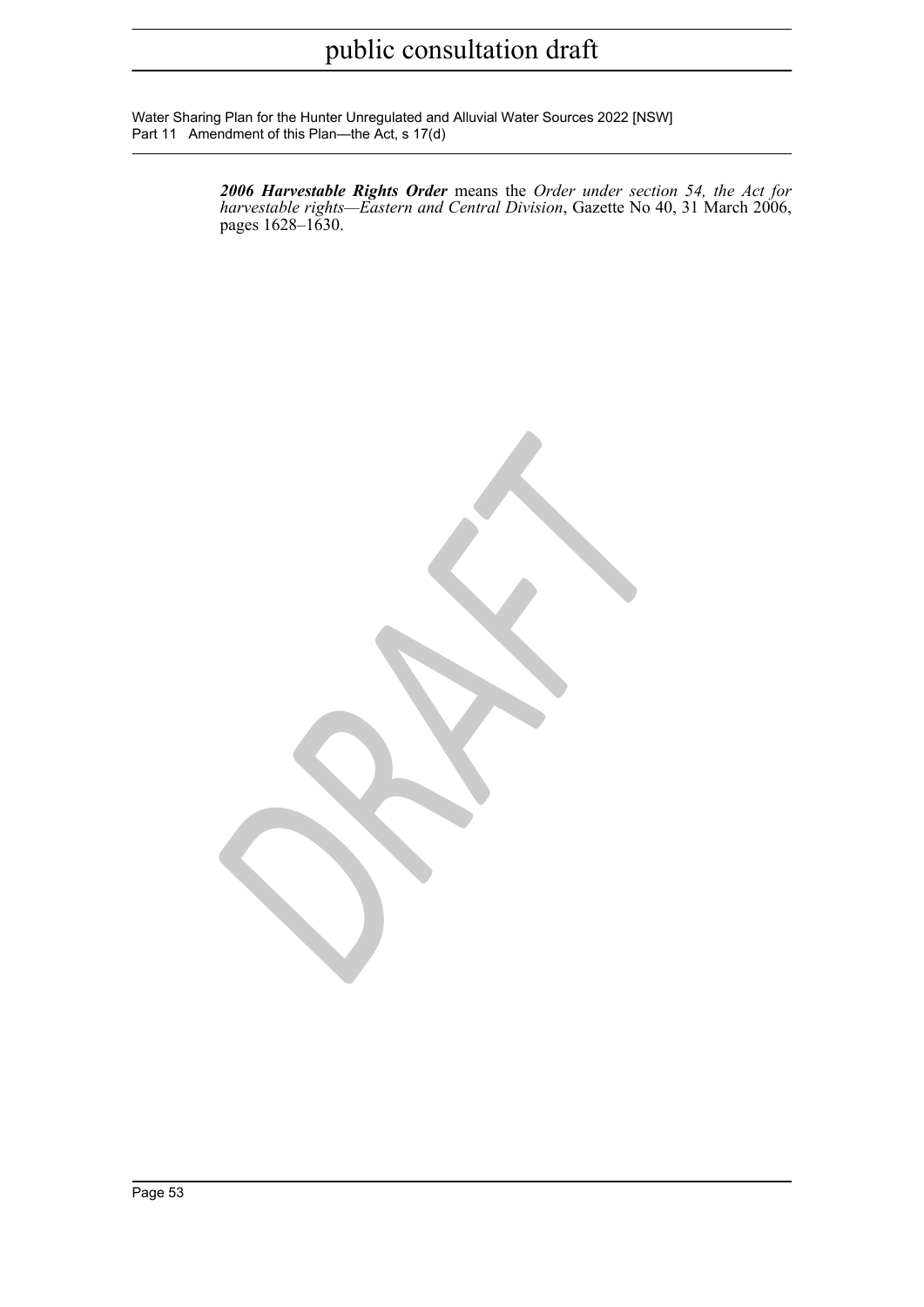***2006 Harvestable Rights Order*** means the *Order under section 54, the Act for harvestable rights—Eastern and Central Division*, Gazette No 40, 31 March 2006, pages 1628–1630.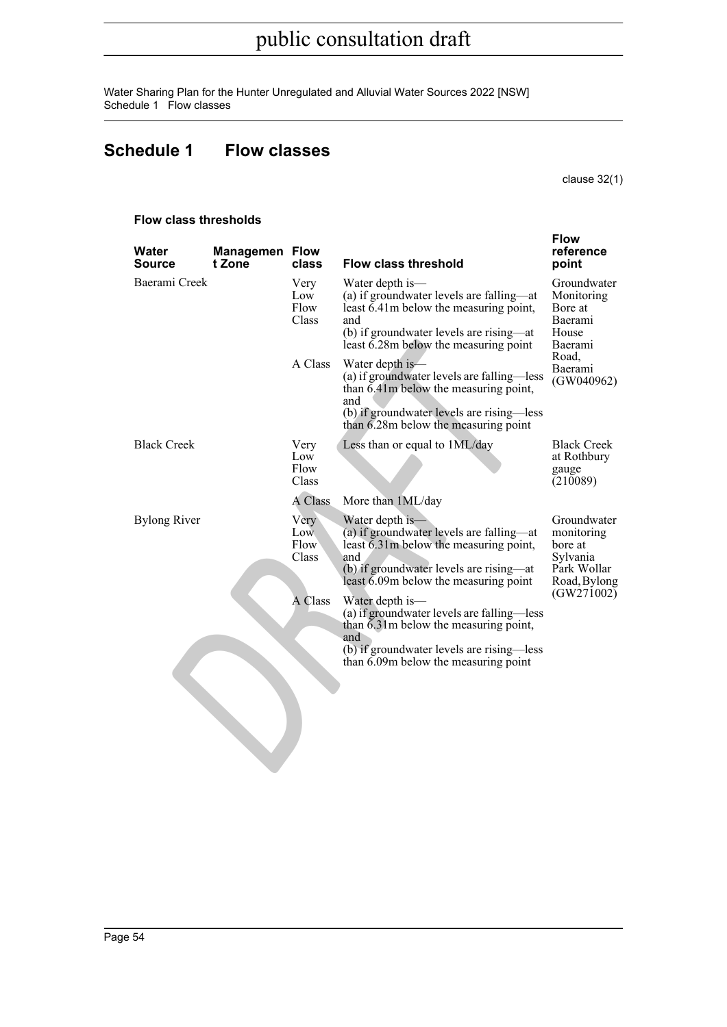# Schedule 1 Flow classes

clause 32(1)

### Flow class thresholds

| Water Source | Management Zone | Flow class | Flow class threshold | Flow reference point |
|---|---|---|---|---|
| Baerami Creek | | Very Low Flow Class | Water depth is— (a) if groundwater levels are falling—at least 6.41m below the measuring point, and (b) if groundwater levels are rising—at least 6.28m below the measuring point | Groundwater Monitoring Bore at Baerami House Baerami Road, Baerami (GW040962) |
| | | A Class | Water depth is— (a) if groundwater levels are falling—less than 6.41m below the measuring point, and (b) if groundwater levels are rising—less than 6.28m below the measuring point | |
| Black Creek | | Very Low Flow Class | Less than or equal to 1ML/day | Black Creek at Rothbury gauge (210089) |
| | | A Class | More than 1ML/day | |
| Bylong River | | Very Low Flow Class | Water depth is— (a) if groundwater levels are falling—at least 6.31m below the measuring point, and (b) if groundwater levels are rising—at least 6.09m below the measuring point | Groundwater monitoring bore at Sylvania Park Wollar Road, Bylong (GW271002) |
| | | A Class | Water depth is— (a) if groundwater levels are falling—less than 6.31m below the measuring point, and (b) if groundwater levels are rising—less than 6.09m below the measuring point | |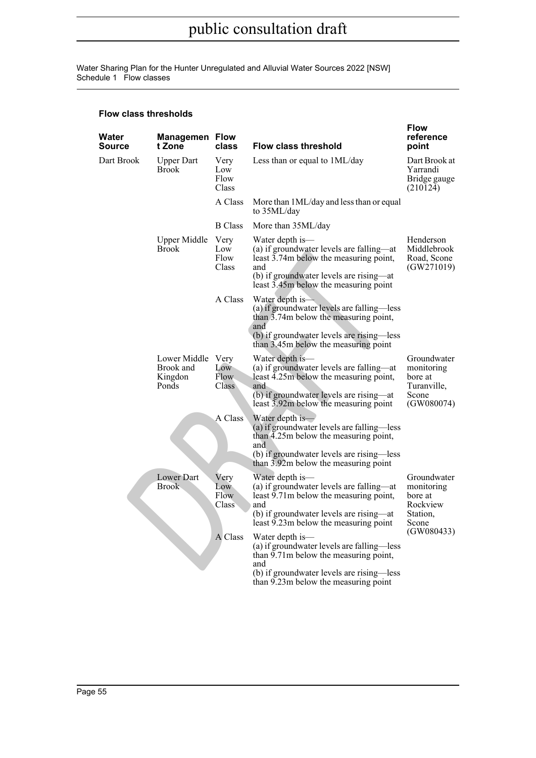**Flow class thresholds**

| Water Source | Management Zone | Flow class | Flow class threshold | Flow reference point |
|---|---|---|---|---|
| Dart Brook | Upper Dart Brook | Very Low Flow Class | Less than or equal to 1ML/day | Dart Brook at Yarrandi Bridge gauge (210124) |
| | | A Class | More than 1ML/day and less than or equal to 35ML/day | |
| | | B Class | More than 35ML/day | |
| | Upper Middle Brook | Very Low Flow Class | Water depth is— (a) if groundwater levels are falling—at least 3.74m below the measuring point, and (b) if groundwater levels are rising—at least 3.45m below the measuring point | Henderson Middlebrook Road, Scone (GW271019) |
| | | A Class | Water depth is— (a) if groundwater levels are falling—less than 3.74m below the measuring point, and (b) if groundwater levels are rising—less than 3.45m below the measuring point | |
| | Lower Middle Brook and Kingdon Ponds | Very Low Flow Class | Water depth is— (a) if groundwater levels are falling—at least 4.25m below the measuring point, and (b) if groundwater levels are rising—at least 3.92m below the measuring point | Groundwater monitoring bore at Turanville, Scone (GW080074) |
| | | A Class | Water depth is— (a) if groundwater levels are falling—less than 4.25m below the measuring point, and (b) if groundwater levels are rising—less than 3.92m below the measuring point | |
| | Lower Dart Brook | Very Low Flow Class | Water depth is— (a) if groundwater levels are falling—at least 9.71m below the measuring point, and (b) if groundwater levels are rising—at least 9.23m below the measuring point | Groundwater monitoring bore at Rockview Station, Scone (GW080433) |
| | | A Class | Water depth is— (a) if groundwater levels are falling—less than 9.71m below the measuring point, and (b) if groundwater levels are rising—less than 9.23m below the measuring point | |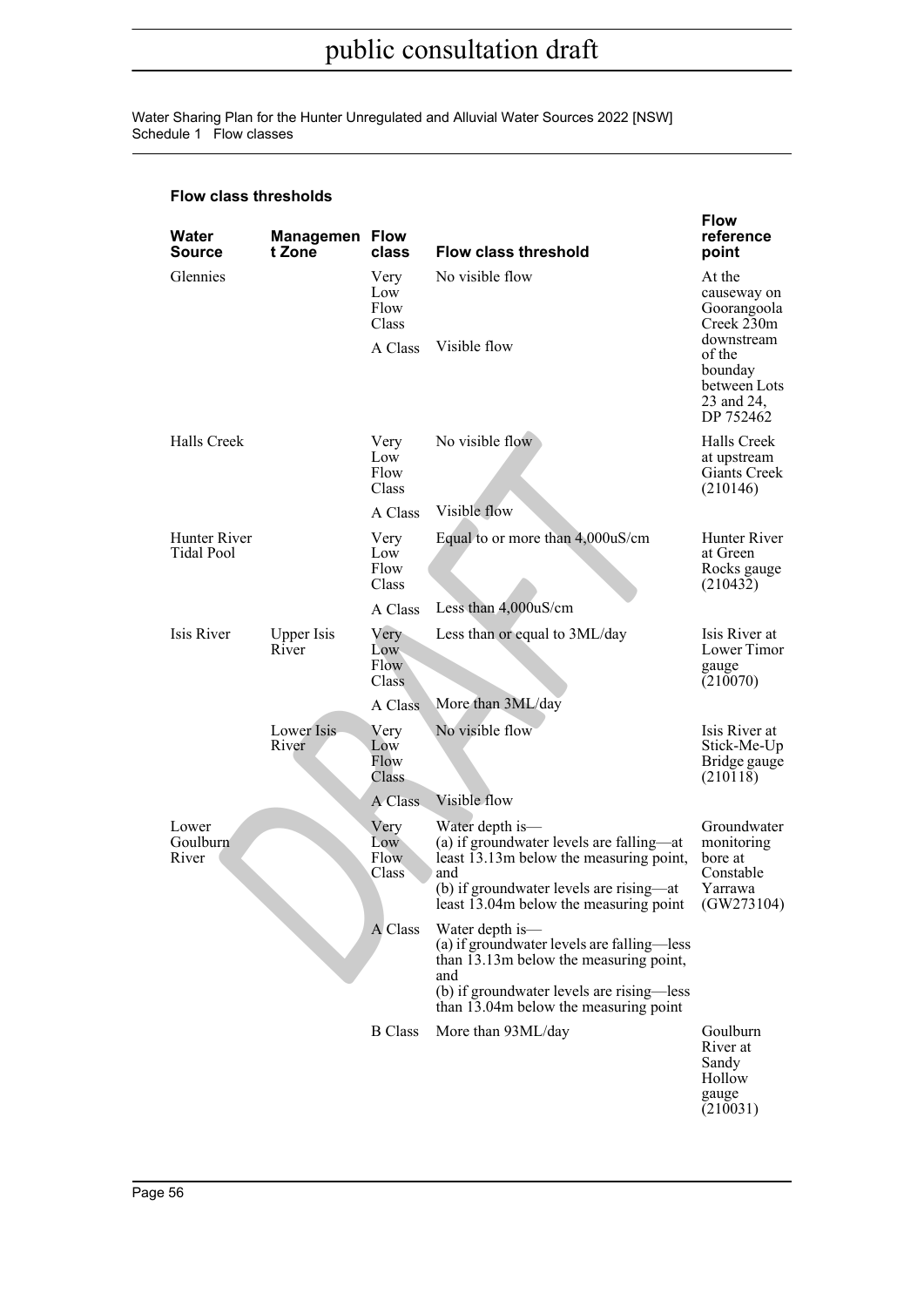### Flow class thresholds

| Water Source | Management Zone | Flow class | Flow class threshold | Flow reference point |
|---|---|---|---|---|
| Glennies | | Very Low Flow Class | No visible flow | At the causeway on Goorangoola Creek 230m downstream of the bounday between Lots 23 and 24, DP 752462 |
| | | A Class | Visible flow | |
| Halls Creek | | Very Low Flow Class | No visible flow | Halls Creek at upstream Giants Creek (210146) |
| | | A Class | Visible flow | |
| Hunter River Tidal Pool | | Very Low Flow Class | Equal to or more than 4,000uS/cm | Hunter River at Green Rocks gauge (210432) |
| | | A Class | Less than 4,000uS/cm | |
| Isis River | Upper Isis River | Very Low Flow Class | Less than or equal to 3ML/day | Isis River at Lower Timor gauge (210070) |
| | | A Class | More than 3ML/day | |
| | Lower Isis River | Very Low Flow Class | No visible flow | Isis River at Stick-Me-Up Bridge gauge (210118) |
| | | A Class | Visible flow | |
| Lower Goulburn River | | Very Low Flow Class | Water depth is—<br>(a) if groundwater levels are falling—at least 13.13m below the measuring point, and<br>(b) if groundwater levels are rising—at least 13.04m below the measuring point | Groundwater monitoring bore at Constable Yarrawa (GW273104) |
| | | A Class | Water depth is—<br>(a) if groundwater levels are falling—less than 13.13m below the measuring point, and<br>(b) if groundwater levels are rising—less than 13.04m below the measuring point | |
| | | B Class | More than 93ML/day | Goulburn River at Sandy Hollow gauge (210031) |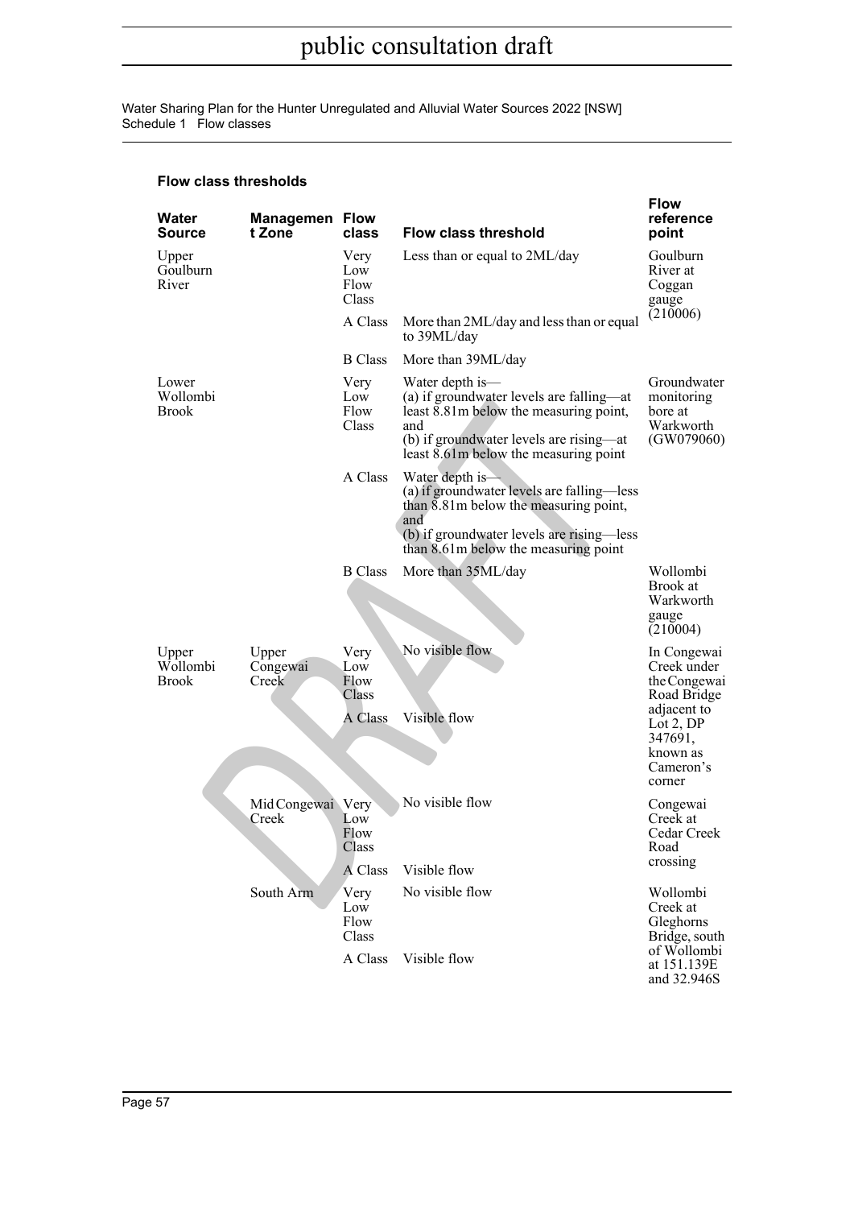### Flow class thresholds

| Water Source | Management Zone | Flow class | Flow class threshold | Flow reference point |
|---|---|---|---|---|
| Upper Goulburn River | | Very Low Flow Class | Less than or equal to 2ML/day | Goulburn River at Coggan gauge (210006) |
| | | A Class | More than 2ML/day and less than or equal to 39ML/day | |
| | | B Class | More than 39ML/day | |
| Lower Wollombi Brook | | Very Low Flow Class | Water depth is— (a) if groundwater levels are falling—at least 8.81m below the measuring point, and (b) if groundwater levels are rising—at least 8.61m below the measuring point | Groundwater monitoring bore at Warkworth (GW079060) |
| | | A Class | Water depth is— (a) if groundwater levels are falling—less than 8.81m below the measuring point, and (b) if groundwater levels are rising—less than 8.61m below the measuring point | |
| | | B Class | More than 35ML/day | Wollombi Brook at Warkworth gauge (210004) |
| Upper Wollombi Brook | Upper Congewai Creek | Very Low Flow Class | No visible flow | In Congewai Creek under the Congewai Road Bridge adjacent to Lot 2, DP 347691, known as Cameron's corner |
| | | A Class | Visible flow | |
| | Mid Congewai Creek | Very Low Flow Class | No visible flow | Congewai Creek at Cedar Creek Road crossing |
| | | A Class | Visible flow | |
| | South Arm | Very Low Flow Class | No visible flow | Wollombi Creek at Gleghorns Bridge, south of Wollombi at 151.139E and 32.946S |
| | | A Class | Visible flow | |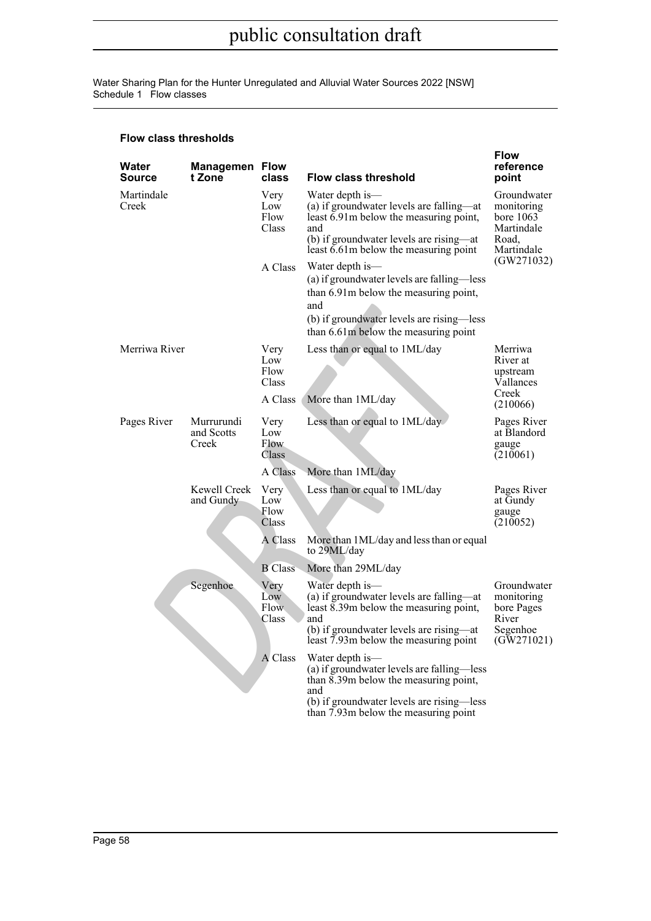public consultation draft

Water Sharing Plan for the Hunter Unregulated and Alluvial Water Sources 2022 [NSW]
Schedule 1 Flow classes

### Flow class thresholds

| Water Source | Management Zone | Flow class | Flow class threshold | Flow reference point |
|---|---|---|---|---|
| Martindale Creek | | Very Low Flow Class | Water depth is— (a) if groundwater levels are falling—at least 6.91m below the measuring point, and (b) if groundwater levels are rising—at least 6.61m below the measuring point | Groundwater monitoring bore 1063 Martindale Road, Martindale (GW271032) |
| | | A Class | Water depth is— (a) if groundwater levels are falling—less than 6.91m below the measuring point, and (b) if groundwater levels are rising—less than 6.61m below the measuring point | |
| Merriwa River | | Very Low Flow Class | Less than or equal to 1ML/day | Merriwa River at upstream Vallances Creek (210066) |
| | | A Class | More than 1ML/day | |
| Pages River | Murrurundi and Scotts Creek | Very Low Flow Class | Less than or equal to 1ML/day | Pages River at Blandord gauge (210061) |
| | | A Class | More than 1ML/day | |
| | Kewell Creek and Gundy | Very Low Flow Class | Less than or equal to 1ML/day | Pages River at Gundy gauge (210052) |
| | | A Class | More than 1ML/day and less than or equal to 29ML/day | |
| | | B Class | More than 29ML/day | |
| | Segenhoe | Very Low Flow Class | Water depth is— (a) if groundwater levels are falling—at least 8.39m below the measuring point, and (b) if groundwater levels are rising—at least 7.93m below the measuring point | Groundwater monitoring bore Pages River Segenhoe (GW271021) |
| | | A Class | Water depth is— (a) if groundwater levels are falling—less than 8.39m below the measuring point, and (b) if groundwater levels are rising—less than 7.93m below the measuring point | |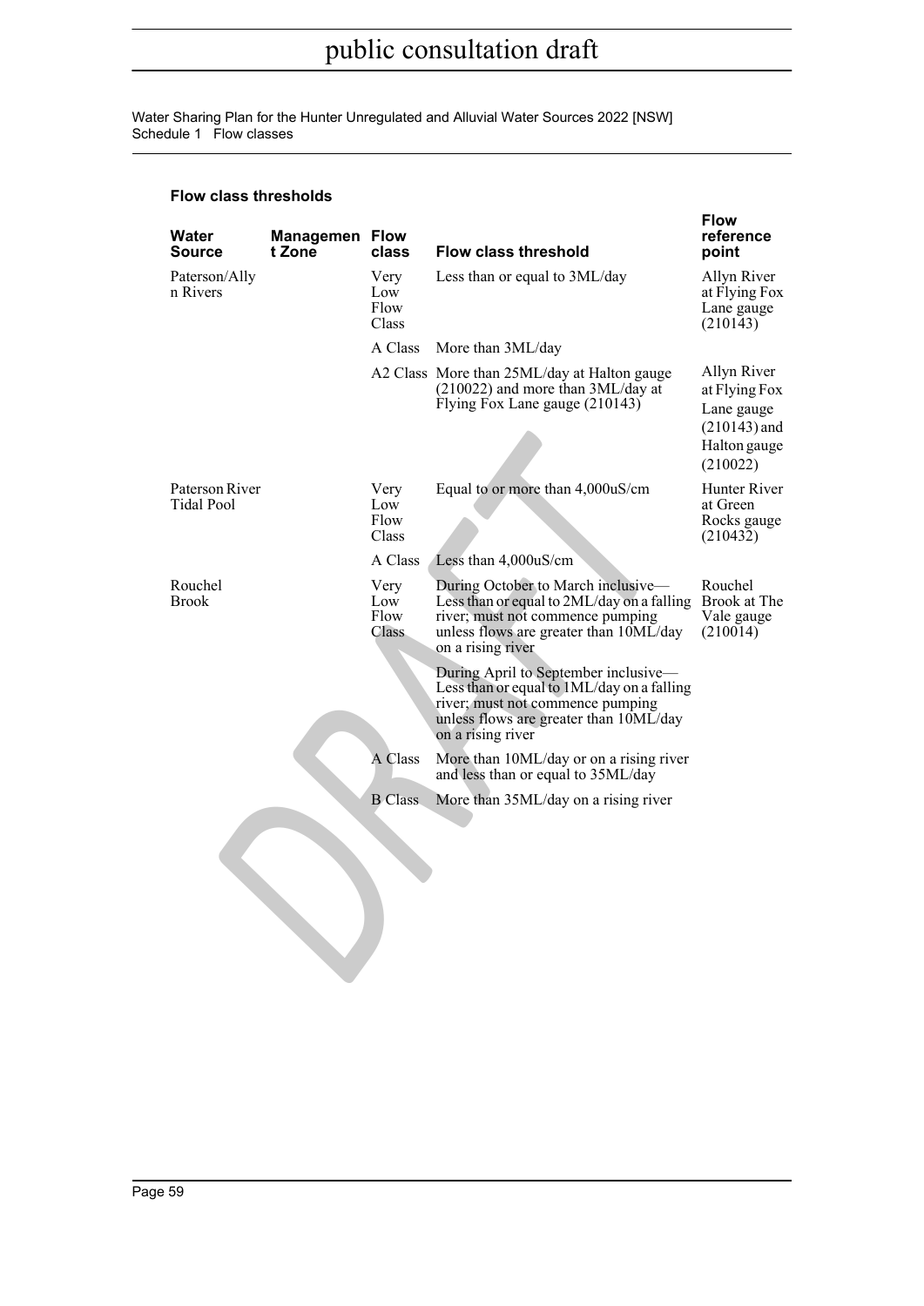### Flow class thresholds

| Water Source | Management Zone | Flow class | Flow class threshold | Flow reference point |
|---|---|---|---|---|
| Paterson/Allyn Rivers | | Very Low Flow Class | Less than or equal to 3ML/day | Allyn River at Flying Fox Lane gauge (210143) |
| | | A Class | More than 3ML/day | |
| | | A2 Class | More than 25ML/day at Halton gauge (210022) and more than 3ML/day at Flying Fox Lane gauge (210143) | Allyn River at Flying Fox Lane gauge (210143) and Halton gauge (210022) |
| Paterson River Tidal Pool | | Very Low Flow Class | Equal to or more than 4,000uS/cm | Hunter River at Green Rocks gauge (210432) |
| | | A Class | Less than 4,000uS/cm | |
| Rouchel Brook | | Very Low Flow Class | During October to March inclusive—Less than or equal to 2ML/day on a falling river; must not commence pumping unless flows are greater than 10ML/day on a rising river<br><br>During April to September inclusive—Less than or equal to 1ML/day on a falling river; must not commence pumping unless flows are greater than 10ML/day on a rising river | Rouchel Brook at The Vale gauge (210014) |
| | | A Class | More than 10ML/day or on a rising river and less than or equal to 35ML/day | |
| | | B Class | More than 35ML/day on a rising river | |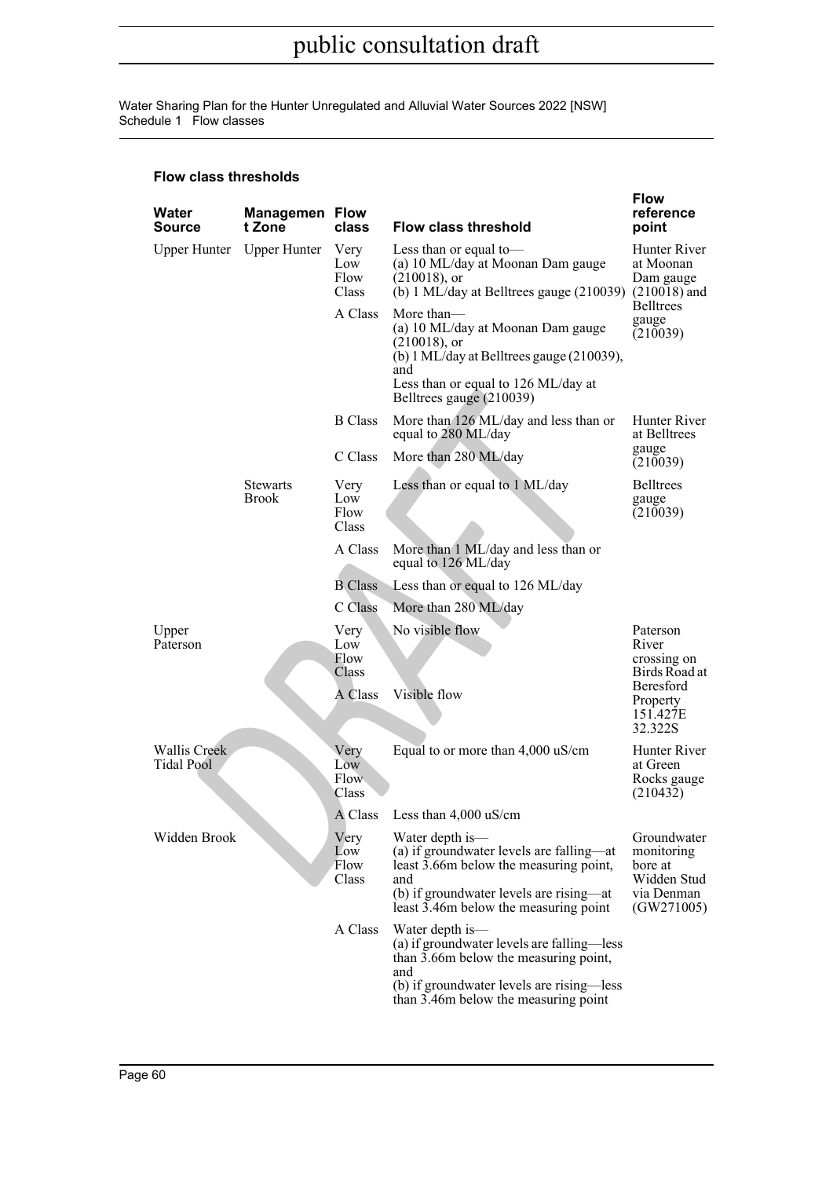#### Flow class thresholds

| Water Source | Management Zone | Flow class | Flow class threshold | Flow reference point |
|---|---|---|---|---|
| Upper Hunter | Upper Hunter | Very Low Flow Class | Less than or equal to—<br>(a) 10 ML/day at Moonan Dam gauge (210018), or<br>(b) 1 ML/day at Belltrees gauge (210039) | Hunter River at Moonan Dam gauge (210018) and Belltrees gauge (210039) |
| | | A Class | More than—<br>(a) 10 ML/day at Moonan Dam gauge (210018), or<br>(b) 1 ML/day at Belltrees gauge (210039), and<br>Less than or equal to 126 ML/day at Belltrees gauge (210039) | |
| | | B Class | More than 126 ML/day and less than or equal to 280 ML/day | Hunter River at Belltrees gauge (210039) |
| | | C Class | More than 280 ML/day | |
| | Stewarts Brook | Very Low Flow Class | Less than or equal to 1 ML/day | Belltrees gauge (210039) |
| | | A Class | More than 1 ML/day and less than or equal to 126 ML/day | |
| | | B Class | Less than or equal to 126 ML/day | |
| | | C Class | More than 280 ML/day | |
| Upper Paterson | | Very Low Flow Class | No visible flow | Paterson River crossing on Birds Road at Beresford Property 151.427E 32.322S |
| | | A Class | Visible flow | |
| Wallis Creek Tidal Pool | | Very Low Flow Class | Equal to or more than 4,000 uS/cm | Hunter River at Green Rocks gauge (210432) |
| | | A Class | Less than 4,000 uS/cm | |
| Widden Brook | | Very Low Flow Class | Water depth is—<br>(a) if groundwater levels are falling—at least 3.66m below the measuring point, and<br>(b) if groundwater levels are rising—at least 3.46m below the measuring point | Groundwater monitoring bore at Widden Stud via Denman (GW271005) |
| | | A Class | Water depth is—<br>(a) if groundwater levels are falling—less than 3.66m below the measuring point, and<br>(b) if groundwater levels are rising—less than 3.46m below the measuring point | |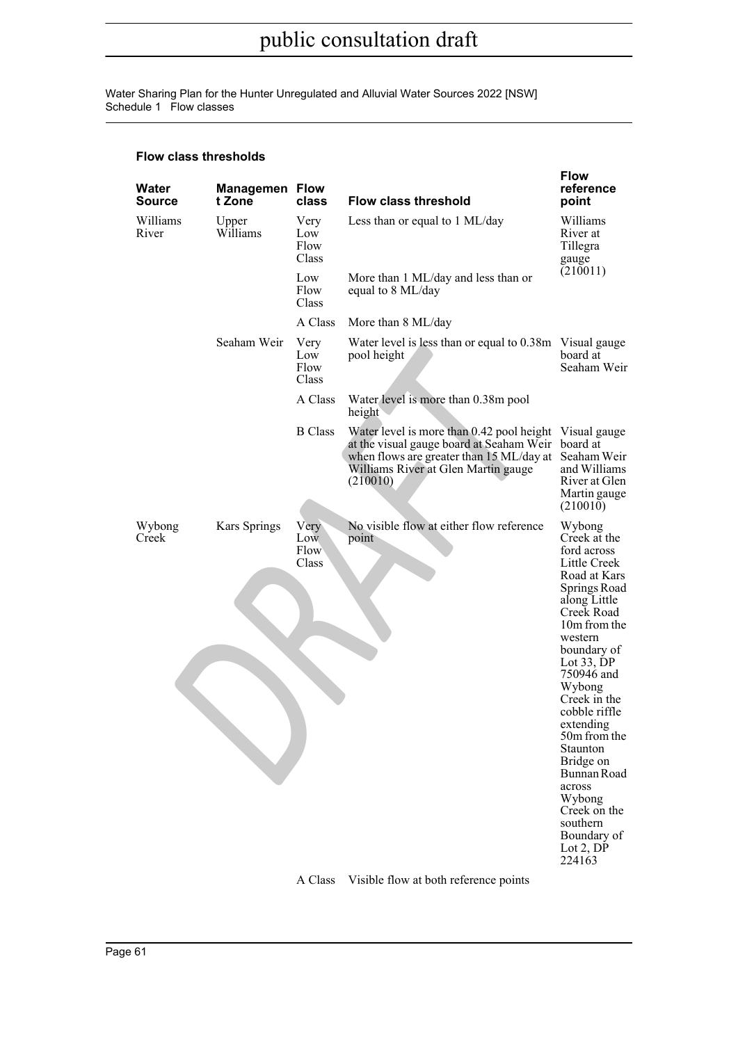### Flow class thresholds

| Water Source | Management Zone | Flow class | Flow class threshold | Flow reference point |
|---|---|---|---|---|
| Williams River | Upper Williams | Very Low Flow Class | Less than or equal to 1 ML/day | Williams River at Tillegra gauge (210011) |
| | | Low Flow Class | More than 1 ML/day and less than or equal to 8 ML/day | |
| | | A Class | More than 8 ML/day | |
| | Seaham Weir | Very Low Flow Class | Water level is less than or equal to 0.38m pool height | Visual gauge board at Seaham Weir |
| | | A Class | Water level is more than 0.38m pool height | |
| | | B Class | Water level is more than 0.42 pool height at the visual gauge board at Seaham Weir when flows are greater than 15 ML/day at Williams River at Glen Martin gauge (210010) | Visual gauge board at Seaham Weir and Williams River at Glen Martin gauge (210010) |
| Wybong Creek | Kars Springs | Very Low Flow Class | No visible flow at either flow reference point | Wybong Creek at the ford across Little Creek Road at Kars Springs Road along Little Creek Road 10m from the western boundary of Lot 33, DP 750946 and Wybong Creek in the cobble riffle extending 50m from the Staunton Bridge on Bunnan Road across Wybong Creek on the southern Boundary of Lot 2, DP 224163 |
| | | A Class | Visible flow at both reference points | |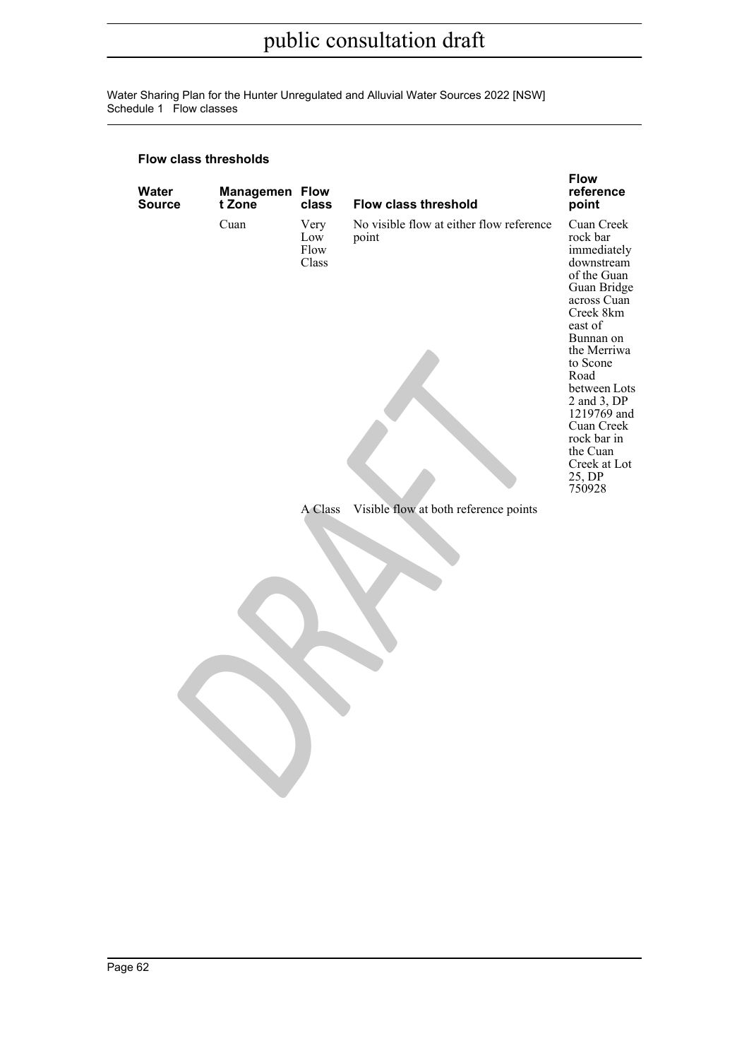public consultation draft

### Flow class thresholds

| Water Source | Management Zone | Flow class | Flow class threshold | Flow reference point |
|---|---|---|---|---|
| | Cuan | Very Low Flow Class | No visible flow at either flow reference point | Cuan Creek rock bar immediately downstream of the Guan Guan Bridge across Cuan Creek 8km east of Bunnan on the Merriwa to Scone Road between Lots 2 and 3, DP 1219769 and Cuan Creek rock bar in the Cuan Creek at Lot 25, DP 750928 |
| | | A Class | Visible flow at both reference points | |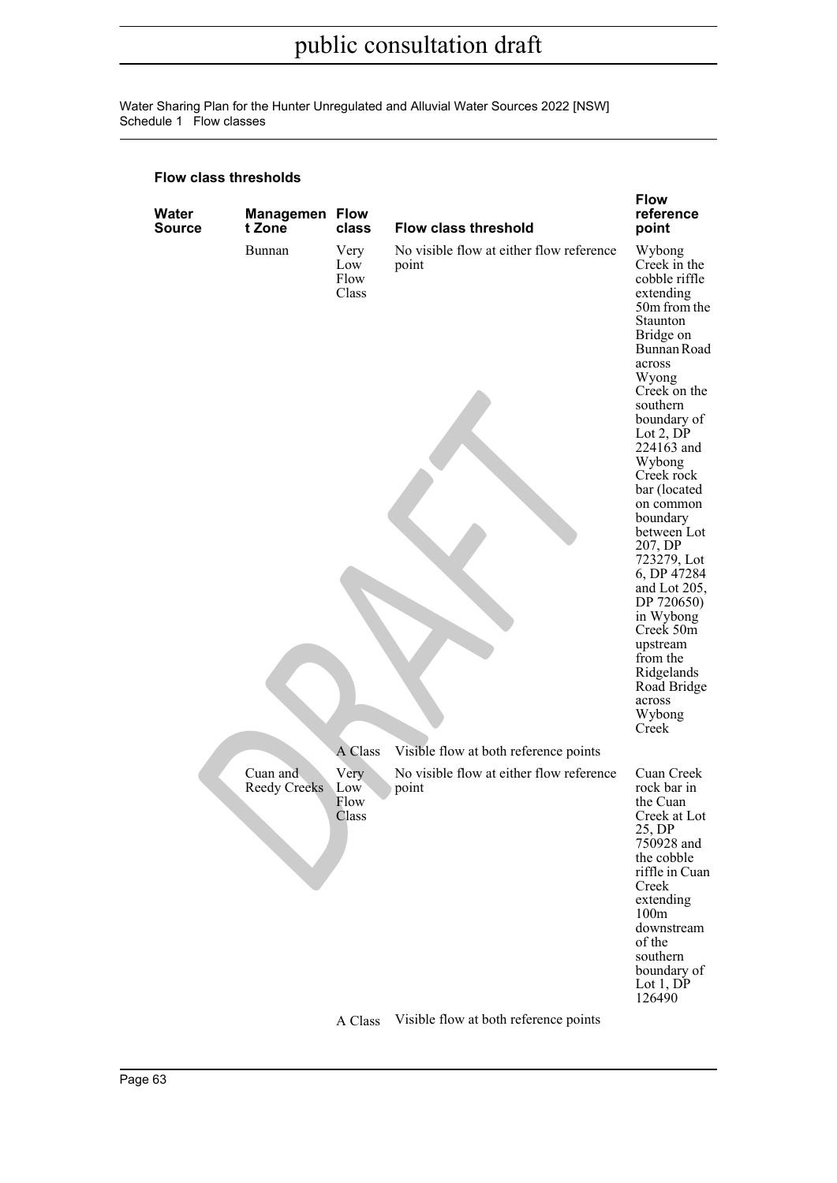#### Flow class thresholds

| Water Source | Management Zone | Flow class | Flow class threshold | Flow reference point |
|---|---|---|---|---|
| | Bunnan | Very Low Flow Class | No visible flow at either flow reference point | Wybong Creek in the cobble riffle extending 50m from the Staunton Bridge on Bunnan Road across Wyong Creek on the southern boundary of Lot 2, DP 224163 and Wybong Creek rock bar (located on common boundary between Lot 207, DP 723279, Lot 6, DP 47284 and Lot 205, DP 720650) in Wybong Creek 50m upstream from the Ridgelands Road Bridge across Wybong Creek |
| | | A Class | Visible flow at both reference points | |
| | Cuan and Reedy Creeks | Very Low Flow Class | No visible flow at either flow reference point | Cuan Creek rock bar in the Cuan Creek at Lot 25, DP 750928 and the cobble riffle in Cuan Creek extending 100m downstream of the southern boundary of Lot 1, DP 126490 |
| | | A Class | Visible flow at both reference points | |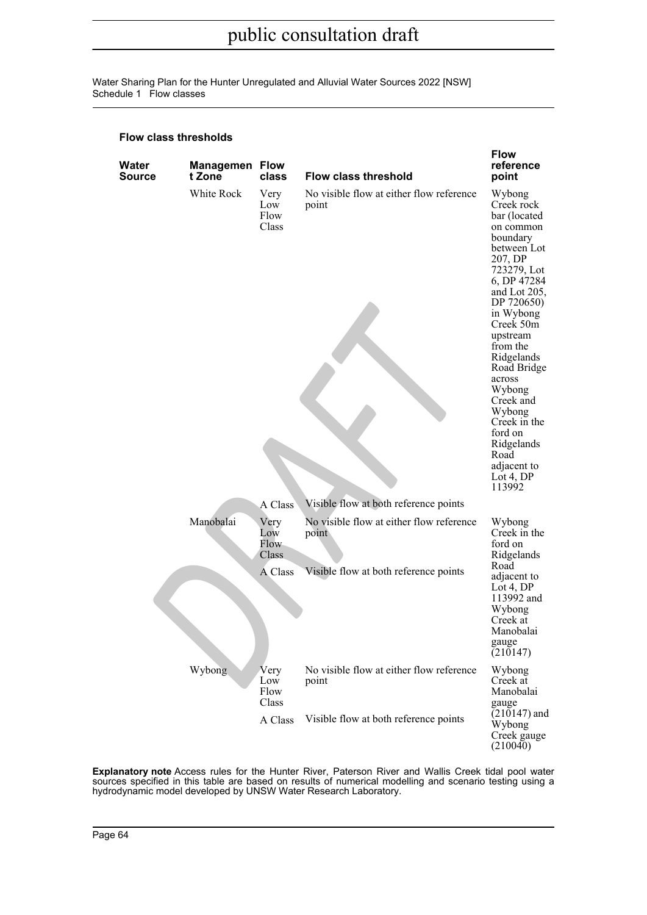### Flow class thresholds

| Water Source | Management Zone | Flow class | Flow class threshold | Flow reference point |
|---|---|---|---|---|
| | White Rock | Very Low Flow Class | No visible flow at either flow reference point | Wybong Creek rock bar (located on common boundary between Lot 207, DP 723279, Lot 6, DP 47284 and Lot 205, DP 720650) in Wybong Creek 50m upstream from the Ridgelands Road Bridge across Wybong Creek and Wybong Creek in the ford on Ridgelands Road adjacent to Lot 4, DP 113992 |
| | | A Class | Visible flow at both reference points | |
| | Manobalai | Very Low Flow Class | No visible flow at either flow reference point | Wybong Creek in the ford on Ridgelands Road adjacent to Lot 4, DP 113992 and Wybong Creek at Manobalai gauge (210147) |
| | | A Class | Visible flow at both reference points | |
| | Wybong | Very Low Flow Class | No visible flow at either flow reference point | Wybong Creek at Manobalai gauge (210147) and Wybong Creek gauge (210040) |
| | | A Class | Visible flow at both reference points | |

**Explanatory note** Access rules for the Hunter River, Paterson River and Wallis Creek tidal pool water sources specified in this table are based on results of numerical modelling and scenario testing using a hydrodynamic model developed by UNSW Water Research Laboratory.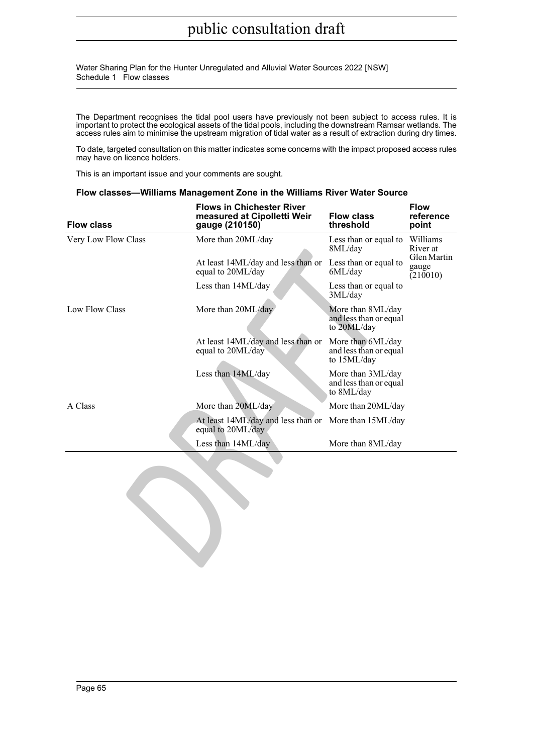The Department recognises the tidal pool users have previously not been subject to access rules. It is important to protect the ecological assets of the tidal pools, including the downstream Ramsar wetlands. The access rules aim to minimise the upstream migration of tidal water as a result of extraction during dry times.

To date, targeted consultation on this matter indicates some concerns with the impact proposed access rules may have on licence holders.

This is an important issue and your comments are sought.

**Flow classes—Williams Management Zone in the Williams River Water Source**

| Flow class | Flows in Chichester River measured at Cipolletti Weir gauge (210150) | Flow class threshold | Flow reference point |
|---|---|---|---|
| Very Low Flow Class | More than 20ML/day | Less than or equal to 8ML/day | Williams River at Glen Martin gauge (210010) |
| | At least 14ML/day and less than or equal to 20ML/day | Less than or equal to 6ML/day | |
| | Less than 14ML/day | Less than or equal to 3ML/day | |
| Low Flow Class | More than 20ML/day | More than 8ML/day and less than or equal to 20ML/day | |
| | At least 14ML/day and less than or equal to 20ML/day | More than 6ML/day and less than or equal to 15ML/day | |
| | Less than 14ML/day | More than 3ML/day and less than or equal to 8ML/day | |
| A Class | More than 20ML/day | More than 20ML/day | |
| | At least 14ML/day and less than or equal to 20ML/day | More than 15ML/day | |
| | Less than 14ML/day | More than 8ML/day | |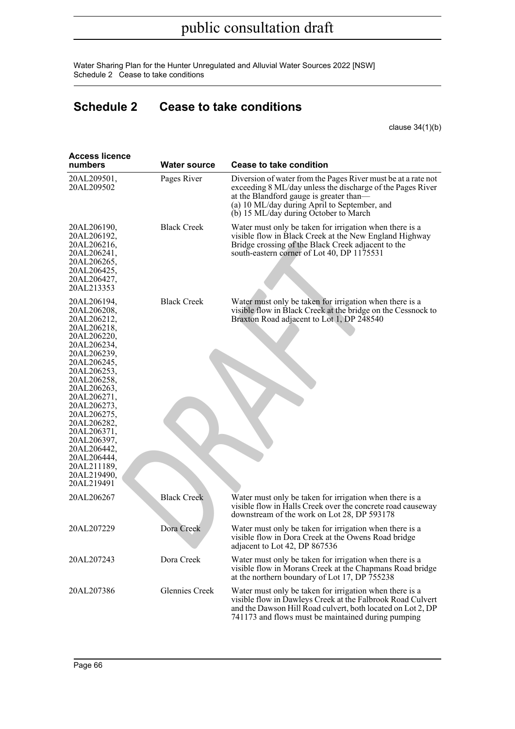# Schedule 2 Cease to take conditions

clause 34(1)(b)

| Access licence numbers | Water source | Cease to take condition |
|---|---|---|
| 20AL209501, 20AL209502 | Pages River | Diversion of water from the Pages River must be at a rate not exceeding 8 ML/day unless the discharge of the Pages River at the Blandford gauge is greater than—<br>(a) 10 ML/day during April to September, and<br>(b) 15 ML/day during October to March |
| 20AL206190, 20AL206192, 20AL206216, 20AL206241, 20AL206265, 20AL206425, 20AL206427, 20AL213353 | Black Creek | Water must only be taken for irrigation when there is a visible flow in Black Creek at the New England Highway Bridge crossing of the Black Creek adjacent to the south-eastern corner of Lot 40, DP 1175531 |
| 20AL206194, 20AL206208, 20AL206212, 20AL206218, 20AL206220, 20AL206234, 20AL206239, 20AL206245, 20AL206253, 20AL206258, 20AL206263, 20AL206271, 20AL206273, 20AL206275, 20AL206282, 20AL206371, 20AL206397, 20AL206442, 20AL206444, 20AL211189, 20AL219490, 20AL219491 | Black Creek | Water must only be taken for irrigation when there is a visible flow in Black Creek at the bridge on the Cessnock to Braxton Road adjacent to Lot 1, DP 248540 |
| 20AL206267 | Black Creek | Water must only be taken for irrigation when there is a visible flow in Halls Creek over the concrete road causeway downstream of the work on Lot 28, DP 593178 |
| 20AL207229 | Dora Creek | Water must only be taken for irrigation when there is a visible flow in Dora Creek at the Owens Road bridge adjacent to Lot 42, DP 867536 |
| 20AL207243 | Dora Creek | Water must only be taken for irrigation when there is a visible flow in Morans Creek at the Chapmans Road bridge at the northern boundary of Lot 17, DP 755238 |
| 20AL207386 | Glennies Creek | Water must only be taken for irrigation when there is a visible flow in Dawleys Creek at the Falbrook Road Culvert and the Dawson Hill Road culvert, both located on Lot 2, DP 741173 and flows must be maintained during pumping |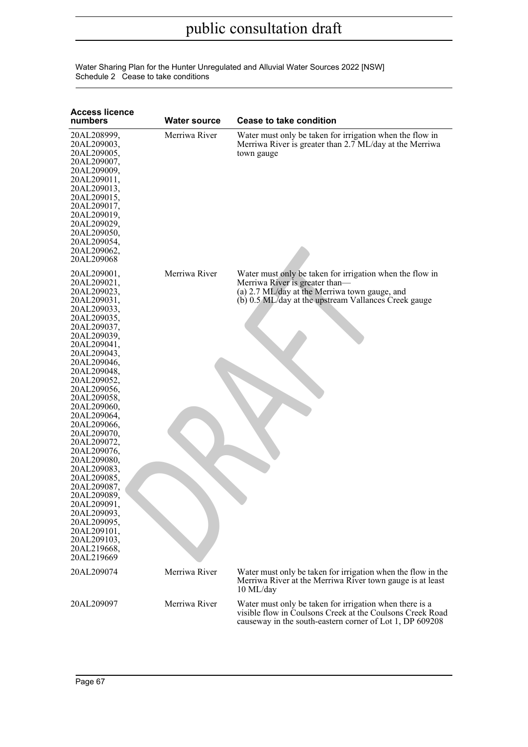| Access licence numbers | Water source | Cease to take condition |
| --- | --- | --- |
| 20AL208999, 20AL209003, 20AL209005, 20AL209007, 20AL209009, 20AL209011, 20AL209013, 20AL209015, 20AL209017, 20AL209019, 20AL209029, 20AL209050, 20AL209054, 20AL209062, 20AL209068 | Merriwa River | Water must only be taken for irrigation when the flow in Merriwa River is greater than 2.7 ML/day at the Merriwa town gauge |
| 20AL209001, 20AL209021, 20AL209023, 20AL209031, 20AL209033, 20AL209035, 20AL209037, 20AL209039, 20AL209041, 20AL209043, 20AL209046, 20AL209048, 20AL209052, 20AL209056, 20AL209058, 20AL209060, 20AL209064, 20AL209066, 20AL209070, 20AL209072, 20AL209076, 20AL209080, 20AL209083, 20AL209085, 20AL209087, 20AL209089, 20AL209091, 20AL209093, 20AL209095, 20AL209101, 20AL209103, 20AL219668, 20AL219669 | Merriwa River | Water must only be taken for irrigation when the flow in Merriwa River is greater than— (a) 2.7 ML/day at the Merriwa town gauge, and (b) 0.5 ML/day at the upstream Vallances Creek gauge |
| 20AL209074 | Merriwa River | Water must only be taken for irrigation when the flow in the Merriwa River at the Merriwa River town gauge is at least 10 ML/day |
| 20AL209097 | Merriwa River | Water must only be taken for irrigation when there is a visible flow in Coulsons Creek at the Coulsons Creek Road causeway in the south-eastern corner of Lot 1, DP 609208 |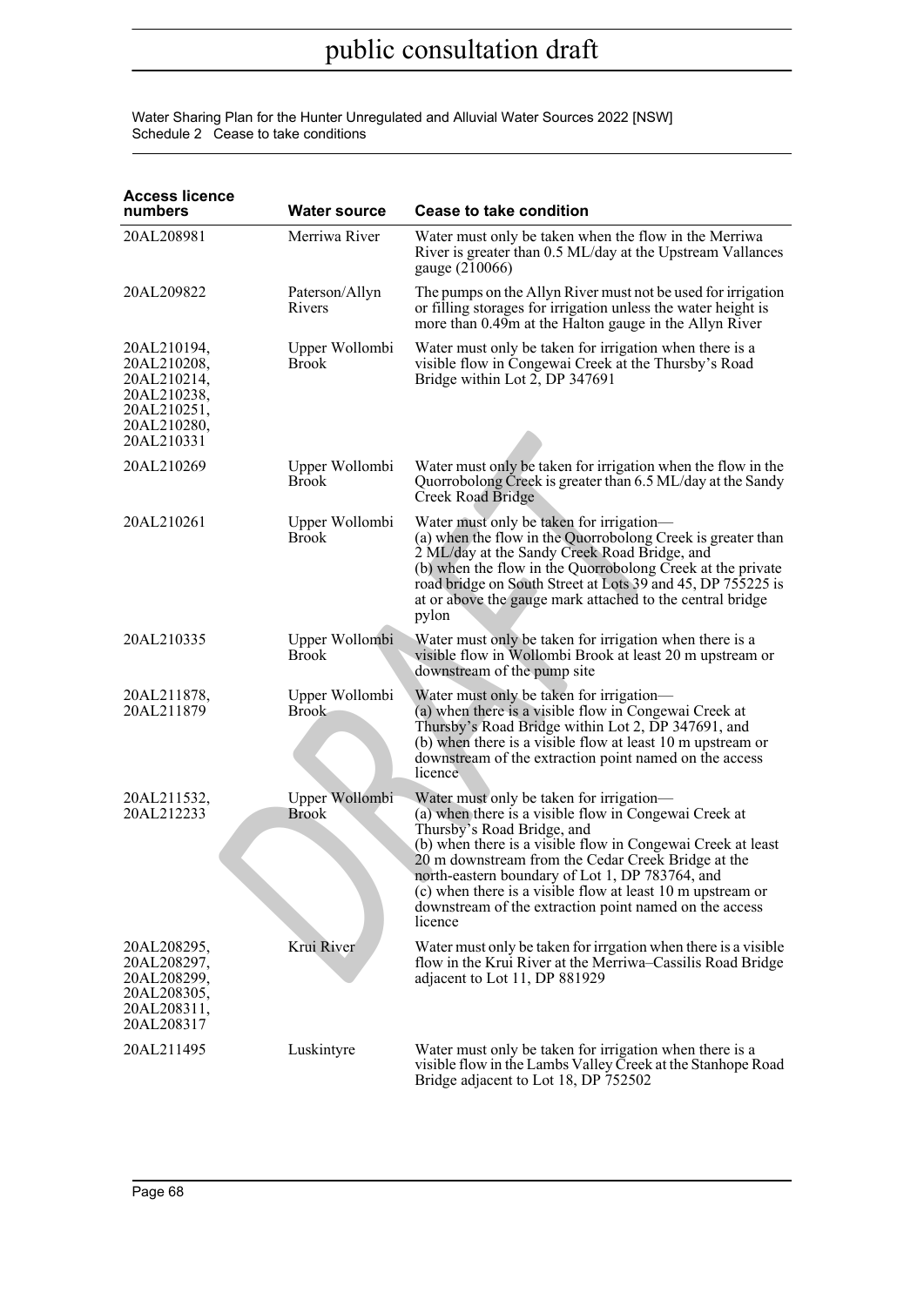| Access licence numbers | Water source | Cease to take condition |
|---|---|---|
| 20AL208981 | Merriwa River | Water must only be taken when the flow in the Merriwa River is greater than 0.5 ML/day at the Upstream Vallances gauge (210066) |
| 20AL209822 | Paterson/Allyn Rivers | The pumps on the Allyn River must not be used for irrigation or filling storages for irrigation unless the water height is more than 0.49m at the Halton gauge in the Allyn River |
| 20AL210194, 20AL210208, 20AL210214, 20AL210238, 20AL210251, 20AL210280, 20AL210331 | Upper Wollombi Brook | Water must only be taken for irrigation when there is a visible flow in Congewai Creek at the Thursby's Road Bridge within Lot 2, DP 347691 |
| 20AL210269 | Upper Wollombi Brook | Water must only be taken for irrigation when the flow in the Quorrobolong Creek is greater than 6.5 ML/day at the Sandy Creek Road Bridge |
| 20AL210261 | Upper Wollombi Brook | Water must only be taken for irrigation— (a) when the flow in the Quorrobolong Creek is greater than 2 ML/day at the Sandy Creek Road Bridge, and (b) when the flow in the Quorrobolong Creek at the private road bridge on South Street at Lots 39 and 45, DP 755225 is at or above the gauge mark attached to the central bridge pylon |
| 20AL210335 | Upper Wollombi Brook | Water must only be taken for irrigation when there is a visible flow in Wollombi Brook at least 20 m upstream or downstream of the pump site |
| 20AL211878, 20AL211879 | Upper Wollombi Brook | Water must only be taken for irrigation— (a) when there is a visible flow in Congewai Creek at Thursby's Road Bridge within Lot 2, DP 347691, and (b) when there is a visible flow at least 10 m upstream or downstream of the extraction point named on the access licence |
| 20AL211532, 20AL212233 | Upper Wollombi Brook | Water must only be taken for irrigation— (a) when there is a visible flow in Congewai Creek at Thursby's Road Bridge, and (b) when there is a visible flow in Congewai Creek at least 20 m downstream from the Cedar Creek Bridge at the north-eastern boundary of Lot 1, DP 783764, and (c) when there is a visible flow at least 10 m upstream or downstream of the extraction point named on the access licence |
| 20AL208295, 20AL208297, 20AL208299, 20AL208305, 20AL208311, 20AL208317 | Krui River | Water must only be taken for irrgation when there is a visible flow in the Krui River at the Merriwa–Cassilis Road Bridge adjacent to Lot 11, DP 881929 |
| 20AL211495 | Luskintyre | Water must only be taken for irrigation when there is a visible flow in the Lambs Valley Creek at the Stanhope Road Bridge adjacent to Lot 18, DP 752502 |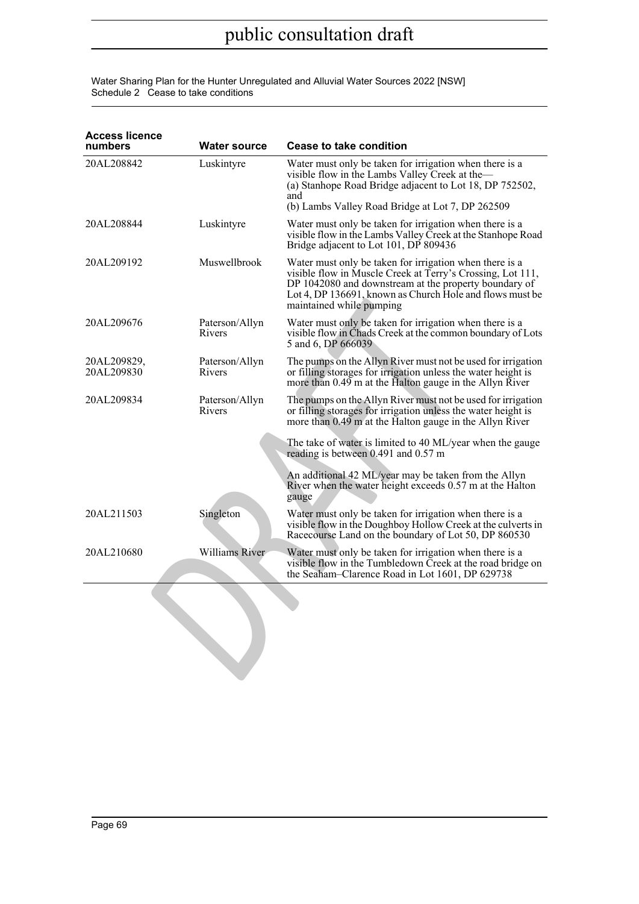| Access licence numbers | Water source | Cease to take condition |
|---|---|---|
| 20AL208842 | Luskintyre | Water must only be taken for irrigation when there is a visible flow in the Lambs Valley Creek at the—<br>(a) Stanhope Road Bridge adjacent to Lot 18, DP 752502, and<br>(b) Lambs Valley Road Bridge at Lot 7, DP 262509 |
| 20AL208844 | Luskintyre | Water must only be taken for irrigation when there is a visible flow in the Lambs Valley Creek at the Stanhope Road Bridge adjacent to Lot 101, DP 809436 |
| 20AL209192 | Muswellbrook | Water must only be taken for irrigation when there is a visible flow in Muscle Creek at Terry's Crossing, Lot 111, DP 1042080 and downstream at the property boundary of Lot 4, DP 136691, known as Church Hole and flows must be maintained while pumping |
| 20AL209676 | Paterson/Allyn Rivers | Water must only be taken for irrigation when there is a visible flow in Chads Creek at the common boundary of Lots 5 and 6, DP 666039 |
| 20AL209829, 20AL209830 | Paterson/Allyn Rivers | The pumps on the Allyn River must not be used for irrigation or filling storages for irrigation unless the water height is more than 0.49 m at the Halton gauge in the Allyn River |
| 20AL209834 | Paterson/Allyn Rivers | The pumps on the Allyn River must not be used for irrigation or filling storages for irrigation unless the water height is more than 0.49 m at the Halton gauge in the Allyn River<br><br>The take of water is limited to 40 ML/year when the gauge reading is between 0.491 and 0.57 m<br><br>An additional 42 ML/year may be taken from the Allyn River when the water height exceeds 0.57 m at the Halton gauge |
| 20AL211503 | Singleton | Water must only be taken for irrigation when there is a visible flow in the Doughboy Hollow Creek at the culverts in Racecourse Land on the boundary of Lot 50, DP 860530 |
| 20AL210680 | Williams River | Water must only be taken for irrigation when there is a visible flow in the Tumbledown Creek at the road bridge on the Seaham–Clarence Road in Lot 1601, DP 629738 |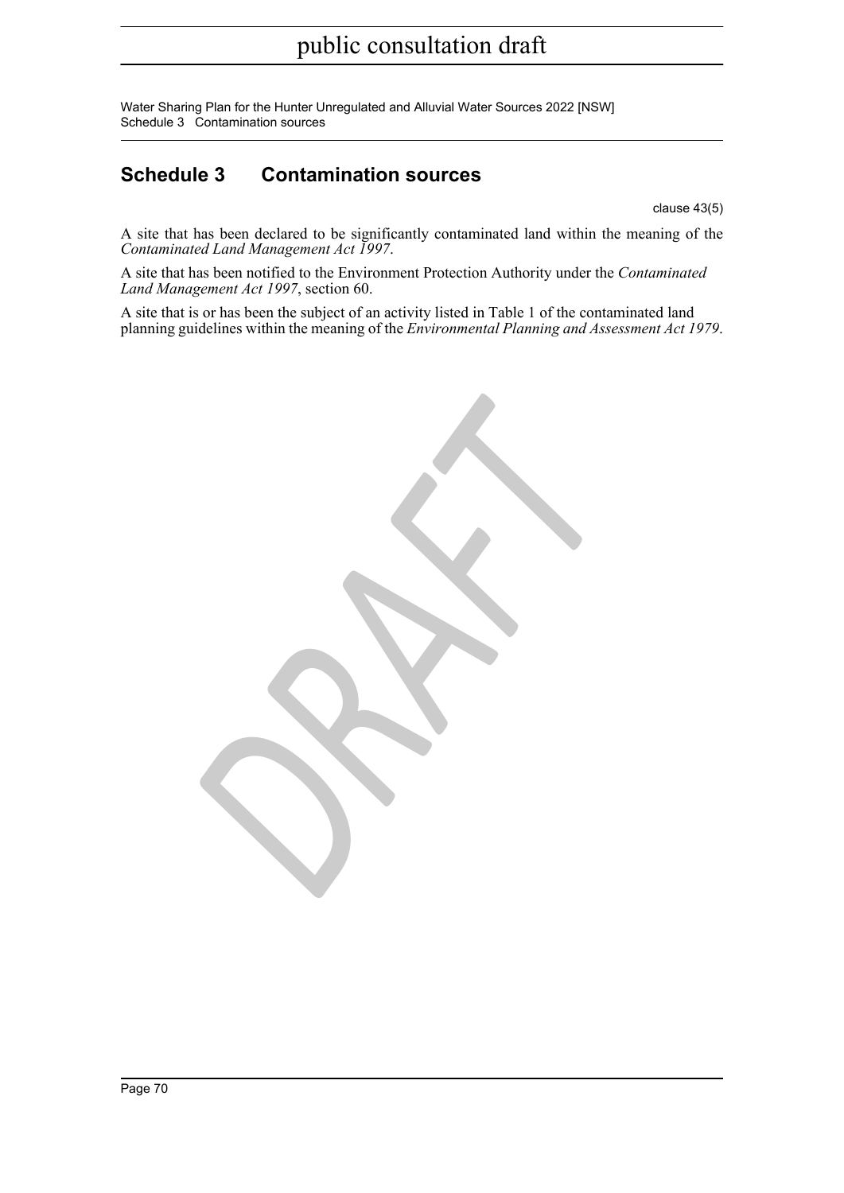# Schedule 3 Contamination sources

clause 43(5)

A site that has been declared to be significantly contaminated land within the meaning of the *Contaminated Land Management Act 1997*.

A site that has been notified to the Environment Protection Authority under the *Contaminated Land Management Act 1997*, section 60.

A site that is or has been the subject of an activity listed in Table 1 of the contaminated land planning guidelines within the meaning of the *Environmental Planning and Assessment Act 1979*.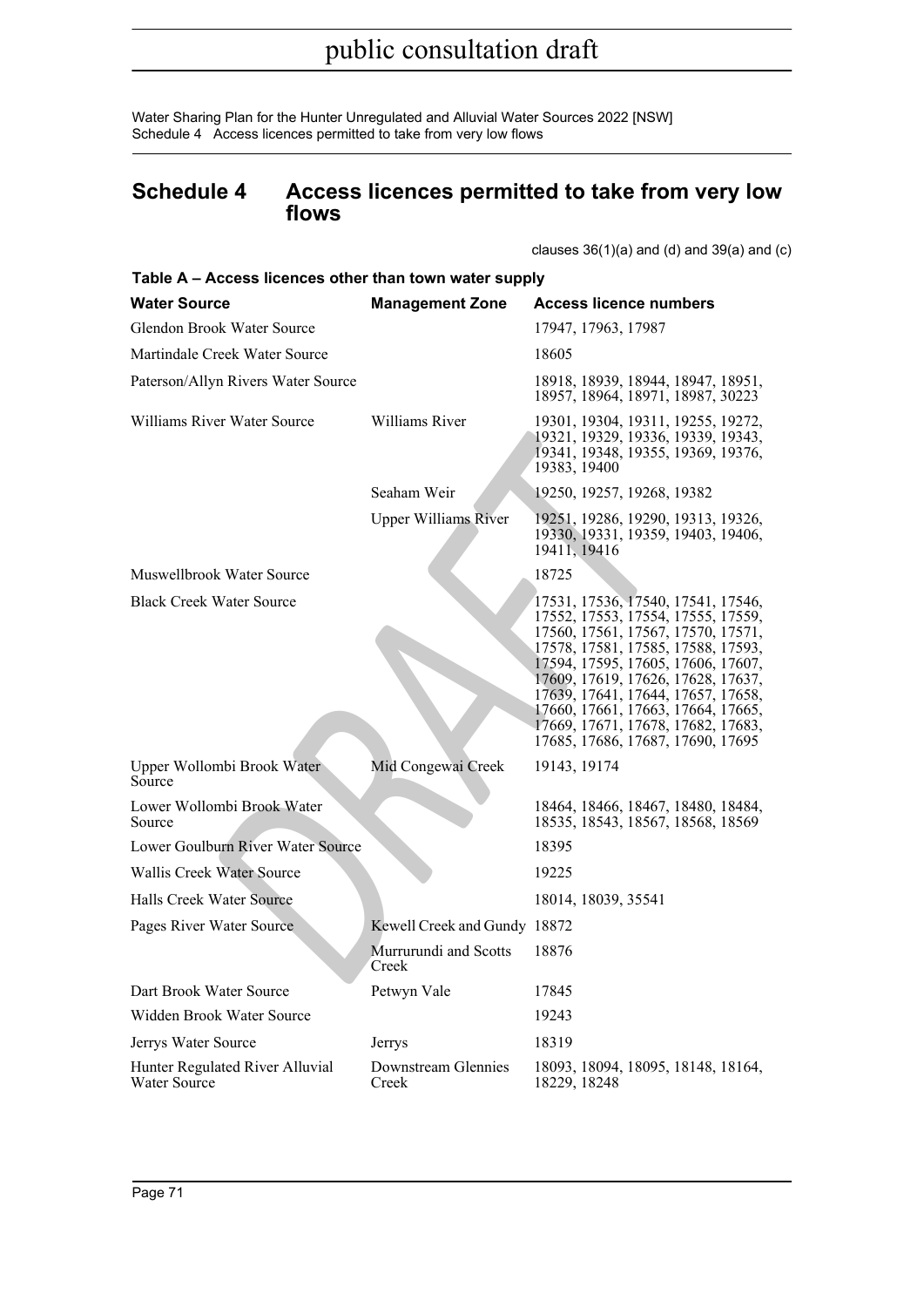## Schedule 4 Access licences permitted to take from very low flows

clauses 36(1)(a) and (d) and 39(a) and (c)

**Table A – Access licences other than town water supply**

| Water Source | Management Zone | Access licence numbers |
|---|---|---|
| Glendon Brook Water Source | | 17947, 17963, 17987 |
| Martindale Creek Water Source | | 18605 |
| Paterson/Allyn Rivers Water Source | | 18918, 18939, 18944, 18947, 18951, 18957, 18964, 18971, 18987, 30223 |
| Williams River Water Source | Williams River | 19301, 19304, 19311, 19255, 19272, 19321, 19329, 19336, 19339, 19343, 19341, 19348, 19355, 19369, 19376, 19383, 19400 |
| | Seaham Weir | 19250, 19257, 19268, 19382 |
| | Upper Williams River | 19251, 19286, 19290, 19313, 19326, 19330, 19331, 19359, 19403, 19406, 19411, 19416 |
| Muswellbrook Water Source | | 18725 |
| Black Creek Water Source | | 17531, 17536, 17540, 17541, 17546, 17552, 17553, 17554, 17555, 17559, 17560, 17561, 17567, 17570, 17571, 17578, 17581, 17585, 17588, 17593, 17594, 17595, 17605, 17606, 17607, 17609, 17619, 17626, 17628, 17637, 17639, 17641, 17644, 17657, 17658, 17660, 17661, 17663, 17664, 17665, 17669, 17671, 17678, 17682, 17683, 17685, 17686, 17687, 17690, 17695 |
| Upper Wollombi Brook Water Source | Mid Congewai Creek | 19143, 19174 |
| Lower Wollombi Brook Water Source | | 18464, 18466, 18467, 18480, 18484, 18535, 18543, 18567, 18568, 18569 |
| Lower Goulburn River Water Source | | 18395 |
| Wallis Creek Water Source | | 19225 |
| Halls Creek Water Source | | 18014, 18039, 35541 |
| Pages River Water Source | Kewell Creek and Gundy | 18872 |
| | Murrurundi and Scotts Creek | 18876 |
| Dart Brook Water Source | Petwyn Vale | 17845 |
| Widden Brook Water Source | | 19243 |
| Jerrys Water Source | Jerrys | 18319 |
| Hunter Regulated River Alluvial Water Source | Downstream Glennies Creek | 18093, 18094, 18095, 18148, 18164, 18229, 18248 |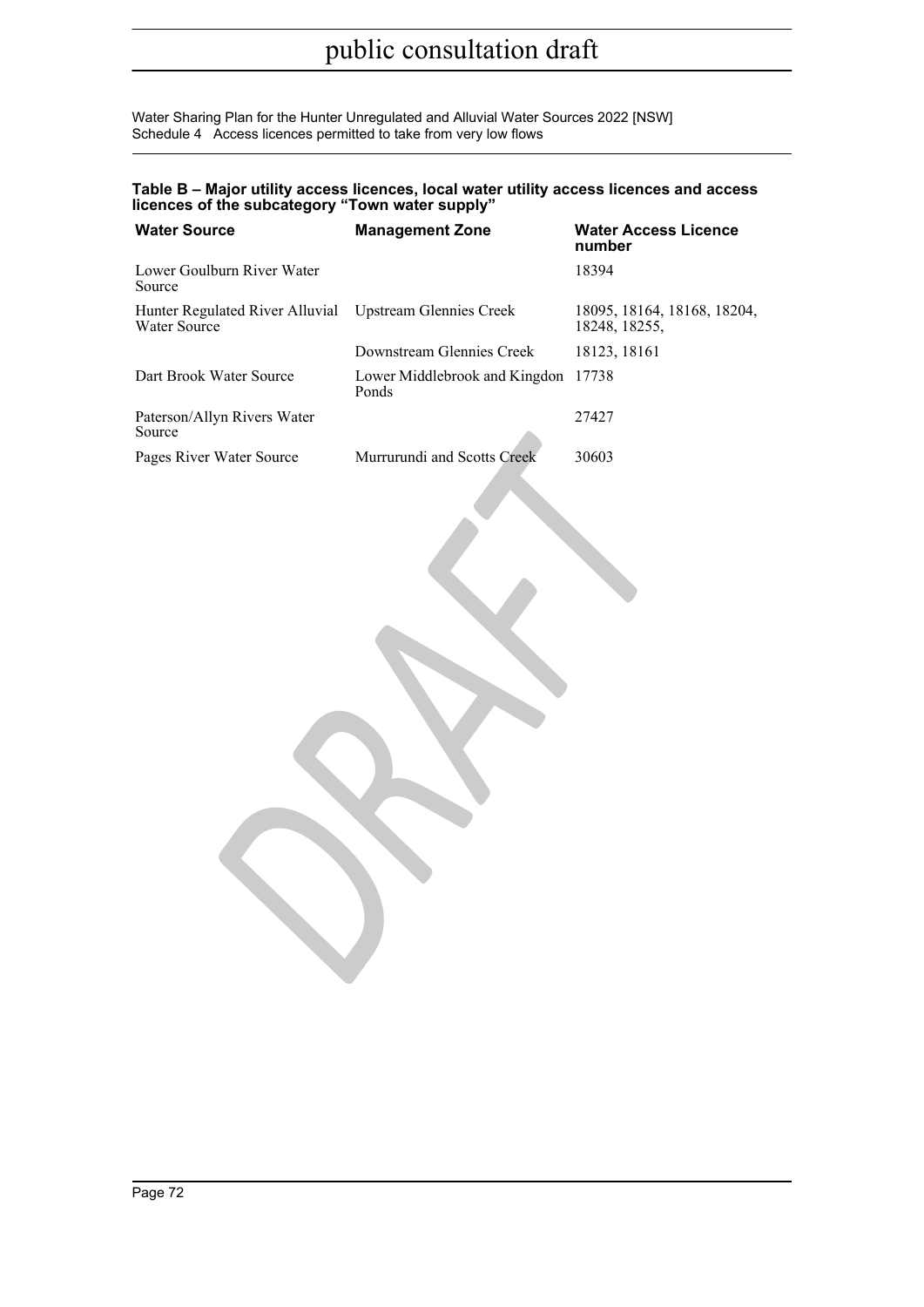#### Table B – Major utility access licences, local water utility access licences and access licences of the subcategory "Town water supply"

| Water Source | Management Zone | Water Access Licence number |
|---|---|---|
| Lower Goulburn River Water Source | | 18394 |
| Hunter Regulated River Alluvial Water Source | Upstream Glennies Creek | 18095, 18164, 18168, 18204, 18248, 18255, |
| | Downstream Glennies Creek | 18123, 18161 |
| Dart Brook Water Source | Lower Middlebrook and Kingdon Ponds | 17738 |
| Paterson/Allyn Rivers Water Source | | 27427 |
| Pages River Water Source | Murrurundi and Scotts Creek | 30603 |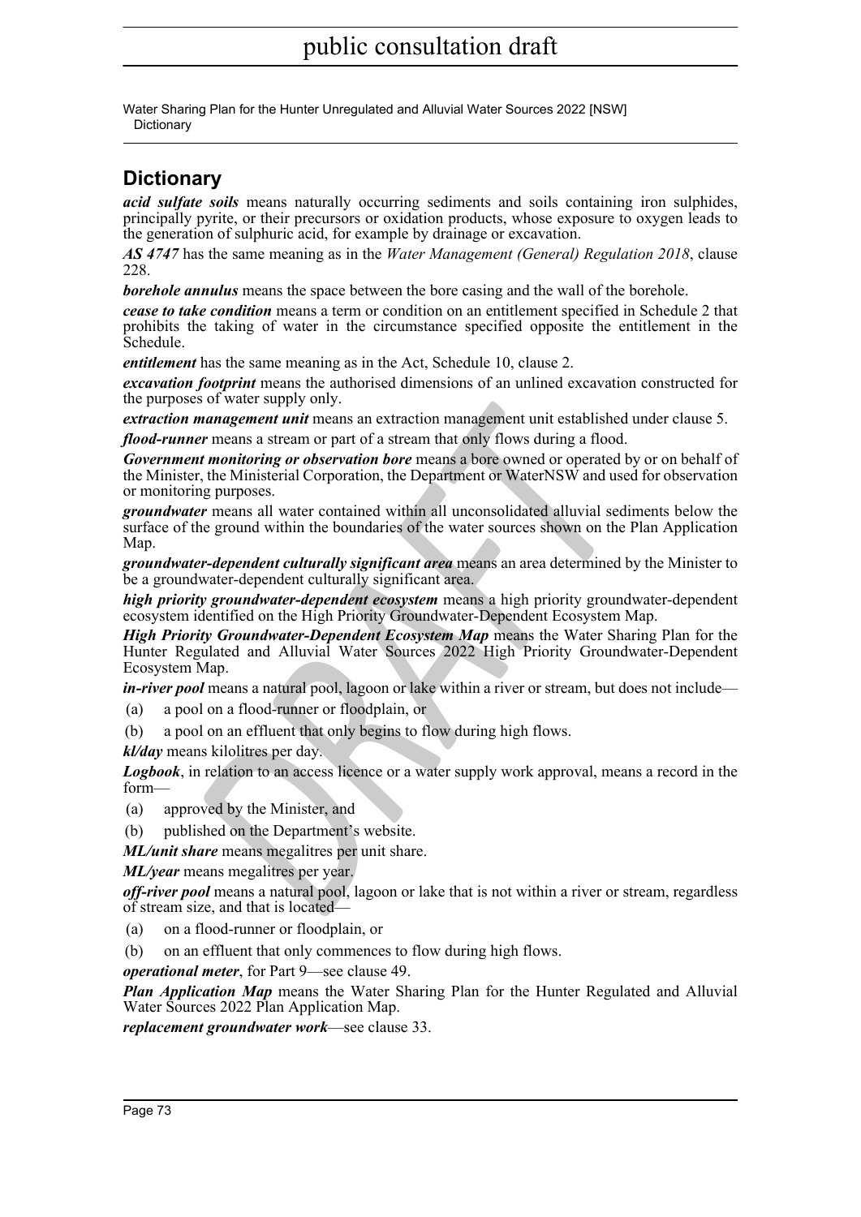## Dictionary

***acid sulfate soils*** means naturally occurring sediments and soils containing iron sulphides, principally pyrite, or their precursors or oxidation products, whose exposure to oxygen leads to the generation of sulphuric acid, for example by drainage or excavation.

***AS 4747*** has the same meaning as in the *Water Management (General) Regulation 2018*, clause 228.

***borehole annulus*** means the space between the bore casing and the wall of the borehole.

***cease to take condition*** means a term or condition on an entitlement specified in Schedule 2 that prohibits the taking of water in the circumstance specified opposite the entitlement in the Schedule.

***entitlement*** has the same meaning as in the Act, Schedule 10, clause 2.

***excavation footprint*** means the authorised dimensions of an unlined excavation constructed for the purposes of water supply only.

***extraction management unit*** means an extraction management unit established under clause 5.

***flood-runner*** means a stream or part of a stream that only flows during a flood.

***Government monitoring or observation bore*** means a bore owned or operated by or on behalf of the Minister, the Ministerial Corporation, the Department or WaterNSW and used for observation or monitoring purposes.

***groundwater*** means all water contained within all unconsolidated alluvial sediments below the surface of the ground within the boundaries of the water sources shown on the Plan Application Map.

***groundwater-dependent culturally significant area*** means an area determined by the Minister to be a groundwater-dependent culturally significant area.

***high priority groundwater-dependent ecosystem*** means a high priority groundwater-dependent ecosystem identified on the High Priority Groundwater-Dependent Ecosystem Map.

***High Priority Groundwater-Dependent Ecosystem Map*** means the Water Sharing Plan for the Hunter Regulated and Alluvial Water Sources 2022 High Priority Groundwater-Dependent Ecosystem Map.

***in-river pool*** means a natural pool, lagoon or lake within a river or stream, but does not include—

(a) a pool on a flood-runner or floodplain, or

(b) a pool on an effluent that only begins to flow during high flows.

***kl/day*** means kilolitres per day.

***Logbook***, in relation to an access licence or a water supply work approval, means a record in the form—

(a) approved by the Minister, and

(b) published on the Department's website.

***ML/unit share*** means megalitres per unit share.

***ML/year*** means megalitres per year.

***off-river pool*** means a natural pool, lagoon or lake that is not within a river or stream, regardless of stream size, and that is located—

(a) on a flood-runner or floodplain, or

(b) on an effluent that only commences to flow during high flows.

***operational meter***, for Part 9—see clause 49.

***Plan Application Map*** means the Water Sharing Plan for the Hunter Regulated and Alluvial Water Sources 2022 Plan Application Map.

***replacement groundwater work***—see clause 33.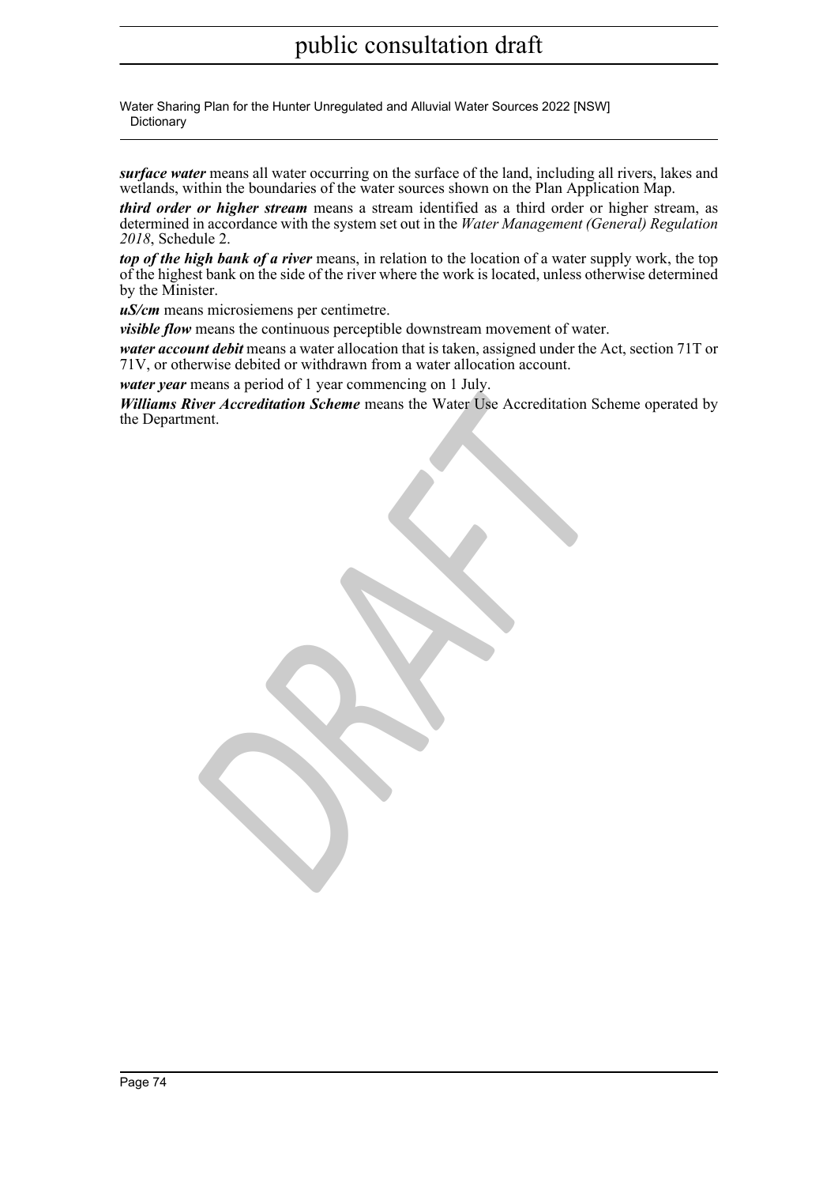***surface water*** means all water occurring on the surface of the land, including all rivers, lakes and wetlands, within the boundaries of the water sources shown on the Plan Application Map.

***third order or higher stream*** means a stream identified as a third order or higher stream, as determined in accordance with the system set out in the *Water Management (General) Regulation 2018*, Schedule 2.

***top of the high bank of a river*** means, in relation to the location of a water supply work, the top of the highest bank on the side of the river where the work is located, unless otherwise determined by the Minister.

***uS/cm*** means microsiemens per centimetre.

***visible flow*** means the continuous perceptible downstream movement of water.

***water account debit*** means a water allocation that is taken, assigned under the Act, section 71T or 71V, or otherwise debited or withdrawn from a water allocation account.

***water year*** means a period of 1 year commencing on 1 July.

***Williams River Accreditation Scheme*** means the Water Use Accreditation Scheme operated by the Department.